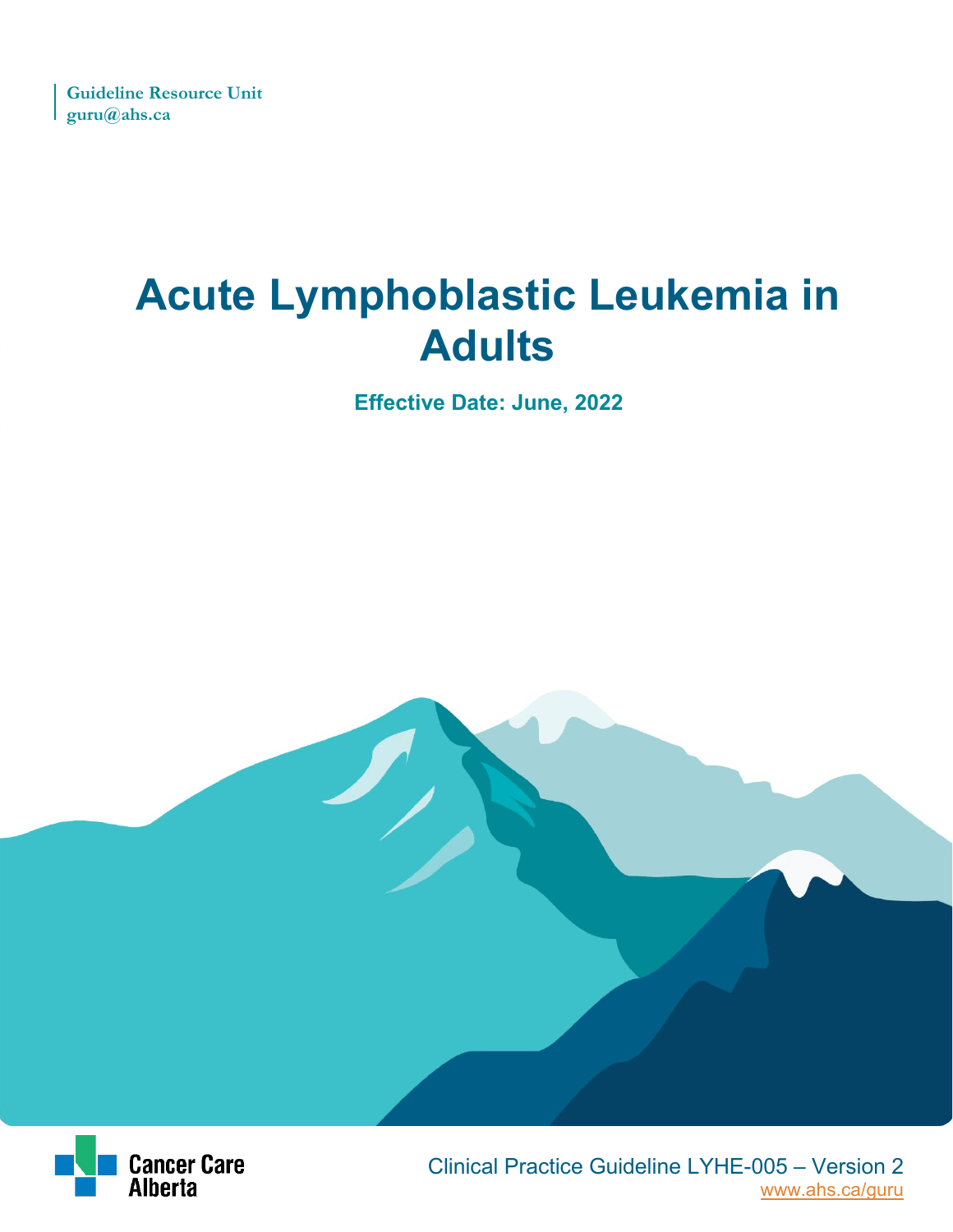Guideline Resource Unit
guru@ahs.ca

# Acute Lymphoblastic Leukemia in Adults

**Effective Date: June, 2022**

Cancer Care Alberta

Clinical Practice Guideline LYHE-005 – Version 2
www.ahs.ca/guru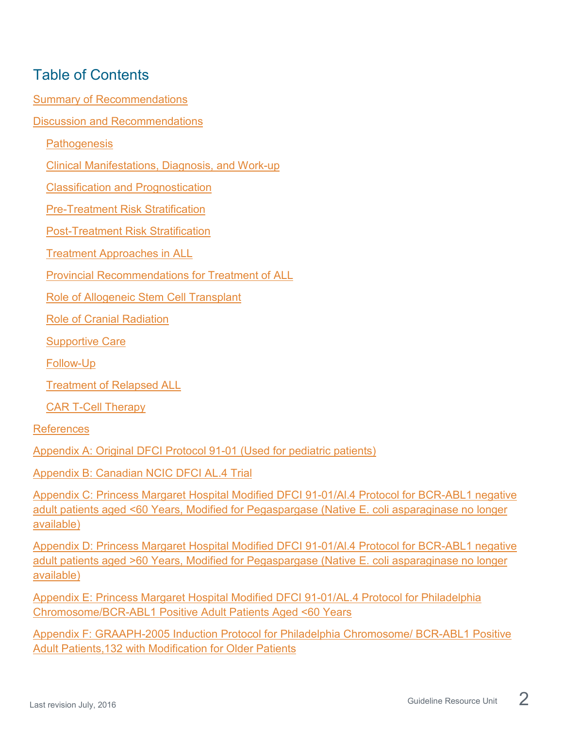## Table of Contents

Summary of Recommendations

Discussion and Recommendations

- Pathogenesis
- Clinical Manifestations, Diagnosis, and Work-up
- Classification and Prognostication
- Pre-Treatment Risk Stratification
- Post-Treatment Risk Stratification
- Treatment Approaches in ALL
- Provincial Recommendations for Treatment of ALL
- Role of Allogeneic Stem Cell Transplant
- Role of Cranial Radiation
- Supportive Care
- Follow-Up
- Treatment of Relapsed ALL
- CAR T-Cell Therapy

References

Appendix A: Original DFCI Protocol 91-01 (Used for pediatric patients)

Appendix B: Canadian NCIC DFCI AL.4 Trial

Appendix C: Princess Margaret Hospital Modified DFCI 91-01/Al.4 Protocol for BCR-ABL1 negative adult patients aged <60 Years, Modified for Pegaspargase (Native E. coli asparaginase no longer available)

Appendix D: Princess Margaret Hospital Modified DFCI 91-01/Al.4 Protocol for BCR-ABL1 negative adult patients aged >60 Years, Modified for Pegaspargase (Native E. coli asparaginase no longer available)

Appendix E: Princess Margaret Hospital Modified DFCI 91-01/AL.4 Protocol for Philadelphia Chromosome/BCR-ABL1 Positive Adult Patients Aged <60 Years

Appendix F: GRAAPH-2005 Induction Protocol for Philadelphia Chromosome/ BCR-ABL1 Positive Adult Patients,132 with Modification for Older Patients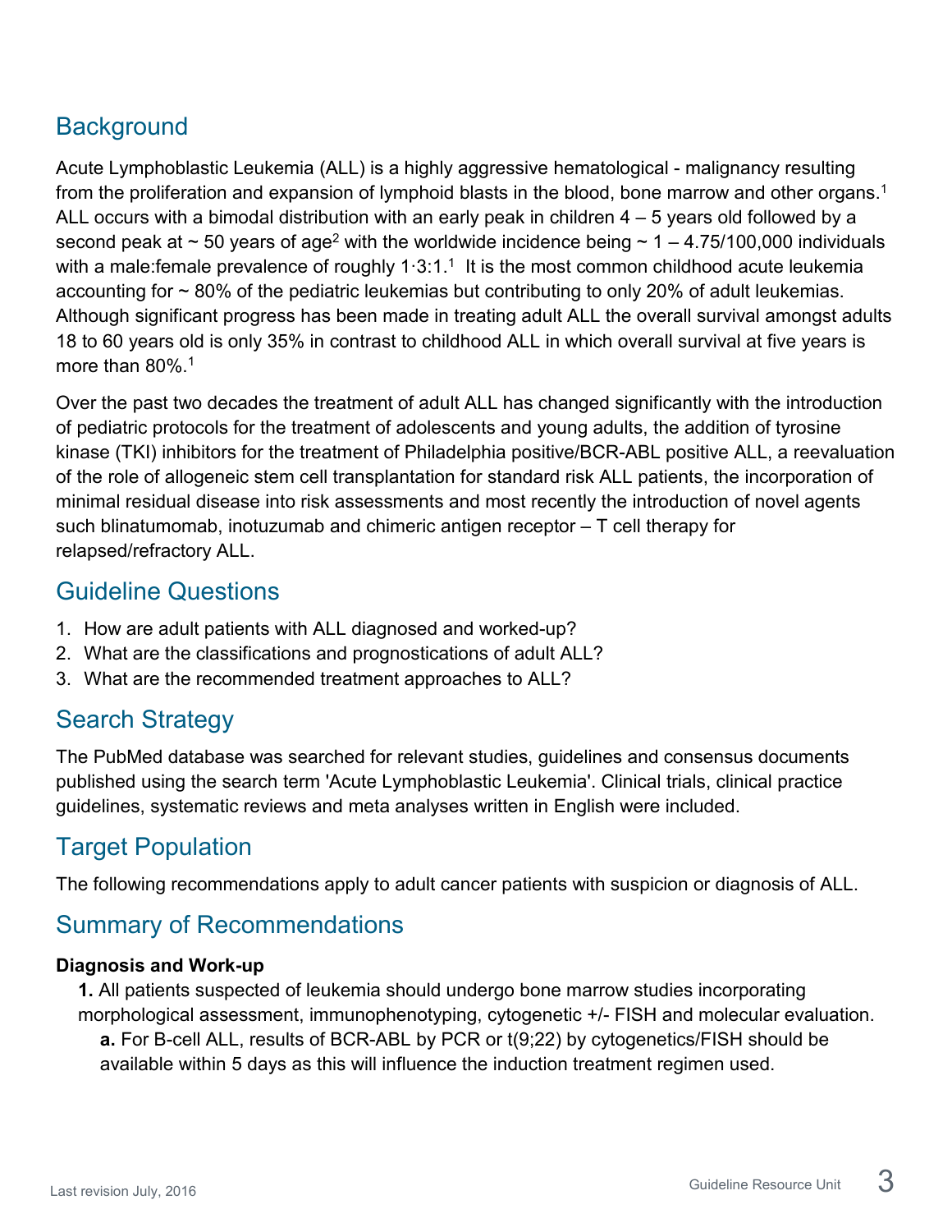## Background

Acute Lymphoblastic Leukemia (ALL) is a highly aggressive hematological - malignancy resulting from the proliferation and expansion of lymphoid blasts in the blood, bone marrow and other organs.[1] ALL occurs with a bimodal distribution with an early peak in children 4 – 5 years old followed by a second peak at ~ 50 years of age[2] with the worldwide incidence being ~ 1 – 4.75/100,000 individuals with a male:female prevalence of roughly 1·3:1.[1] It is the most common childhood acute leukemia accounting for ~ 80% of the pediatric leukemias but contributing to only 20% of adult leukemias. Although significant progress has been made in treating adult ALL the overall survival amongst adults 18 to 60 years old is only 35% in contrast to childhood ALL in which overall survival at five years is more than 80%.[1]

Over the past two decades the treatment of adult ALL has changed significantly with the introduction of pediatric protocols for the treatment of adolescents and young adults, the addition of tyrosine kinase (TKI) inhibitors for the treatment of Philadelphia positive/BCR-ABL positive ALL, a reevaluation of the role of allogeneic stem cell transplantation for standard risk ALL patients, the incorporation of minimal residual disease into risk assessments and most recently the introduction of novel agents such blinatumomab, inotuzumab and chimeric antigen receptor – T cell therapy for relapsed/refractory ALL.

## Guideline Questions

1. How are adult patients with ALL diagnosed and worked-up?
2. What are the classifications and prognostications of adult ALL?
3. What are the recommended treatment approaches to ALL?

## Search Strategy

The PubMed database was searched for relevant studies, guidelines and consensus documents published using the search term 'Acute Lymphoblastic Leukemia'. Clinical trials, clinical practice guidelines, systematic reviews and meta analyses written in English were included.

## Target Population

The following recommendations apply to adult cancer patients with suspicion or diagnosis of ALL.

## Summary of Recommendations

**Diagnosis and Work-up**

**1.** All patients suspected of leukemia should undergo bone marrow studies incorporating morphological assessment, immunophenotyping, cytogenetic +/- FISH and molecular evaluation.

**a.** For B-cell ALL, results of BCR-ABL by PCR or t(9;22) by cytogenetics/FISH should be available within 5 days as this will influence the induction treatment regimen used.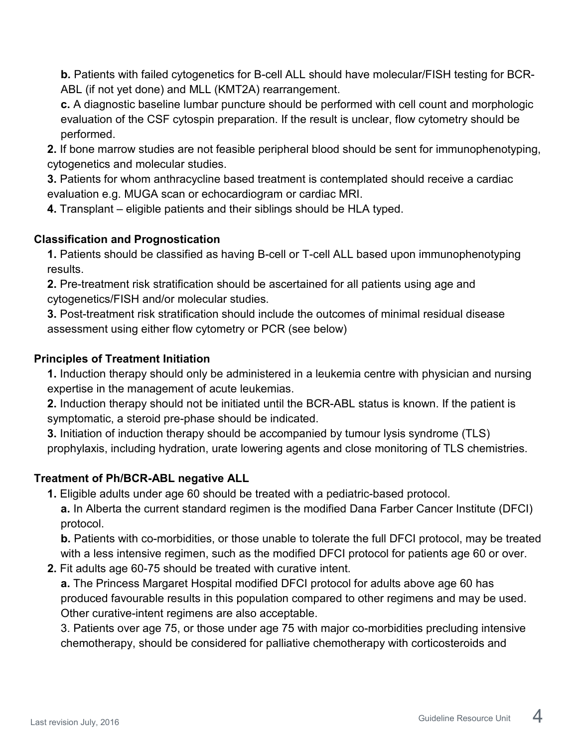**b.** Patients with failed cytogenetics for B-cell ALL should have molecular/FISH testing for BCR-ABL (if not yet done) and MLL (KMT2A) rearrangement.

**c.** A diagnostic baseline lumbar puncture should be performed with cell count and morphologic evaluation of the CSF cytospin preparation. If the result is unclear, flow cytometry should be performed.

**2.** If bone marrow studies are not feasible peripheral blood should be sent for immunophenotyping, cytogenetics and molecular studies.

**3.** Patients for whom anthracycline based treatment is contemplated should receive a cardiac evaluation e.g. MUGA scan or echocardiogram or cardiac MRI.

**4.** Transplant – eligible patients and their siblings should be HLA typed.

### Classification and Prognostication

**1.** Patients should be classified as having B-cell or T-cell ALL based upon immunophenotyping results.

**2.** Pre-treatment risk stratification should be ascertained for all patients using age and cytogenetics/FISH and/or molecular studies.

**3.** Post-treatment risk stratification should include the outcomes of minimal residual disease assessment using either flow cytometry or PCR (see below)

### Principles of Treatment Initiation

**1.** Induction therapy should only be administered in a leukemia centre with physician and nursing expertise in the management of acute leukemias.

**2.** Induction therapy should not be initiated until the BCR-ABL status is known. If the patient is symptomatic, a steroid pre-phase should be indicated.

**3.** Initiation of induction therapy should be accompanied by tumour lysis syndrome (TLS) prophylaxis, including hydration, urate lowering agents and close monitoring of TLS chemistries.

### Treatment of Ph/BCR-ABL negative ALL

**1.** Eligible adults under age 60 should be treated with a pediatric-based protocol.

**a.** In Alberta the current standard regimen is the modified Dana Farber Cancer Institute (DFCI) protocol.

**b.** Patients with co-morbidities, or those unable to tolerate the full DFCI protocol, may be treated with a less intensive regimen, such as the modified DFCI protocol for patients age 60 or over.

**2.** Fit adults age 60-75 should be treated with curative intent.

**a.** The Princess Margaret Hospital modified DFCI protocol for adults above age 60 has produced favourable results in this population compared to other regimens and may be used. Other curative-intent regimens are also acceptable.

3. Patients over age 75, or those under age 75 with major co-morbidities precluding intensive chemotherapy, should be considered for palliative chemotherapy with corticosteroids and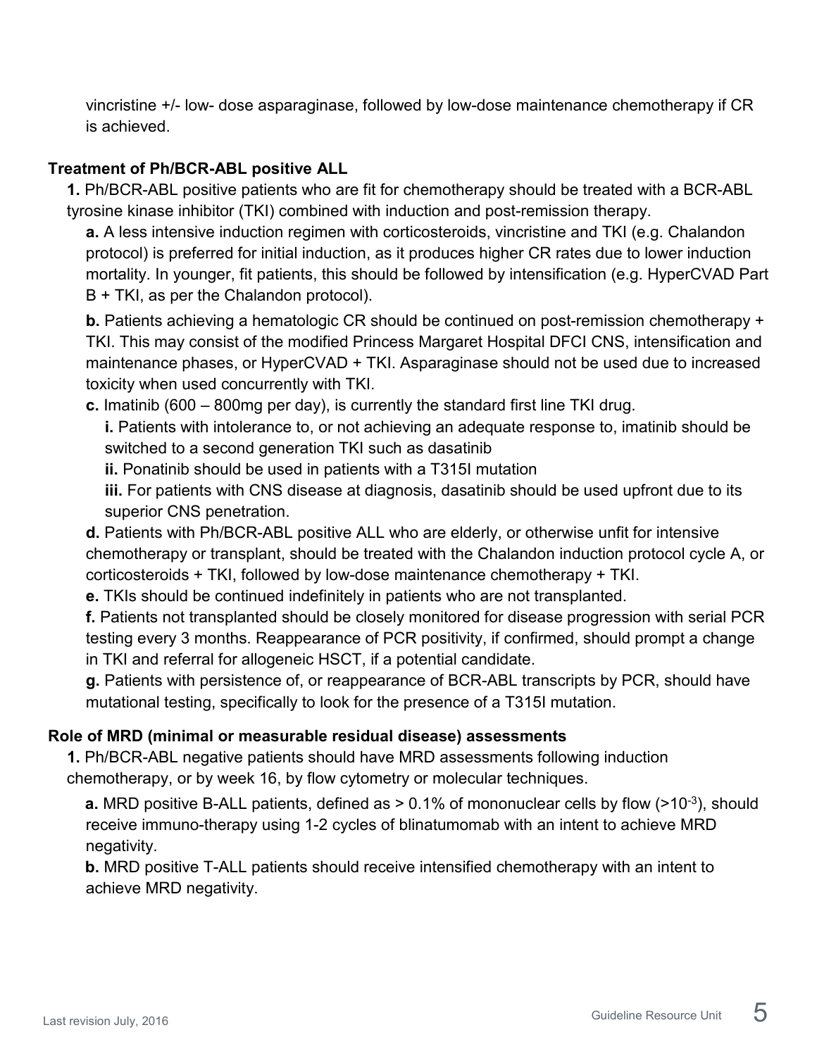vincristine +/- low- dose asparaginase, followed by low-dose maintenance chemotherapy if CR is achieved.

**Treatment of Ph/BCR-ABL positive ALL**

**1.** Ph/BCR-ABL positive patients who are fit for chemotherapy should be treated with a BCR-ABL tyrosine kinase inhibitor (TKI) combined with induction and post-remission therapy.

- **a.** A less intensive induction regimen with corticosteroids, vincristine and TKI (e.g. Chalandon protocol) is preferred for initial induction, as it produces higher CR rates due to lower induction mortality. In younger, fit patients, this should be followed by intensification (e.g. HyperCVAD Part B + TKI, as per the Chalandon protocol).
- **b.** Patients achieving a hematologic CR should be continued on post-remission chemotherapy + TKI. This may consist of the modified Princess Margaret Hospital DFCI CNS, intensification and maintenance phases, or HyperCVAD + TKI. Asparaginase should not be used due to increased toxicity when used concurrently with TKI.
- **c.** Imatinib (600 – 800mg per day), is currently the standard first line TKI drug.
  - **i.** Patients with intolerance to, or not achieving an adequate response to, imatinib should be switched to a second generation TKI such as dasatinib
  - **ii.** Ponatinib should be used in patients with a T315I mutation
  - **iii.** For patients with CNS disease at diagnosis, dasatinib should be used upfront due to its superior CNS penetration.
- **d.** Patients with Ph/BCR-ABL positive ALL who are elderly, or otherwise unfit for intensive chemotherapy or transplant, should be treated with the Chalandon induction protocol cycle A, or corticosteroids + TKI, followed by low-dose maintenance chemotherapy + TKI.
- **e.** TKIs should be continued indefinitely in patients who are not transplanted.
- **f.** Patients not transplanted should be closely monitored for disease progression with serial PCR testing every 3 months. Reappearance of PCR positivity, if confirmed, should prompt a change in TKI and referral for allogeneic HSCT, if a potential candidate.
- **g.** Patients with persistence of, or reappearance of BCR-ABL transcripts by PCR, should have mutational testing, specifically to look for the presence of a T315I mutation.

**Role of MRD (minimal or measurable residual disease) assessments**

**1.** Ph/BCR-ABL negative patients should have MRD assessments following induction chemotherapy, or by week 16, by flow cytometry or molecular techniques.

- **a.** MRD positive B-ALL patients, defined as > 0.1% of mononuclear cells by flow ($>10^{-3}$), should receive immuno-therapy using 1-2 cycles of blinatumomab with an intent to achieve MRD negativity.
- **b.** MRD positive T-ALL patients should receive intensified chemotherapy with an intent to achieve MRD negativity.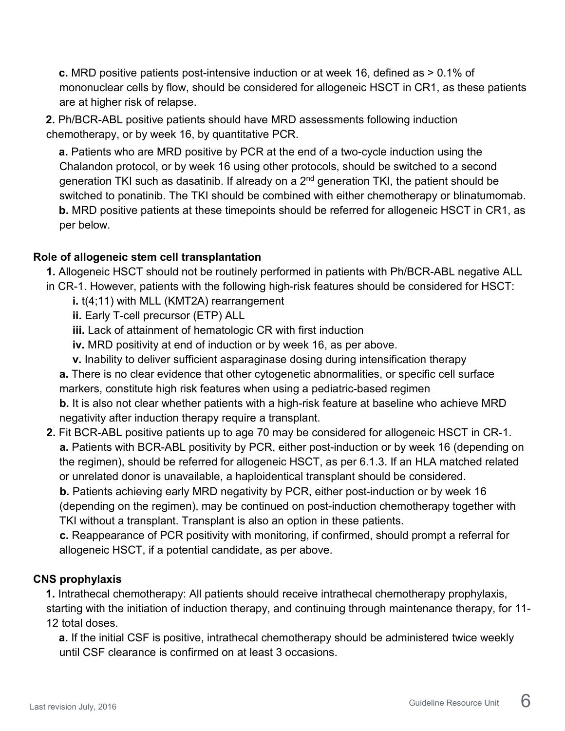**c.** MRD positive patients post-intensive induction or at week 16, defined as > 0.1% of mononuclear cells by flow, should be considered for allogeneic HSCT in CR1, as these patients are at higher risk of relapse.

**2.** Ph/BCR-ABL positive patients should have MRD assessments following induction chemotherapy, or by week 16, by quantitative PCR.

**a.** Patients who are MRD positive by PCR at the end of a two-cycle induction using the Chalandon protocol, or by week 16 using other protocols, should be switched to a second generation TKI such as dasatinib. If already on a 2nd generation TKI, the patient should be switched to ponatinib. The TKI should be combined with either chemotherapy or blinatumomab.
**b.** MRD positive patients at these timepoints should be referred for allogeneic HSCT in CR1, as per below.

**Role of allogeneic stem cell transplantation**

**1.** Allogeneic HSCT should not be routinely performed in patients with Ph/BCR-ABL negative ALL in CR-1. However, patients with the following high-risk features should be considered for HSCT:

**i.** t(4;11) with MLL (KMT2A) rearrangement
**ii.** Early T-cell precursor (ETP) ALL
**iii.** Lack of attainment of hematologic CR with first induction
**iv.** MRD positivity at end of induction or by week 16, as per above.
**v.** Inability to deliver sufficient asparaginase dosing during intensification therapy

**a.** There is no clear evidence that other cytogenetic abnormalities, or specific cell surface markers, constitute high risk features when using a pediatric-based regimen
**b.** It is also not clear whether patients with a high-risk feature at baseline who achieve MRD negativity after induction therapy require a transplant.

**2.** Fit BCR-ABL positive patients up to age 70 may be considered for allogeneic HSCT in CR-1.

**a.** Patients with BCR-ABL positivity by PCR, either post-induction or by week 16 (depending on the regimen), should be referred for allogeneic HSCT, as per 6.1.3. If an HLA matched related or unrelated donor is unavailable, a haploidentical transplant should be considered.
**b.** Patients achieving early MRD negativity by PCR, either post-induction or by week 16 (depending on the regimen), may be continued on post-induction chemotherapy together with TKI without a transplant. Transplant is also an option in these patients.
**c.** Reappearance of PCR positivity with monitoring, if confirmed, should prompt a referral for allogeneic HSCT, if a potential candidate, as per above.

**CNS prophylaxis**

**1.** Intrathecal chemotherapy: All patients should receive intrathecal chemotherapy prophylaxis, starting with the initiation of induction therapy, and continuing through maintenance therapy, for 11-12 total doses.

**a.** If the initial CSF is positive, intrathecal chemotherapy should be administered twice weekly until CSF clearance is confirmed on at least 3 occasions.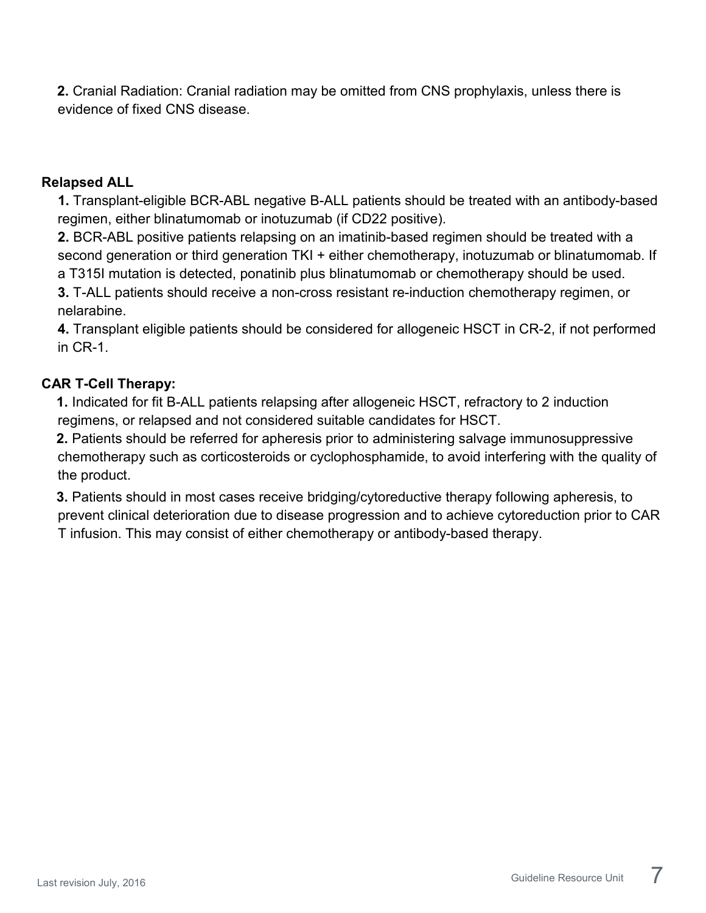**2.** Cranial Radiation: Cranial radiation may be omitted from CNS prophylaxis, unless there is evidence of fixed CNS disease.

**Relapsed ALL**

**1.** Transplant-eligible BCR-ABL negative B-ALL patients should be treated with an antibody-based regimen, either blinatumomab or inotuzumab (if CD22 positive).

**2.** BCR-ABL positive patients relapsing on an imatinib-based regimen should be treated with a second generation or third generation TKI + either chemotherapy, inotuzumab or blinatumomab. If a T315I mutation is detected, ponatinib plus blinatumomab or chemotherapy should be used.

**3.** T-ALL patients should receive a non-cross resistant re-induction chemotherapy regimen, or nelarabine.

**4.** Transplant eligible patients should be considered for allogeneic HSCT in CR-2, if not performed in CR-1.

**CAR T-Cell Therapy:**

**1.** Indicated for fit B-ALL patients relapsing after allogeneic HSCT, refractory to 2 induction regimens, or relapsed and not considered suitable candidates for HSCT.

**2.** Patients should be referred for apheresis prior to administering salvage immunosuppressive chemotherapy such as corticosteroids or cyclophosphamide, to avoid interfering with the quality of the product.

**3.** Patients should in most cases receive bridging/cytoreductive therapy following apheresis, to prevent clinical deterioration due to disease progression and to achieve cytoreduction prior to CAR T infusion. This may consist of either chemotherapy or antibody-based therapy.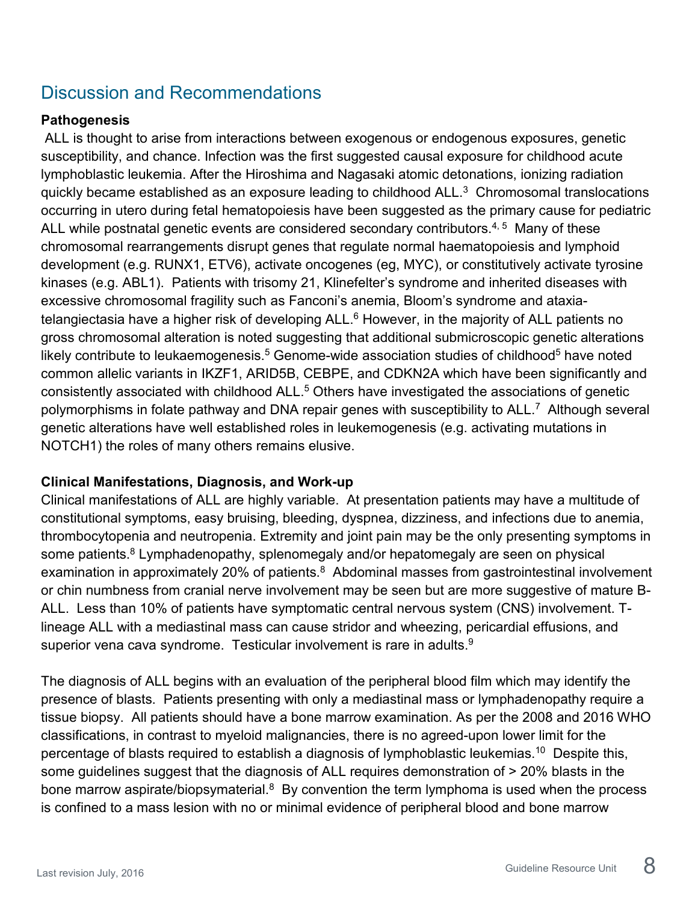## Discussion and Recommendations

**Pathogenesis**

ALL is thought to arise from interactions between exogenous or endogenous exposures, genetic susceptibility, and chance. Infection was the first suggested causal exposure for childhood acute lymphoblastic leukemia. After the Hiroshima and Nagasaki atomic detonations, ionizing radiation quickly became established as an exposure leading to childhood ALL.[3] Chromosomal translocations occurring in utero during fetal hematopoiesis have been suggested as the primary cause for pediatric ALL while postnatal genetic events are considered secondary contributors.[4, 5] Many of these chromosomal rearrangements disrupt genes that regulate normal haematopoiesis and lymphoid development (e.g. RUNX1, ETV6), activate oncogenes (eg, MYC), or constitutively activate tyrosine kinases (e.g. ABL1). Patients with trisomy 21, Klinefelter's syndrome and inherited diseases with excessive chromosomal fragility such as Fanconi's anemia, Bloom's syndrome and ataxia-telangiectasia have a higher risk of developing ALL.[6] However, in the majority of ALL patients no gross chromosomal alteration is noted suggesting that additional submicroscopic genetic alterations likely contribute to leukaemogenesis.[5] Genome-wide association studies of childhood[5] have noted common allelic variants in IKZF1, ARID5B, CEBPE, and CDKN2A which have been significantly and consistently associated with childhood ALL.[5] Others have investigated the associations of genetic polymorphisms in folate pathway and DNA repair genes with susceptibility to ALL.[7] Although several genetic alterations have well established roles in leukemogenesis (e.g. activating mutations in NOTCH1) the roles of many others remains elusive.

**Clinical Manifestations, Diagnosis, and Work-up**

Clinical manifestations of ALL are highly variable. At presentation patients may have a multitude of constitutional symptoms, easy bruising, bleeding, dyspnea, dizziness, and infections due to anemia, thrombocytopenia and neutropenia. Extremity and joint pain may be the only presenting symptoms in some patients.[8] Lymphadenopathy, splenomegaly and/or hepatomegaly are seen on physical examination in approximately 20% of patients.[8] Abdominal masses from gastrointestinal involvement or chin numbness from cranial nerve involvement may be seen but are more suggestive of mature B-ALL. Less than 10% of patients have symptomatic central nervous system (CNS) involvement. T-lineage ALL with a mediastinal mass can cause stridor and wheezing, pericardial effusions, and superior vena cava syndrome. Testicular involvement is rare in adults.[9]

The diagnosis of ALL begins with an evaluation of the peripheral blood film which may identify the presence of blasts. Patients presenting with only a mediastinal mass or lymphadenopathy require a tissue biopsy. All patients should have a bone marrow examination. As per the 2008 and 2016 WHO classifications, in contrast to myeloid malignancies, there is no agreed-upon lower limit for the percentage of blasts required to establish a diagnosis of lymphoblastic leukemias.[10] Despite this, some guidelines suggest that the diagnosis of ALL requires demonstration of > 20% blasts in the bone marrow aspirate/biopsymaterial.[8] By convention the term lymphoma is used when the process is confined to a mass lesion with no or minimal evidence of peripheral blood and bone marrow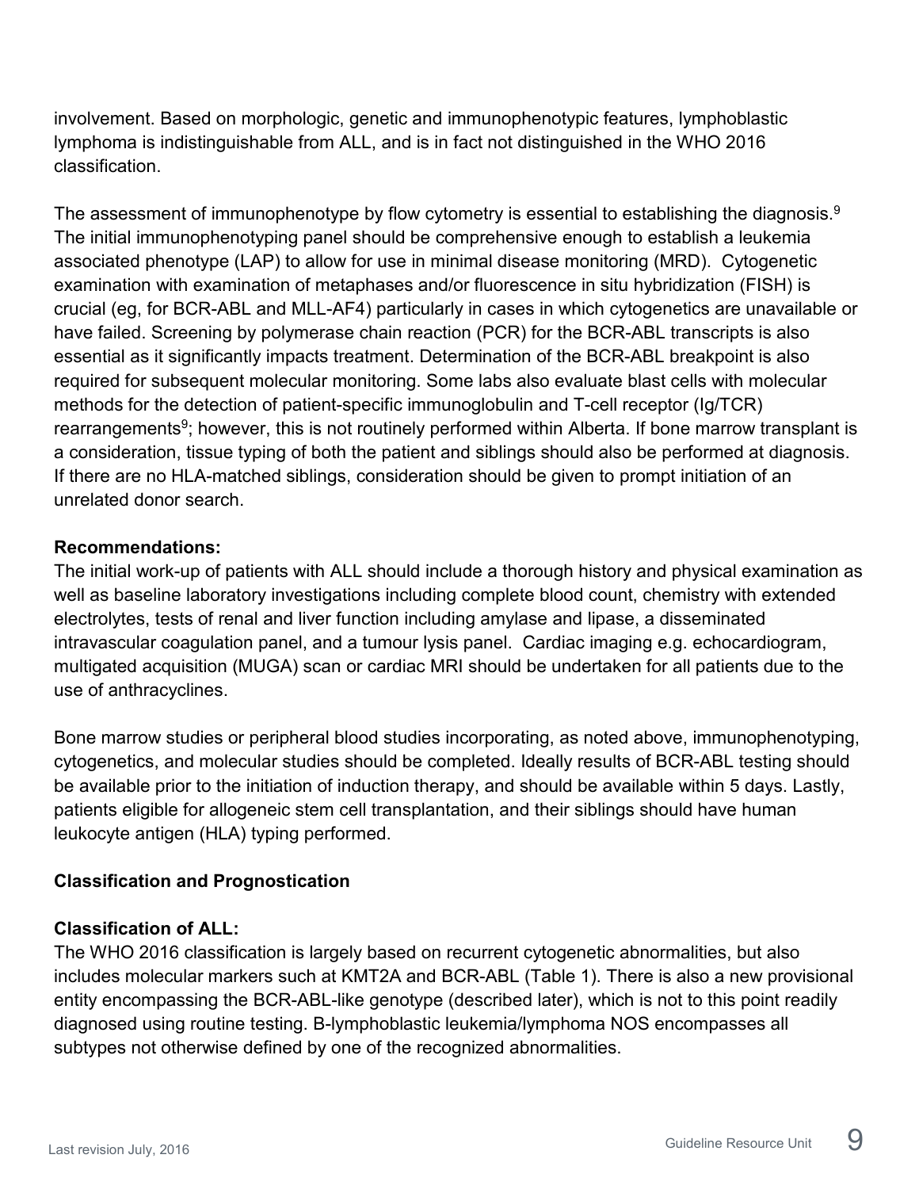involvement. Based on morphologic, genetic and immunophenotypic features, lymphoblastic lymphoma is indistinguishable from ALL, and is in fact not distinguished in the WHO 2016 classification.

The assessment of immunophenotype by flow cytometry is essential to establishing the diagnosis.[9] The initial immunophenotyping panel should be comprehensive enough to establish a leukemia associated phenotype (LAP) to allow for use in minimal disease monitoring (MRD). Cytogenetic examination with examination of metaphases and/or fluorescence in situ hybridization (FISH) is crucial (eg, for BCR-ABL and MLL-AF4) particularly in cases in which cytogenetics are unavailable or have failed. Screening by polymerase chain reaction (PCR) for the BCR-ABL transcripts is also essential as it significantly impacts treatment. Determination of the BCR-ABL breakpoint is also required for subsequent molecular monitoring. Some labs also evaluate blast cells with molecular methods for the detection of patient-specific immunoglobulin and T-cell receptor (Ig/TCR) rearrangements[9]; however, this is not routinely performed within Alberta. If bone marrow transplant is a consideration, tissue typing of both the patient and siblings should also be performed at diagnosis. If there are no HLA-matched siblings, consideration should be given to prompt initiation of an unrelated donor search.

**Recommendations:**
The initial work-up of patients with ALL should include a thorough history and physical examination as well as baseline laboratory investigations including complete blood count, chemistry with extended electrolytes, tests of renal and liver function including amylase and lipase, a disseminated intravascular coagulation panel, and a tumour lysis panel. Cardiac imaging e.g. echocardiogram, multigated acquisition (MUGA) scan or cardiac MRI should be undertaken for all patients due to the use of anthracyclines.

Bone marrow studies or peripheral blood studies incorporating, as noted above, immunophenotyping, cytogenetics, and molecular studies should be completed. Ideally results of BCR-ABL testing should be available prior to the initiation of induction therapy, and should be available within 5 days. Lastly, patients eligible for allogeneic stem cell transplantation, and their siblings should have human leukocyte antigen (HLA) typing performed.

## Classification and Prognostication

### Classification of ALL:

The WHO 2016 classification is largely based on recurrent cytogenetic abnormalities, but also includes molecular markers such at KMT2A and BCR-ABL (Table 1). There is also a new provisional entity encompassing the BCR-ABL-like genotype (described later), which is not to this point readily diagnosed using routine testing. B-lymphoblastic leukemia/lymphoma NOS encompasses all subtypes not otherwise defined by one of the recognized abnormalities.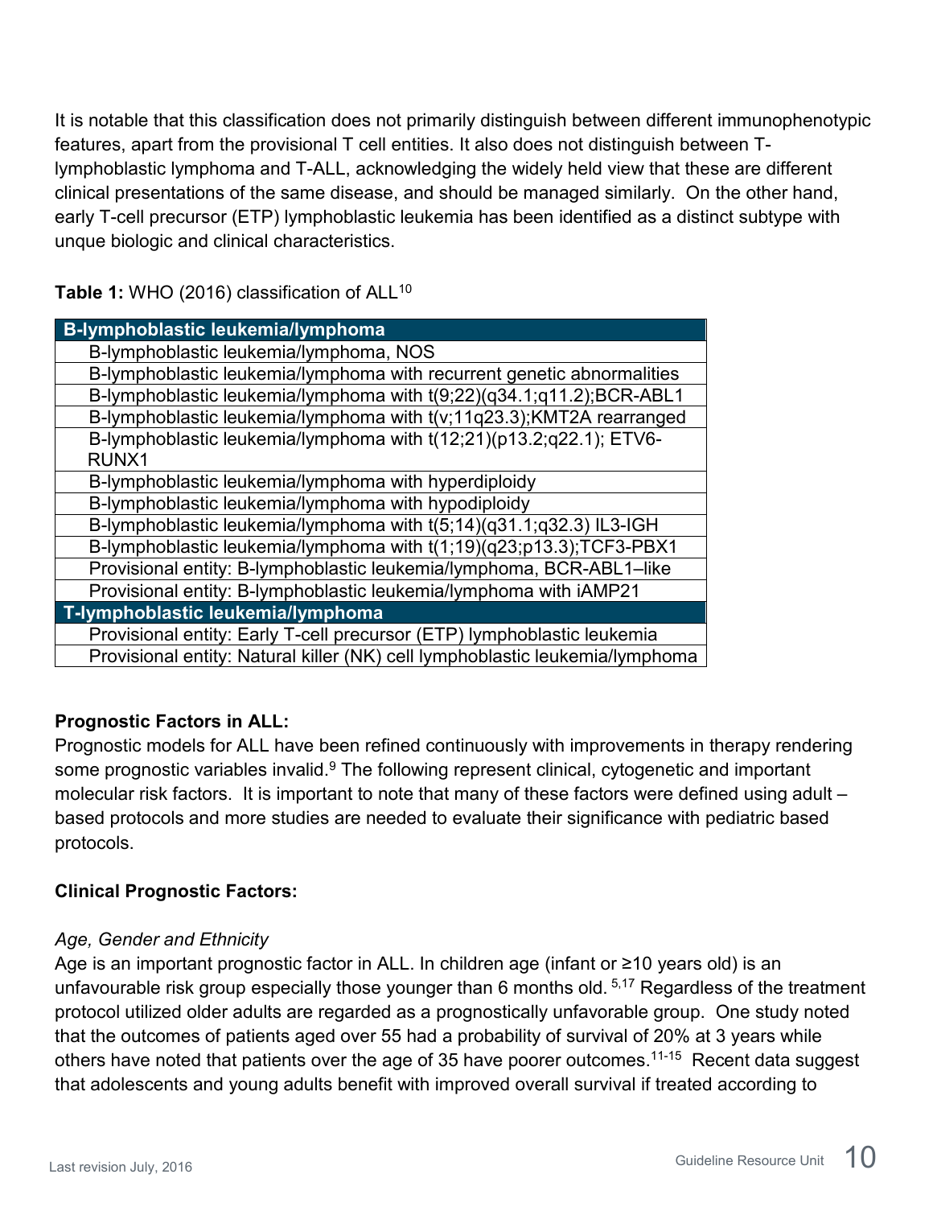It is notable that this classification does not primarily distinguish between different immunophenotypic features, apart from the provisional T cell entities. It also does not distinguish between T-lymphoblastic lymphoma and T-ALL, acknowledging the widely held view that these are different clinical presentations of the same disease, and should be managed similarly. On the other hand, early T-cell precursor (ETP) lymphoblastic leukemia has been identified as a distinct subtype with unque biologic and clinical characteristics.

**Table 1:** WHO (2016) classification of ALL[10]

| B-lymphoblastic leukemia/lymphoma |
|---|
| B-lymphoblastic leukemia/lymphoma, NOS |
| B-lymphoblastic leukemia/lymphoma with recurrent genetic abnormalities |
| B-lymphoblastic leukemia/lymphoma with t(9;22)(q34.1;q11.2);BCR-ABL1 |
| B-lymphoblastic leukemia/lymphoma with t(v;11q23.3);KMT2A rearranged |
| B-lymphoblastic leukemia/lymphoma with t(12;21)(p13.2;q22.1); ETV6-RUNX1 |
| B-lymphoblastic leukemia/lymphoma with hyperdiploidy |
| B-lymphoblastic leukemia/lymphoma with hypodiploidy |
| B-lymphoblastic leukemia/lymphoma with t(5;14)(q31.1;q32.3) IL3-IGH |
| B-lymphoblastic leukemia/lymphoma with t(1;19)(q23;p13.3);TCF3-PBX1 |
| Provisional entity: B-lymphoblastic leukemia/lymphoma, BCR-ABL1–like |
| Provisional entity: B-lymphoblastic leukemia/lymphoma with iAMP21 |
| **T-lymphoblastic leukemia/lymphoma** |
| Provisional entity: Early T-cell precursor (ETP) lymphoblastic leukemia |
| Provisional entity: Natural killer (NK) cell lymphoblastic leukemia/lymphoma |

**Prognostic Factors in ALL:**

Prognostic models for ALL have been refined continuously with improvements in therapy rendering some prognostic variables invalid.[9] The following represent clinical, cytogenetic and important molecular risk factors. It is important to note that many of these factors were defined using adult – based protocols and more studies are needed to evaluate their significance with pediatric based protocols.

**Clinical Prognostic Factors:**

*Age, Gender and Ethnicity*

Age is an important prognostic factor in ALL. In children age (infant or ≥10 years old) is an unfavourable risk group especially those younger than 6 months old.[5,17] Regardless of the treatment protocol utilized older adults are regarded as a prognostically unfavorable group. One study noted that the outcomes of patients aged over 55 had a probability of survival of 20% at 3 years while others have noted that patients over the age of 35 have poorer outcomes.[11-15] Recent data suggest that adolescents and young adults benefit with improved overall survival if treated according to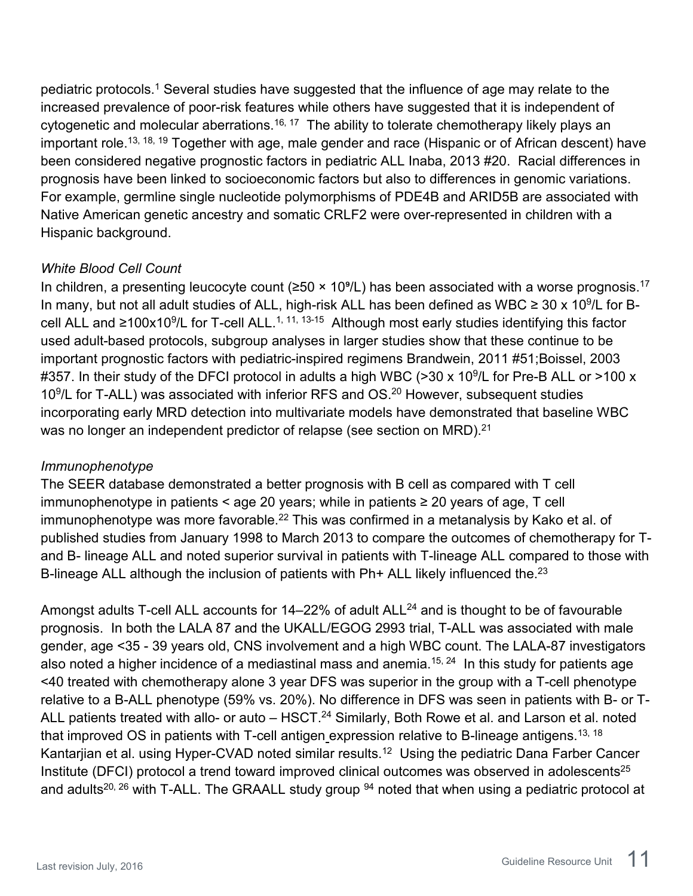pediatric protocols.[1] Several studies have suggested that the influence of age may relate to the increased prevalence of poor-risk features while others have suggested that it is independent of cytogenetic and molecular aberrations.[16, 17] The ability to tolerate chemotherapy likely plays an important role.[13, 18, 19] Together with age, male gender and race (Hispanic or of African descent) have been considered negative prognostic factors in pediatric ALL Inaba, 2013 #20. Racial differences in prognosis have been linked to socioeconomic factors but also to differences in genomic variations. For example, germline single nucleotide polymorphisms of PDE4B and ARID5B are associated with Native American genetic ancestry and somatic CRLF2 were over-represented in children with a Hispanic background.

*White Blood Cell Count*

In children, a presenting leucocyte count (≥50 × $10^9$/L) has been associated with a worse prognosis.[17] In many, but not all adult studies of ALL, high-risk ALL has been defined as WBC ≥ 30 x $10^9$/L for B-cell ALL and ≥100x$10^9$/L for T-cell ALL.[1, 11, 13-15] Although most early studies identifying this factor used adult-based protocols, subgroup analyses in larger studies show that these continue to be important prognostic factors with pediatric-inspired regimens Brandwein, 2011 #51;Boissel, 2003 #357. In their study of the DFCI protocol in adults a high WBC (>30 x $10^9$/L for Pre-B ALL or >100 x $10^9$/L for T-ALL) was associated with inferior RFS and OS.[20] However, subsequent studies incorporating early MRD detection into multivariate models have demonstrated that baseline WBC was no longer an independent predictor of relapse (see section on MRD).[21]

*Immunophenotype*

The SEER database demonstrated a better prognosis with B cell as compared with T cell immunophenotype in patients < age 20 years; while in patients ≥ 20 years of age, T cell immunophenotype was more favorable.[22] This was confirmed in a metanalysis by Kako et al. of published studies from January 1998 to March 2013 to compare the outcomes of chemotherapy for T- and B- lineage ALL and noted superior survival in patients with T-lineage ALL compared to those with B-lineage ALL although the inclusion of patients with Ph+ ALL likely influenced the.[23]

Amongst adults T-cell ALL accounts for 14–22% of adult ALL[24] and is thought to be of favourable prognosis. In both the LALA 87 and the UKALL/EGOG 2993 trial, T-ALL was associated with male gender, age <35 - 39 years old, CNS involvement and a high WBC count. The LALA-87 investigators also noted a higher incidence of a mediastinal mass and anemia.[15, 24] In this study for patients age <40 treated with chemotherapy alone 3 year DFS was superior in the group with a T-cell phenotype relative to a B-ALL phenotype (59% vs. 20%). No difference in DFS was seen in patients with B- or T-ALL patients treated with allo- or auto – HSCT.[24] Similarly, Both Rowe et al. and Larson et al. noted that improved OS in patients with T-cell antigen expression relative to B-lineage antigens.[13, 18] Kantarjian et al. using Hyper-CVAD noted similar results.[12] Using the pediatric Dana Farber Cancer Institute (DFCI) protocol a trend toward improved clinical outcomes was observed in adolescents[25] and adults[20, 26] with T-ALL. The GRAALL study group [94] noted that when using a pediatric protocol at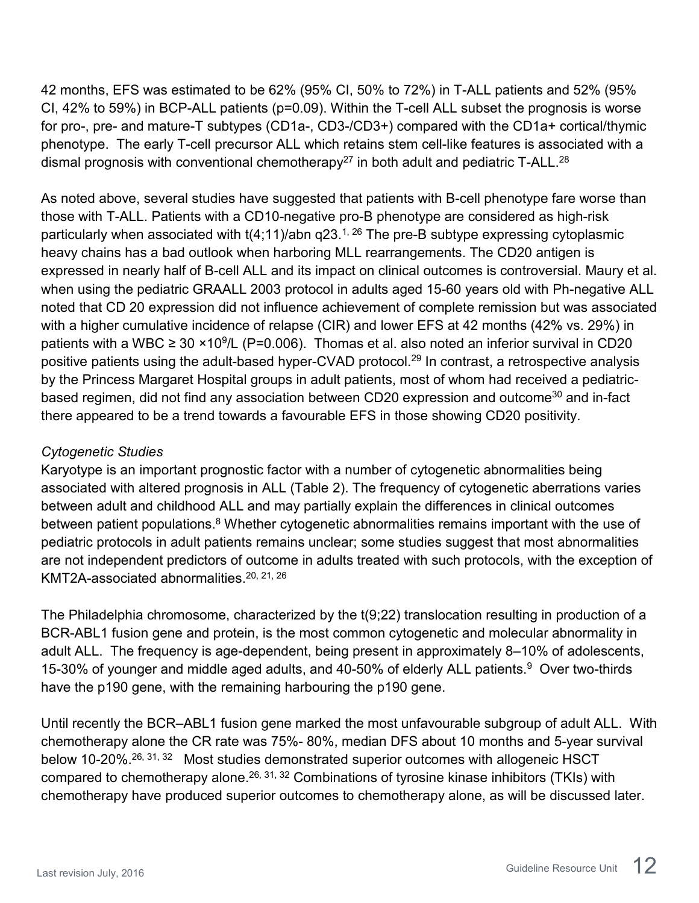42 months, EFS was estimated to be 62% (95% CI, 50% to 72%) in T-ALL patients and 52% (95% CI, 42% to 59%) in BCP-ALL patients (p=0.09). Within the T-cell ALL subset the prognosis is worse for pro-, pre- and mature-T subtypes (CD1a-, CD3-/CD3+) compared with the CD1a+ cortical/thymic phenotype. The early T-cell precursor ALL which retains stem cell-like features is associated with a dismal prognosis with conventional chemotherapy[27] in both adult and pediatric T-ALL.[28]

As noted above, several studies have suggested that patients with B-cell phenotype fare worse than those with T-ALL. Patients with a CD10-negative pro-B phenotype are considered as high-risk particularly when associated with t(4;11)/abn q23.[1, 26] The pre-B subtype expressing cytoplasmic heavy chains has a bad outlook when harboring MLL rearrangements. The CD20 antigen is expressed in nearly half of B-cell ALL and its impact on clinical outcomes is controversial. Maury et al. when using the pediatric GRAALL 2003 protocol in adults aged 15-60 years old with Ph-negative ALL noted that CD 20 expression did not influence achievement of complete remission but was associated with a higher cumulative incidence of relapse (CIR) and lower EFS at 42 months (42% vs. 29%) in patients with a WBC ≥ 30 $\times 10^9$/L (P=0.006). Thomas et al. also noted an inferior survival in CD20 positive patients using the adult-based hyper-CVAD protocol.[29] In contrast, a retrospective analysis by the Princess Margaret Hospital groups in adult patients, most of whom had received a pediatric-based regimen, did not find any association between CD20 expression and outcome[30] and in-fact there appeared to be a trend towards a favourable EFS in those showing CD20 positivity.

*Cytogenetic Studies*

Karyotype is an important prognostic factor with a number of cytogenetic abnormalities being associated with altered prognosis in ALL (Table 2). The frequency of cytogenetic aberrations varies between adult and childhood ALL and may partially explain the differences in clinical outcomes between patient populations.[8] Whether cytogenetic abnormalities remains important with the use of pediatric protocols in adult patients remains unclear; some studies suggest that most abnormalities are not independent predictors of outcome in adults treated with such protocols, with the exception of KMT2A-associated abnormalities.[20, 21, 26]

The Philadelphia chromosome, characterized by the t(9;22) translocation resulting in production of a BCR-ABL1 fusion gene and protein, is the most common cytogenetic and molecular abnormality in adult ALL. The frequency is age-dependent, being present in approximately 8–10% of adolescents, 15-30% of younger and middle aged adults, and 40-50% of elderly ALL patients.[9] Over two-thirds have the p190 gene, with the remaining harbouring the p190 gene.

Until recently the BCR–ABL1 fusion gene marked the most unfavourable subgroup of adult ALL. With chemotherapy alone the CR rate was 75%- 80%, median DFS about 10 months and 5-year survival below 10-20%.[26, 31, 32] Most studies demonstrated superior outcomes with allogeneic HSCT compared to chemotherapy alone.[26, 31, 32] Combinations of tyrosine kinase inhibitors (TKIs) with chemotherapy have produced superior outcomes to chemotherapy alone, as will be discussed later.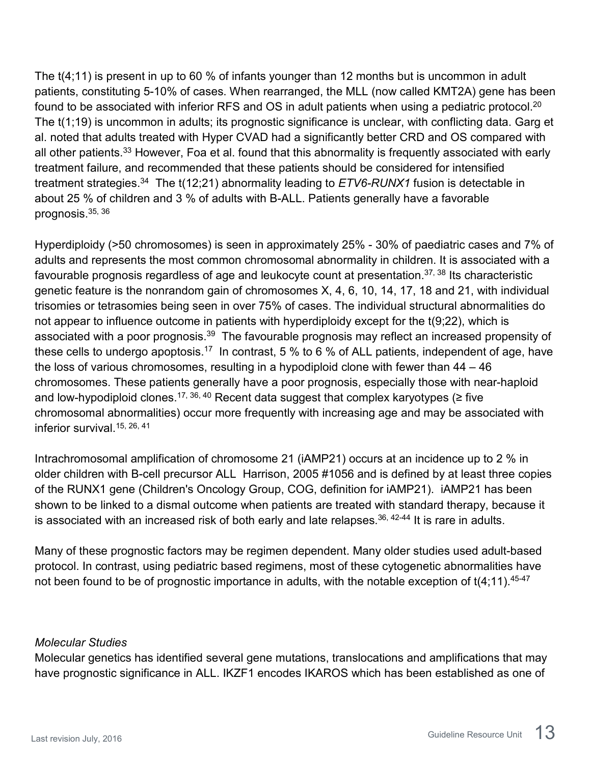The t(4;11) is present in up to 60 % of infants younger than 12 months but is uncommon in adult patients, constituting 5-10% of cases. When rearranged, the MLL (now called KMT2A) gene has been found to be associated with inferior RFS and OS in adult patients when using a pediatric protocol.[20] The t(1;19) is uncommon in adults; its prognostic significance is unclear, with conflicting data. Garg et al. noted that adults treated with Hyper CVAD had a significantly better CRD and OS compared with all other patients.[33] However, Foa et al. found that this abnormality is frequently associated with early treatment failure, and recommended that these patients should be considered for intensified treatment strategies.[34] The t(12;21) abnormality leading to *ETV6-RUNX1* fusion is detectable in about 25 % of children and 3 % of adults with B-ALL. Patients generally have a favorable prognosis.[35, 36]

Hyperdiploidy (>50 chromosomes) is seen in approximately 25% - 30% of paediatric cases and 7% of adults and represents the most common chromosomal abnormality in children. It is associated with a favourable prognosis regardless of age and leukocyte count at presentation.[37, 38] Its characteristic genetic feature is the nonrandom gain of chromosomes X, 4, 6, 10, 14, 17, 18 and 21, with individual trisomies or tetrasomies being seen in over 75% of cases. The individual structural abnormalities do not appear to influence outcome in patients with hyperdiploidy except for the t(9;22), which is associated with a poor prognosis.[39] The favourable prognosis may reflect an increased propensity of these cells to undergo apoptosis.[17] In contrast, 5 % to 6 % of ALL patients, independent of age, have the loss of various chromosomes, resulting in a hypodiploid clone with fewer than 44 – 46 chromosomes. These patients generally have a poor prognosis, especially those with near-haploid and low-hypodiploid clones.[17, 36, 40] Recent data suggest that complex karyotypes (≥ five chromosomal abnormalities) occur more frequently with increasing age and may be associated with inferior survival.[15, 26, 41]

Intrachromosomal amplification of chromosome 21 (iAMP21) occurs at an incidence up to 2 % in older children with B-cell precursor ALL Harrison, 2005 #1056 and is defined by at least three copies of the RUNX1 gene (Children's Oncology Group, COG, definition for iAMP21). iAMP21 has been shown to be linked to a dismal outcome when patients are treated with standard therapy, because it is associated with an increased risk of both early and late relapses.[36, 42-44] It is rare in adults.

Many of these prognostic factors may be regimen dependent. Many older studies used adult-based protocol. In contrast, using pediatric based regimens, most of these cytogenetic abnormalities have not been found to be of prognostic importance in adults, with the notable exception of t(4;11).[45-47]

*Molecular Studies*

Molecular genetics has identified several gene mutations, translocations and amplifications that may have prognostic significance in ALL. IKZF1 encodes IKAROS which has been established as one of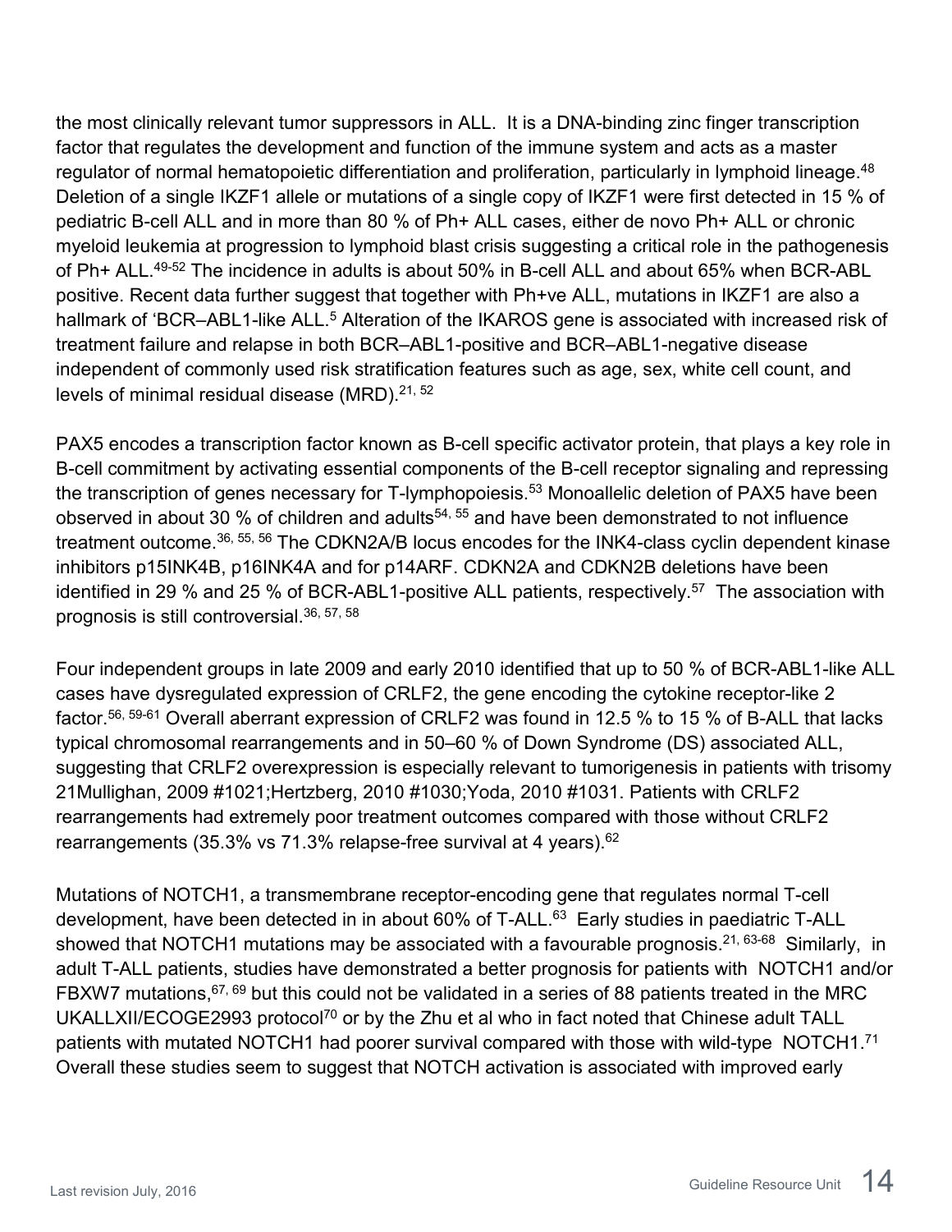the most clinically relevant tumor suppressors in ALL. It is a DNA-binding zinc finger transcription factor that regulates the development and function of the immune system and acts as a master regulator of normal hematopoietic differentiation and proliferation, particularly in lymphoid lineage.[48] Deletion of a single IKZF1 allele or mutations of a single copy of IKZF1 were first detected in 15 % of pediatric B-cell ALL and in more than 80 % of Ph+ ALL cases, either de novo Ph+ ALL or chronic myeloid leukemia at progression to lymphoid blast crisis suggesting a critical role in the pathogenesis of Ph+ ALL.[49-52] The incidence in adults is about 50% in B-cell ALL and about 65% when BCR-ABL positive. Recent data further suggest that together with Ph+ve ALL, mutations in IKZF1 are also a hallmark of 'BCR–ABL1-like ALL.[5] Alteration of the IKAROS gene is associated with increased risk of treatment failure and relapse in both BCR–ABL1-positive and BCR–ABL1-negative disease independent of commonly used risk stratification features such as age, sex, white cell count, and levels of minimal residual disease (MRD).[21, 52]

PAX5 encodes a transcription factor known as B-cell specific activator protein, that plays a key role in B-cell commitment by activating essential components of the B-cell receptor signaling and repressing the transcription of genes necessary for T-lymphopoiesis.[53] Monoallelic deletion of PAX5 have been observed in about 30 % of children and adults[54, 55] and have been demonstrated to not influence treatment outcome.[36, 55, 56] The CDKN2A/B locus encodes for the INK4-class cyclin dependent kinase inhibitors p15INK4B, p16INK4A and for p14ARF. CDKN2A and CDKN2B deletions have been identified in 29 % and 25 % of BCR-ABL1-positive ALL patients, respectively.[57] The association with prognosis is still controversial.[36, 57, 58]

Four independent groups in late 2009 and early 2010 identified that up to 50 % of BCR-ABL1-like ALL cases have dysregulated expression of CRLF2, the gene encoding the cytokine receptor-like 2 factor.[56, 59-61] Overall aberrant expression of CRLF2 was found in 12.5 % to 15 % of B-ALL that lacks typical chromosomal rearrangements and in 50–60 % of Down Syndrome (DS) associated ALL, suggesting that CRLF2 overexpression is especially relevant to tumorigenesis in patients with trisomy 21Mullighan, 2009 #1021;Hertzberg, 2010 #1030;Yoda, 2010 #1031. Patients with CRLF2 rearrangements had extremely poor treatment outcomes compared with those without CRLF2 rearrangements (35.3% vs 71.3% relapse-free survival at 4 years).[62]

Mutations of NOTCH1, a transmembrane receptor-encoding gene that regulates normal T-cell development, have been detected in in about 60% of T-ALL.[63] Early studies in paediatric T-ALL showed that NOTCH1 mutations may be associated with a favourable prognosis.[21, 63-68] Similarly, in adult T-ALL patients, studies have demonstrated a better prognosis for patients with NOTCH1 and/or FBXW7 mutations,[67, 69] but this could not be validated in a series of 88 patients treated in the MRC UKALLXII/ECOGE2993 protocol[70] or by the Zhu et al who in fact noted that Chinese adult TALL patients with mutated NOTCH1 had poorer survival compared with those with wild-type NOTCH1.[71] Overall these studies seem to suggest that NOTCH activation is associated with improved early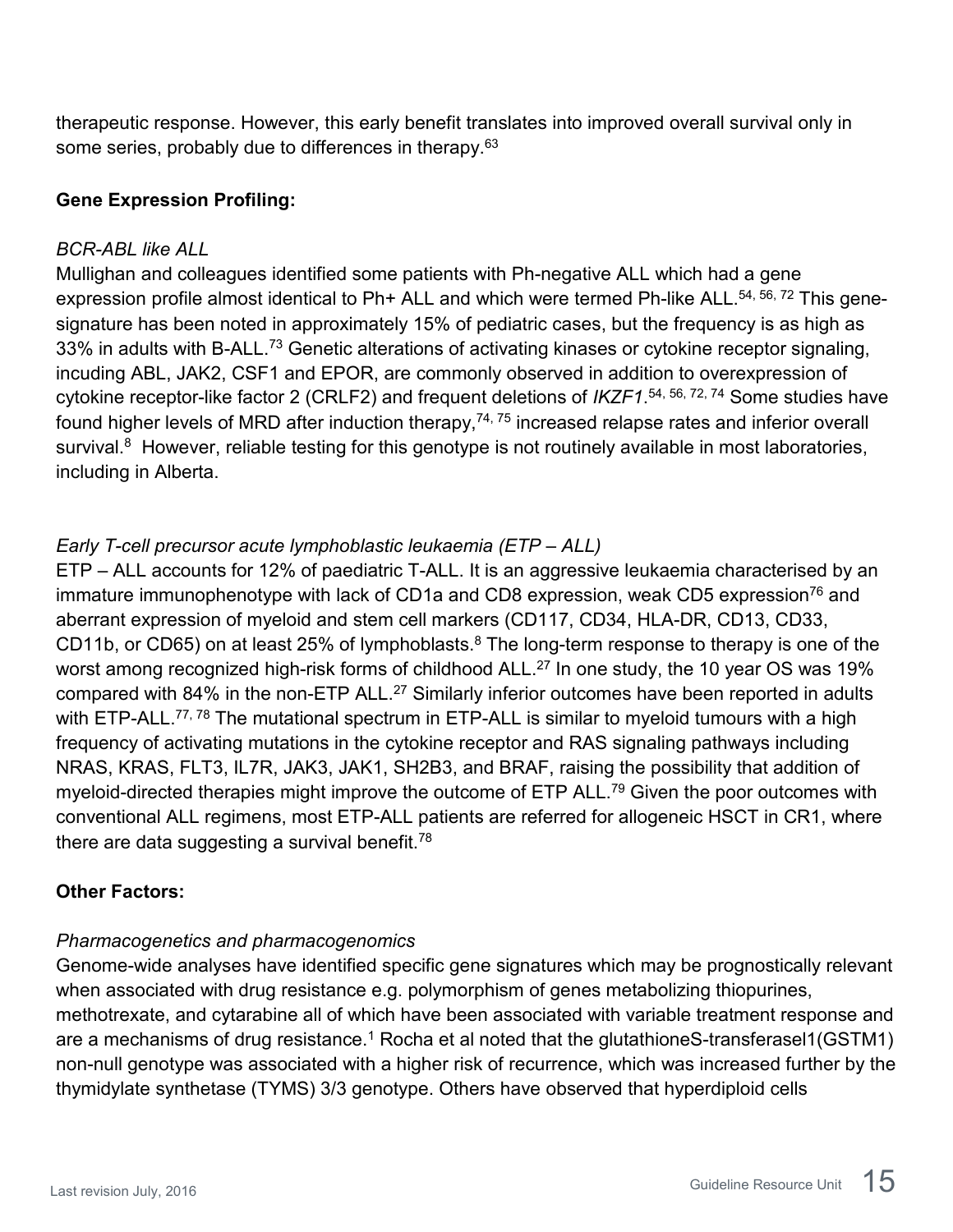therapeutic response. However, this early benefit translates into improved overall survival only in some series, probably due to differences in therapy.[63]

**Gene Expression Profiling:**

*BCR-ABL like ALL*

Mullighan and colleagues identified some patients with Ph-negative ALL which had a gene expression profile almost identical to Ph+ ALL and which were termed Ph-like ALL.[54, 56, 72] This gene-signature has been noted in approximately 15% of pediatric cases, but the frequency is as high as 33% in adults with B-ALL.[73] Genetic alterations of activating kinases or cytokine receptor signaling, incuding ABL, JAK2, CSF1 and EPOR, are commonly observed in addition to overexpression of cytokine receptor-like factor 2 (CRLF2) and frequent deletions of *IKZF1*.[54, 56, 72, 74] Some studies have found higher levels of MRD after induction therapy,[74, 75] increased relapse rates and inferior overall survival.[8] However, reliable testing for this genotype is not routinely available in most laboratories, including in Alberta.

*Early T-cell precursor acute lymphoblastic leukaemia (ETP – ALL)*

ETP – ALL accounts for 12% of paediatric T-ALL. It is an aggressive leukaemia characterised by an immature immunophenotype with lack of CD1a and CD8 expression, weak CD5 expression[76] and aberrant expression of myeloid and stem cell markers (CD117, CD34, HLA-DR, CD13, CD33, CD11b, or CD65) on at least 25% of lymphoblasts.[8] The long-term response to therapy is one of the worst among recognized high-risk forms of childhood ALL.[27] In one study, the 10 year OS was 19% compared with 84% in the non-ETP ALL.[27] Similarly inferior outcomes have been reported in adults with ETP-ALL.[77, 78] The mutational spectrum in ETP-ALL is similar to myeloid tumours with a high frequency of activating mutations in the cytokine receptor and RAS signaling pathways including NRAS, KRAS, FLT3, IL7R, JAK3, JAK1, SH2B3, and BRAF, raising the possibility that addition of myeloid-directed therapies might improve the outcome of ETP ALL.[79] Given the poor outcomes with conventional ALL regimens, most ETP-ALL patients are referred for allogeneic HSCT in CR1, where there are data suggesting a survival benefit.[78]

**Other Factors:**

*Pharmacogenetics and pharmacogenomics*

Genome-wide analyses have identified specific gene signatures which may be prognostically relevant when associated with drug resistance e.g. polymorphism of genes metabolizing thiopurines, methotrexate, and cytarabine all of which have been associated with variable treatment response and are a mechanisms of drug resistance.[1] Rocha et al noted that the glutathioneS-transferasel1(GSTM1) non-null genotype was associated with a higher risk of recurrence, which was increased further by the thymidylate synthetase (TYMS) 3/3 genotype. Others have observed that hyperdiploid cells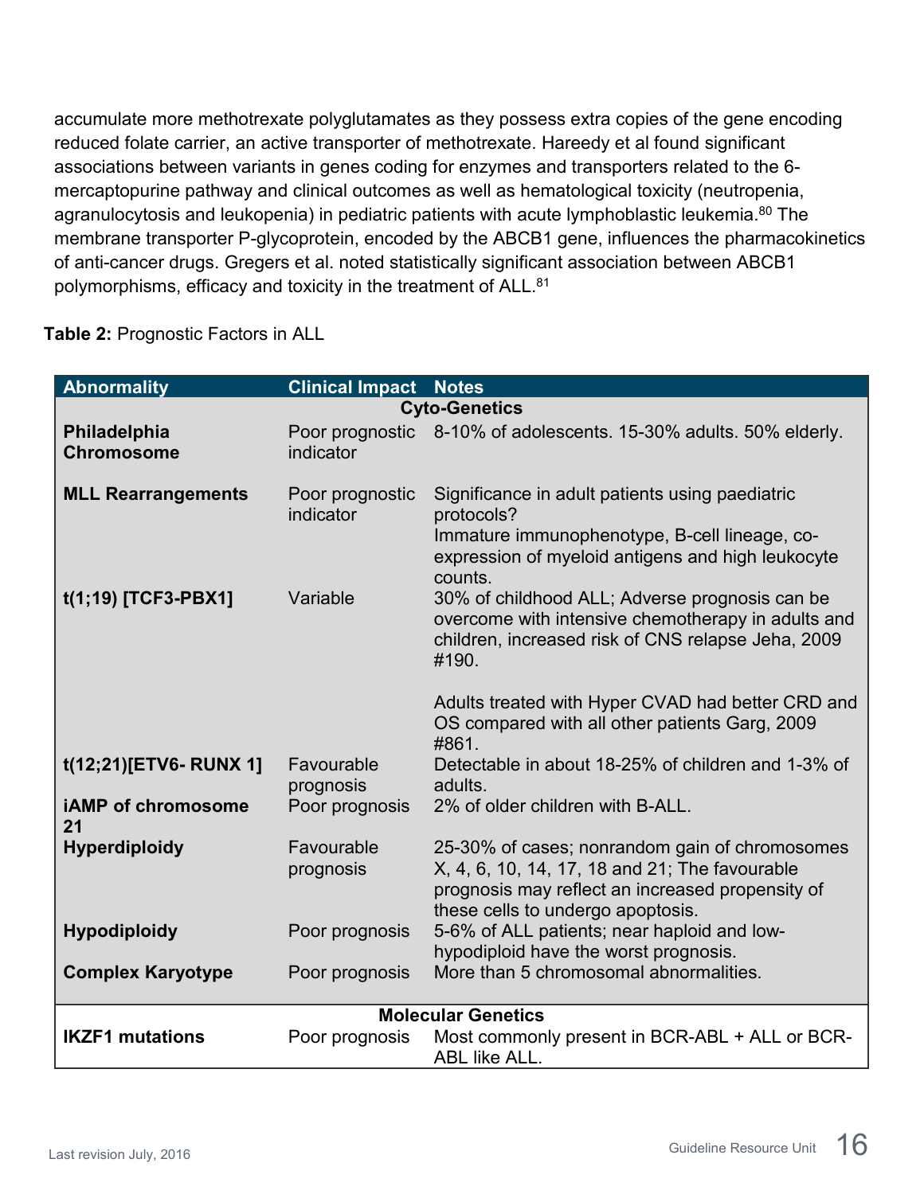accumulate more methotrexate polyglutamates as they possess extra copies of the gene encoding reduced folate carrier, an active transporter of methotrexate. Hareedy et al found significant associations between variants in genes coding for enzymes and transporters related to the 6-mercaptopurine pathway and clinical outcomes as well as hematological toxicity (neutropenia, agranulocytosis and leukopenia) in pediatric patients with acute lymphoblastic leukemia.[80] The membrane transporter P-glycoprotein, encoded by the ABCB1 gene, influences the pharmacokinetics of anti-cancer drugs. Gregers et al. noted statistically significant association between ABCB1 polymorphisms, efficacy and toxicity in the treatment of ALL.[81]

**Table 2:** Prognostic Factors in ALL

| Abnormality | Clinical Impact | Notes |
|---|---|---|
| | **Cyto-Genetics** | |
| **Philadelphia Chromosome** | Poor prognostic indicator | 8-10% of adolescents. 15-30% adults. 50% elderly. |
| **MLL Rearrangements** | Poor prognostic indicator | Significance in adult patients using paediatric protocols? Immature immunophenotype, B-cell lineage, co-expression of myeloid antigens and high leukocyte counts. |
| **t(1;19) [TCF3-PBX1]** | Variable | 30% of childhood ALL; Adverse prognosis can be overcome with intensive chemotherapy in adults and children, increased risk of CNS relapse Jeha, 2009 #190.<br><br>Adults treated with Hyper CVAD had better CRD and OS compared with all other patients Garg, 2009 #861. |
| **t(12;21)[ETV6- RUNX 1]** | Favourable prognosis | Detectable in about 18-25% of children and 1-3% of adults. |
| **iAMP of chromosome 21** | Poor prognosis | 2% of older children with B-ALL. |
| **Hyperdiploidy** | Favourable prognosis | 25-30% of cases; nonrandom gain of chromosomes X, 4, 6, 10, 14, 17, 18 and 21; The favourable prognosis may reflect an increased propensity of these cells to undergo apoptosis. |
| **Hypodiploidy** | Poor prognosis | 5-6% of ALL patients; near haploid and low-hypodiploid have the worst prognosis. |
| **Complex Karyotype** | Poor prognosis | More than 5 chromosomal abnormalities. |
| | **Molecular Genetics** | |
| **IKZF1 mutations** | Poor prognosis | Most commonly present in BCR-ABL + ALL or BCR-ABL like ALL. |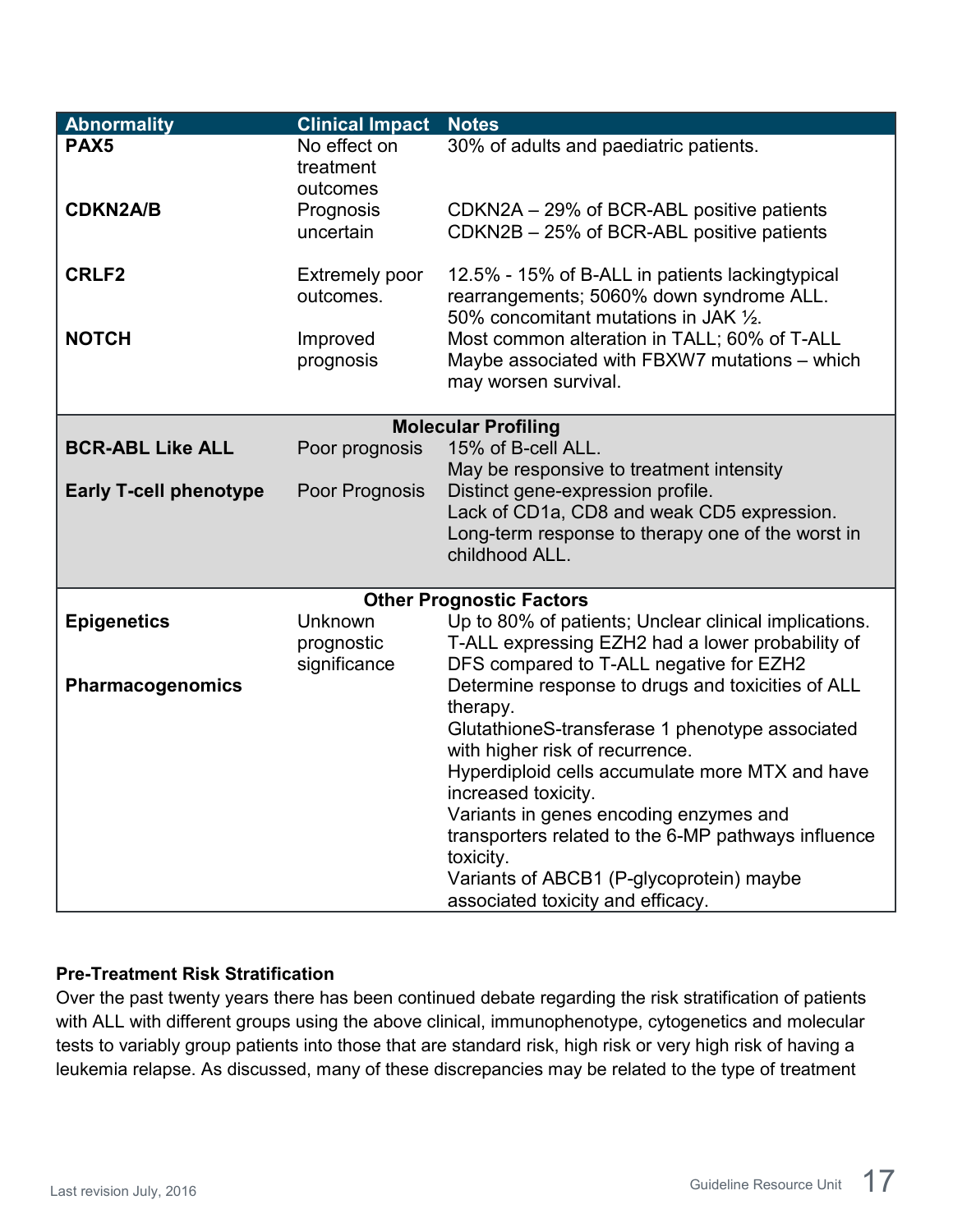| Abnormality | Clinical Impact | Notes |
|---|---|---|
| **PAX5** | No effect on treatment outcomes | 30% of adults and paediatric patients. |
| **CDKN2A/B** | Prognosis uncertain | CDKN2A – 29% of BCR-ABL positive patients<br>CDKN2B – 25% of BCR-ABL positive patients |
| **CRLF2** | Extremely poor outcomes. | 12.5% - 15% of B-ALL in patients lackingtypical rearrangements; 5060% down syndrome ALL. 50% concomitant mutations in JAK ½. |
| **NOTCH** | Improved prognosis | Most common alteration in TALL; 60% of T-ALL Maybe associated with FBXW7 mutations – which may worsen survival. |
| | **Molecular Profiling** | |
| **BCR-ABL Like ALL** | Poor prognosis | 15% of B-cell ALL.<br>May be responsive to treatment intensity |
| **Early T-cell phenotype** | Poor Prognosis | Distinct gene-expression profile.<br>Lack of CD1a, CD8 and weak CD5 expression.<br>Long-term response to therapy one of the worst in childhood ALL. |
| | **Other Prognostic Factors** | |
| **Epigenetics** | Unknown prognostic significance | Up to 80% of patients; Unclear clinical implications.<br>T-ALL expressing EZH2 had a lower probability of DFS compared to T-ALL negative for EZH2 |
| **Pharmacogenomics** | | Determine response to drugs and toxicities of ALL therapy.<br>GlutathioneS-transferase 1 phenotype associated with higher risk of recurrence.<br>Hyperdiploid cells accumulate more MTX and have increased toxicity.<br>Variants in genes encoding enzymes and transporters related to the 6-MP pathways influence toxicity.<br>Variants of ABCB1 (P-glycoprotein) maybe associated toxicity and efficacy. |

**Pre-Treatment Risk Stratification**

Over the past twenty years there has been continued debate regarding the risk stratification of patients with ALL with different groups using the above clinical, immunophenotype, cytogenetics and molecular tests to variably group patients into those that are standard risk, high risk or very high risk of having a leukemia relapse. As discussed, many of these discrepancies may be related to the type of treatment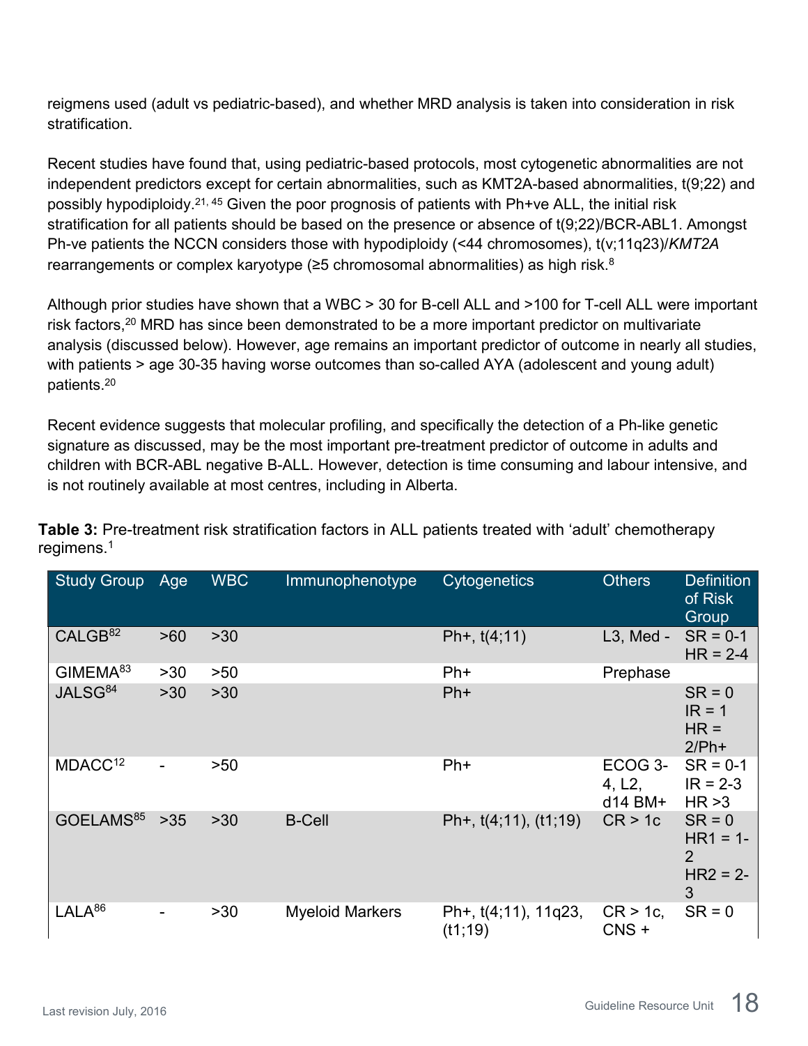reigmens used (adult vs pediatric-based), and whether MRD analysis is taken into consideration in risk stratification.

Recent studies have found that, using pediatric-based protocols, most cytogenetic abnormalities are not independent predictors except for certain abnormalities, such as KMT2A-based abnormalities, t(9;22) and possibly hypodiploidy.[21, 45] Given the poor prognosis of patients with Ph+ve ALL, the initial risk stratification for all patients should be based on the presence or absence of t(9;22)/BCR-ABL1. Amongst Ph-ve patients the NCCN considers those with hypodiploidy (<44 chromosomes), t(v;11q23)/*KMT2A* rearrangements or complex karyotype (≥5 chromosomal abnormalities) as high risk.[8]

Although prior studies have shown that a WBC > 30 for B-cell ALL and >100 for T-cell ALL were important risk factors,[20] MRD has since been demonstrated to be a more important predictor on multivariate analysis (discussed below). However, age remains an important predictor of outcome in nearly all studies, with patients > age 30-35 having worse outcomes than so-called AYA (adolescent and young adult) patients.[20]

Recent evidence suggests that molecular profiling, and specifically the detection of a Ph-like genetic signature as discussed, may be the most important pre-treatment predictor of outcome in adults and children with BCR-ABL negative B-ALL. However, detection is time consuming and labour intensive, and is not routinely available at most centres, including in Alberta.

**Table 3:** Pre-treatment risk stratification factors in ALL patients treated with 'adult' chemotherapy regimens.[1]

| Study Group | Age | WBC | Immunophenotype | Cytogenetics | Others | Definition of Risk Group |
|---|---|---|---|---|---|---|
| CALGB[82] | >60 | >30 | | Ph+, t(4;11) | L3, Med - | SR = 0-1 HR = 2-4 |
| GIMEMA[83] | >30 | >50 | | Ph+ | Prephase | |
| JALSG[84] | >30 | >30 | | Ph+ | | SR = 0 IR = 1 HR = 2/Ph+ |
| MDACC[12] | - | >50 | | Ph+ | ECOG 3-4, L2, d14 BM+ | SR = 0-1 IR = 2-3 HR >3 |
| GOELAMS[85] | >35 | >30 | B-Cell | Ph+, t(4;11), (t1;19) | CR > 1c | SR = 0 HR1 = 1-2 HR2 = 2-3 |
| LALA[86] | - | >30 | Myeloid Markers | Ph+, t(4;11), 11q23, (t1;19) | CR > 1c, CNS + | SR = 0 |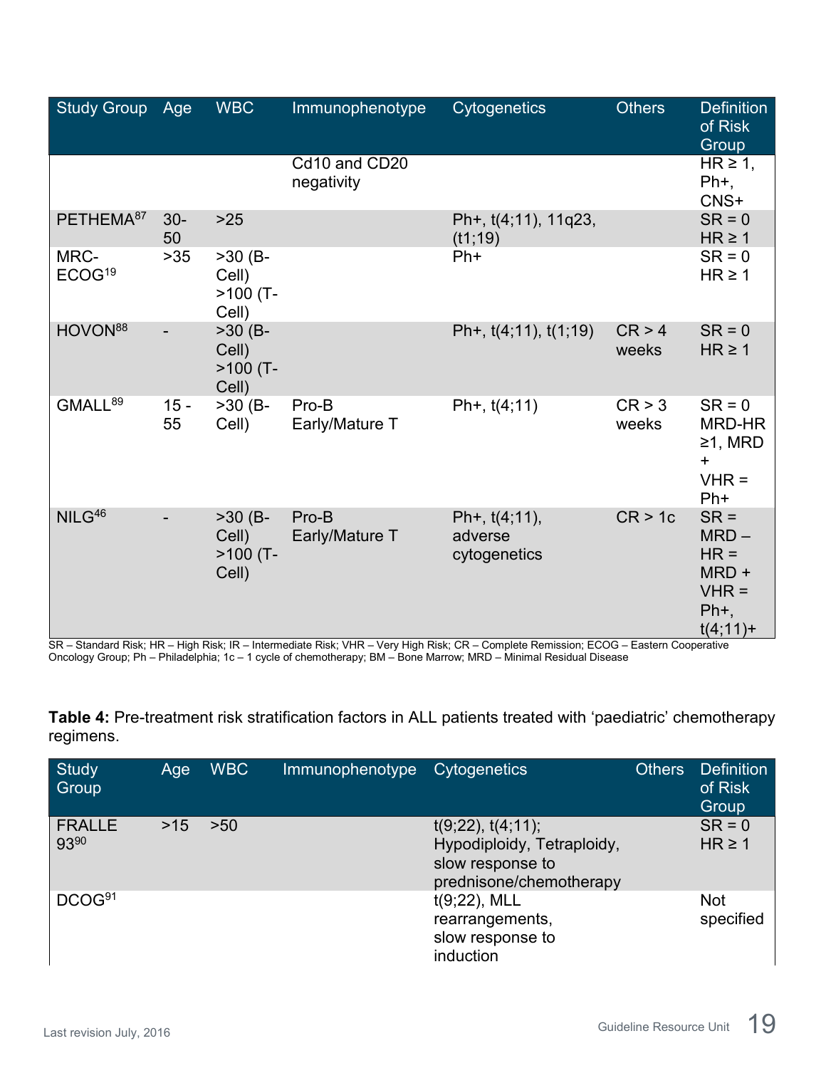| Study Group | Age | WBC | Immunophenotype | Cytogenetics | Others | Definition of Risk Group |
|---|---|---|---|---|---|---|
| | | | Cd10 and CD20 negativity | | | HR ≥ 1, Ph+, CNS+ |
| PETHEMA[87] | 30-50 | >25 | | Ph+, t(4;11), 11q23, (t1;19) | | SR = 0<br>HR ≥ 1 |
| MRC-ECOG[19] | >35 | >30 (B-Cell)<br>>100 (T-Cell) | | Ph+ | | SR = 0<br>HR ≥ 1 |
| HOVON[88] | - | >30 (B-Cell)<br>>100 (T-Cell) | | Ph+, t(4;11), t(1;19) | CR > 4 weeks | SR = 0<br>HR ≥ 1 |
| GMALL[89] | 15 - 55 | >30 (B-Cell) | Pro-B<br>Early/Mature T | Ph+, t(4;11) | CR > 3 weeks | SR = 0<br>MRD-HR ≥1, MRD +<br>VHR = Ph+ |
| NILG[46] | - | >30 (B-Cell)<br>>100 (T-Cell) | Pro-B<br>Early/Mature T | Ph+, t(4;11), adverse cytogenetics | CR > 1c | SR = MRD –<br>HR = MRD +<br>VHR = Ph+, t(4;11)+ |

SR – Standard Risk; HR – High Risk; IR – Intermediate Risk; VHR – Very High Risk; CR – Complete Remission; ECOG – Eastern Cooperative Oncology Group; Ph – Philadelphia; 1c – 1 cycle of chemotherapy; BM – Bone Marrow; MRD – Minimal Residual Disease

**Table 4:** Pre-treatment risk stratification factors in ALL patients treated with 'paediatric' chemotherapy regimens.

| Study Group | Age | WBC | Immunophenotype | Cytogenetics | Others | Definition of Risk Group |
|---|---|---|---|---|---|---|
| FRALLE 93[90] | >15 | >50 | | t(9;22), t(4;11); Hypodiploidy, Tetraploidy, slow response to prednisone/chemotherapy | | SR = 0<br>HR ≥ 1 |
| DCOG[91] | | | | t(9;22), MLL rearrangements, slow response to induction | | Not specified |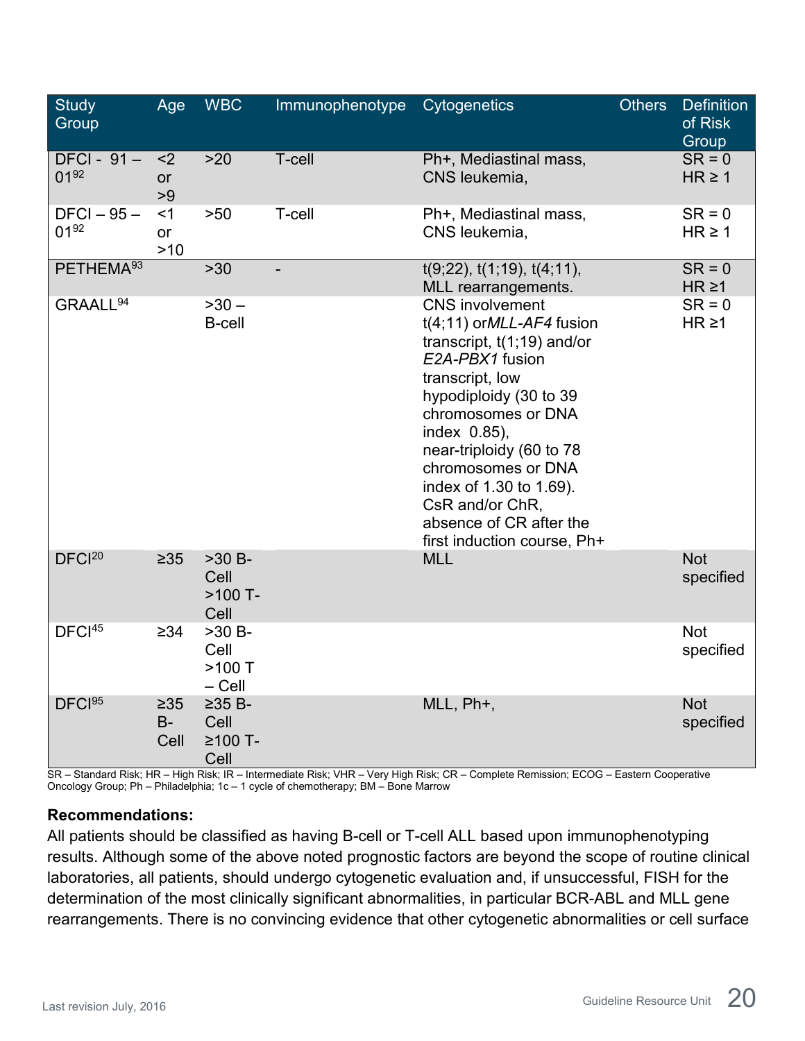| Study Group | Age | WBC | Immunophenotype | Cytogenetics | Others | Definition of Risk Group |
|---|---|---|---|---|---|---|
| DFCI - 91 – 01[92] | <2 or >9 | >20 | T-cell | Ph+, Mediastinal mass, CNS leukemia, | | SR = 0 HR ≥ 1 |
| DFCI – 95 – 01[92] | <1 or >10 | >50 | T-cell | Ph+, Mediastinal mass, CNS leukemia, | | SR = 0 HR ≥ 1 |
| PETHEMA[93] | | >30 | - | t(9;22), t(1;19), t(4;11), MLL rearrangements. | | SR = 0 HR ≥1 |
| GRAALL[94] | | >30 – B-cell | | CNS involvement t(4;11) or*MLL-AF4* fusion transcript, t(1;19) and/or *E2A-PBX1* fusion transcript, low hypodiploidy (30 to 39 chromosomes or DNA index 0.85), near-triploidy (60 to 78 chromosomes or DNA index of 1.30 to 1.69). CsR and/or ChR, absence of CR after the first induction course, Ph+ | | SR = 0 HR ≥1 |
| DFCI[20] | ≥35 | >30 B-Cell >100 T-Cell | | MLL | | Not specified |
| DFCI[45] | ≥34 | >30 B-Cell >100 T – Cell | | | | Not specified |
| DFCI[95] | ≥35 B-Cell | ≥35 B-Cell ≥100 T-Cell | | MLL, Ph+, | | Not specified |

SR – Standard Risk; HR – High Risk; IR – Intermediate Risk; VHR – Very High Risk; CR – Complete Remission; ECOG – Eastern Cooperative Oncology Group; Ph – Philadelphia; 1c – 1 cycle of chemotherapy; BM – Bone Marrow

**Recommendations:**

All patients should be classified as having B-cell or T-cell ALL based upon immunophenotyping results. Although some of the above noted prognostic factors are beyond the scope of routine clinical laboratories, all patients, should undergo cytogenetic evaluation and, if unsuccessful, FISH for the determination of the most clinically significant abnormalities, in particular BCR-ABL and MLL gene rearrangements. There is no convincing evidence that other cytogenetic abnormalities or cell surface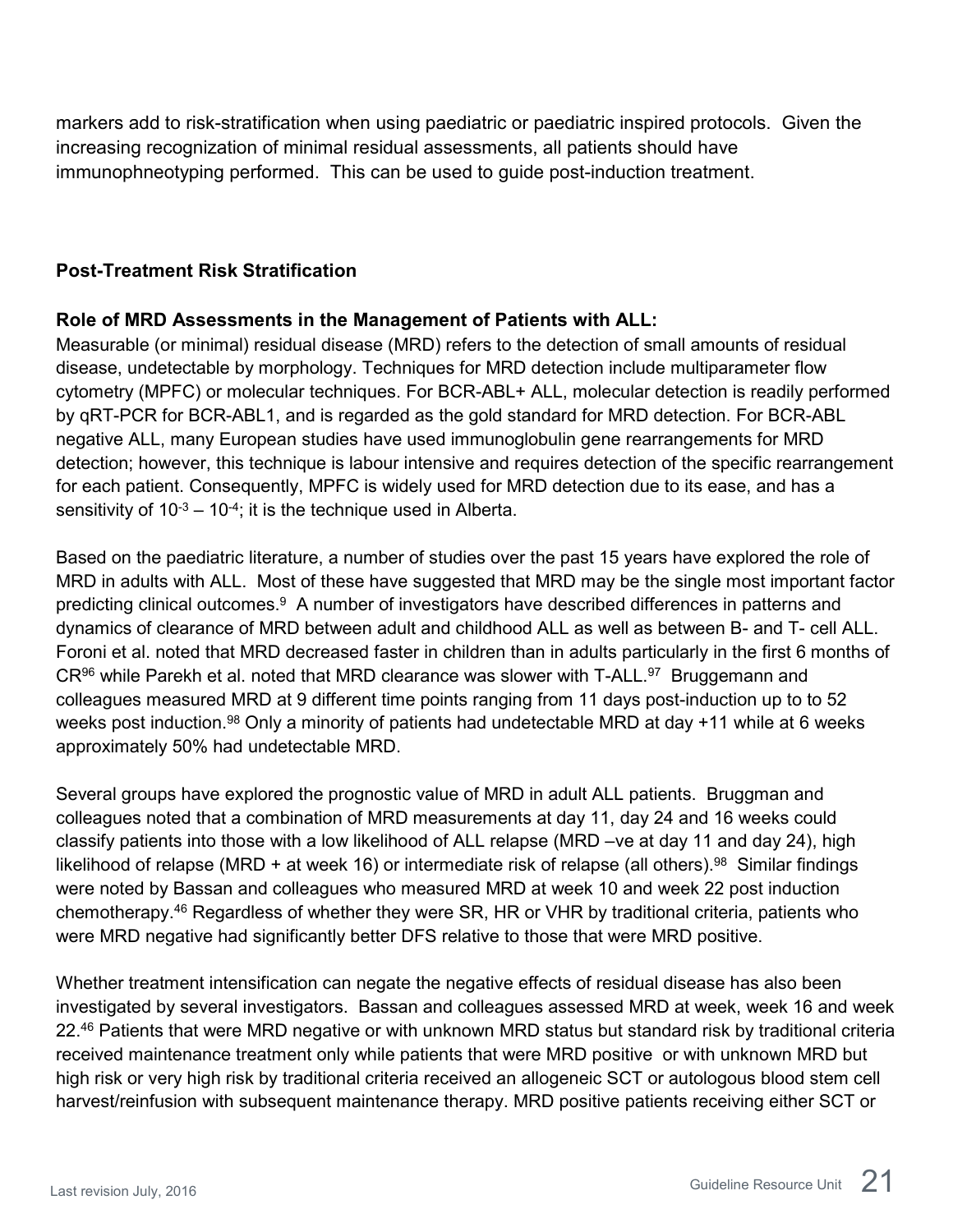markers add to risk-stratification when using paediatric or paediatric inspired protocols. Given the increasing recognization of minimal residual assessments, all patients should have immunophneotyping performed. This can be used to guide post-induction treatment.

### Post-Treatment Risk Stratification

**Role of MRD Assessments in the Management of Patients with ALL:**

Measurable (or minimal) residual disease (MRD) refers to the detection of small amounts of residual disease, undetectable by morphology. Techniques for MRD detection include multiparameter flow cytometry (MPFC) or molecular techniques. For BCR-ABL+ ALL, molecular detection is readily performed by qRT-PCR for BCR-ABL1, and is regarded as the gold standard for MRD detection. For BCR-ABL negative ALL, many European studies have used immunoglobulin gene rearrangements for MRD detection; however, this technique is labour intensive and requires detection of the specific rearrangement for each patient. Consequently, MPFC is widely used for MRD detection due to its ease, and has a sensitivity of $10^{-3}$ – $10^{-4}$; it is the technique used in Alberta.

Based on the paediatric literature, a number of studies over the past 15 years have explored the role of MRD in adults with ALL. Most of these have suggested that MRD may be the single most important factor predicting clinical outcomes.[9] A number of investigators have described differences in patterns and dynamics of clearance of MRD between adult and childhood ALL as well as between B- and T- cell ALL. Foroni et al. noted that MRD decreased faster in children than in adults particularly in the first 6 months of CR[96] while Parekh et al. noted that MRD clearance was slower with T-ALL.[97] Bruggemann and colleagues measured MRD at 9 different time points ranging from 11 days post-induction up to to 52 weeks post induction.[98] Only a minority of patients had undetectable MRD at day +11 while at 6 weeks approximately 50% had undetectable MRD.

Several groups have explored the prognostic value of MRD in adult ALL patients. Bruggman and colleagues noted that a combination of MRD measurements at day 11, day 24 and 16 weeks could classify patients into those with a low likelihood of ALL relapse (MRD –ve at day 11 and day 24), high likelihood of relapse (MRD + at week 16) or intermediate risk of relapse (all others).[98] Similar findings were noted by Bassan and colleagues who measured MRD at week 10 and week 22 post induction chemotherapy.[46] Regardless of whether they were SR, HR or VHR by traditional criteria, patients who were MRD negative had significantly better DFS relative to those that were MRD positive.

Whether treatment intensification can negate the negative effects of residual disease has also been investigated by several investigators. Bassan and colleagues assessed MRD at week, week 16 and week 22.[46] Patients that were MRD negative or with unknown MRD status but standard risk by traditional criteria received maintenance treatment only while patients that were MRD positive or with unknown MRD but high risk or very high risk by traditional criteria received an allogeneic SCT or autologous blood stem cell harvest/reinfusion with subsequent maintenance therapy. MRD positive patients receiving either SCT or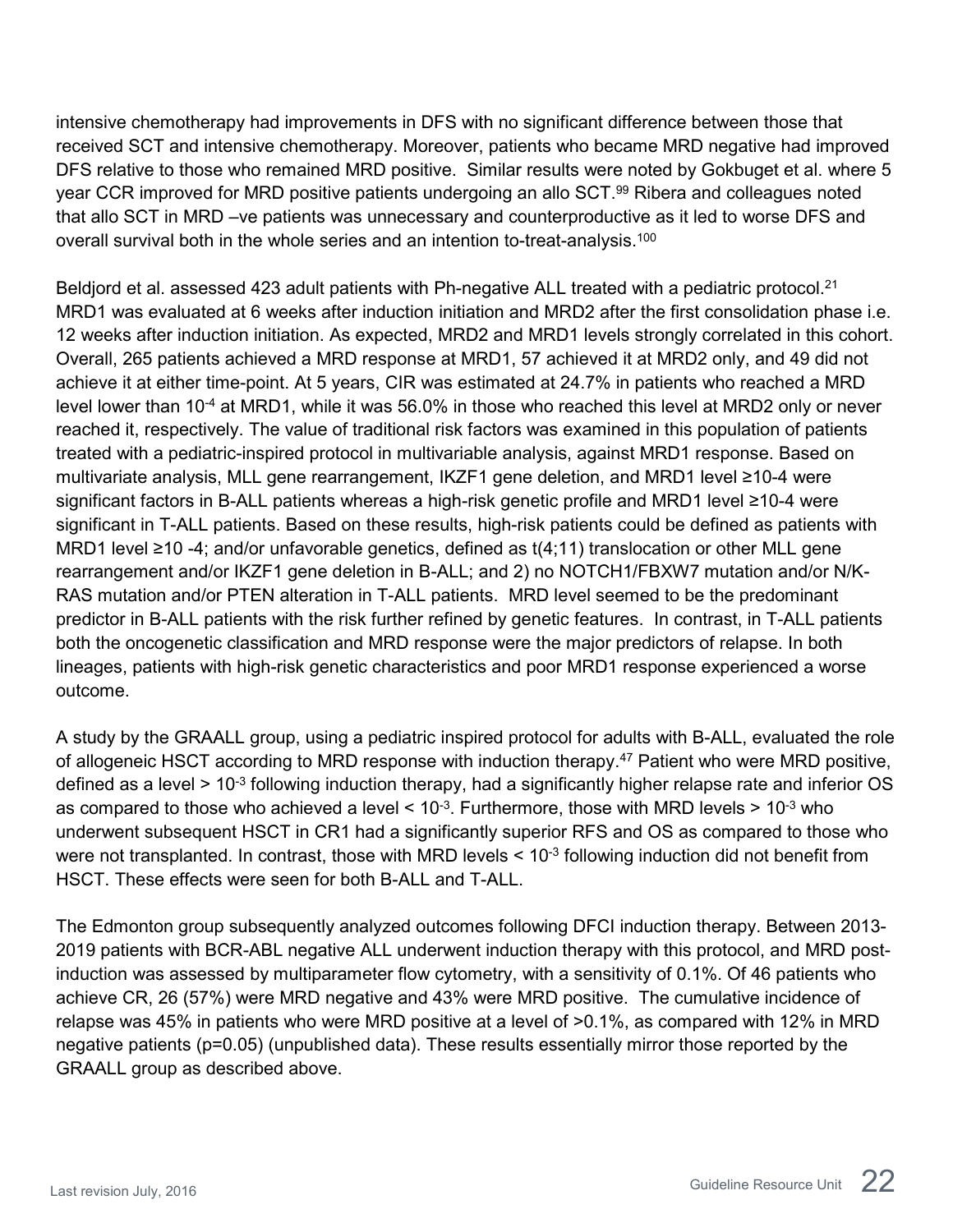intensive chemotherapy had improvements in DFS with no significant difference between those that received SCT and intensive chemotherapy. Moreover, patients who became MRD negative had improved DFS relative to those who remained MRD positive. Similar results were noted by Gokbuget et al. where 5 year CCR improved for MRD positive patients undergoing an allo SCT.[99] Ribera and colleagues noted that allo SCT in MRD –ve patients was unnecessary and counterproductive as it led to worse DFS and overall survival both in the whole series and an intention to-treat-analysis.[100]

Beldjord et al. assessed 423 adult patients with Ph-negative ALL treated with a pediatric protocol.[21] MRD1 was evaluated at 6 weeks after induction initiation and MRD2 after the first consolidation phase i.e. 12 weeks after induction initiation. As expected, MRD2 and MRD1 levels strongly correlated in this cohort. Overall, 265 patients achieved a MRD response at MRD1, 57 achieved it at MRD2 only, and 49 did not achieve it at either time-point. At 5 years, CIR was estimated at 24.7% in patients who reached a MRD level lower than $10^{-4}$ at MRD1, while it was 56.0% in those who reached this level at MRD2 only or never reached it, respectively. The value of traditional risk factors was examined in this population of patients treated with a pediatric-inspired protocol in multivariable analysis, against MRD1 response. Based on multivariate analysis, MLL gene rearrangement, IKZF1 gene deletion, and MRD1 level ≥10-4 were significant factors in B-ALL patients whereas a high-risk genetic profile and MRD1 level ≥10-4 were significant in T-ALL patients. Based on these results, high-risk patients could be defined as patients with MRD1 level ≥10 -4; and/or unfavorable genetics, defined as t(4;11) translocation or other MLL gene rearrangement and/or IKZF1 gene deletion in B-ALL; and 2) no NOTCH1/FBXW7 mutation and/or N/K-RAS mutation and/or PTEN alteration in T-ALL patients. MRD level seemed to be the predominant predictor in B-ALL patients with the risk further refined by genetic features. In contrast, in T-ALL patients both the oncogenetic classification and MRD response were the major predictors of relapse. In both lineages, patients with high-risk genetic characteristics and poor MRD1 response experienced a worse outcome.

A study by the GRAALL group, using a pediatric inspired protocol for adults with B-ALL, evaluated the role of allogeneic HSCT according to MRD response with induction therapy.[47] Patient who were MRD positive, defined as a level > $10^{-3}$ following induction therapy, had a significantly higher relapse rate and inferior OS as compared to those who achieved a level < $10^{-3}$. Furthermore, those with MRD levels > $10^{-3}$ who underwent subsequent HSCT in CR1 had a significantly superior RFS and OS as compared to those who were not transplanted. In contrast, those with MRD levels < $10^{-3}$ following induction did not benefit from HSCT. These effects were seen for both B-ALL and T-ALL.

The Edmonton group subsequently analyzed outcomes following DFCI induction therapy. Between 2013-2019 patients with BCR-ABL negative ALL underwent induction therapy with this protocol, and MRD post-induction was assessed by multiparameter flow cytometry, with a sensitivity of 0.1%. Of 46 patients who achieve CR, 26 (57%) were MRD negative and 43% were MRD positive. The cumulative incidence of relapse was 45% in patients who were MRD positive at a level of >0.1%, as compared with 12% in MRD negative patients ($p$=0.05) (unpublished data). These results essentially mirror those reported by the GRAALL group as described above.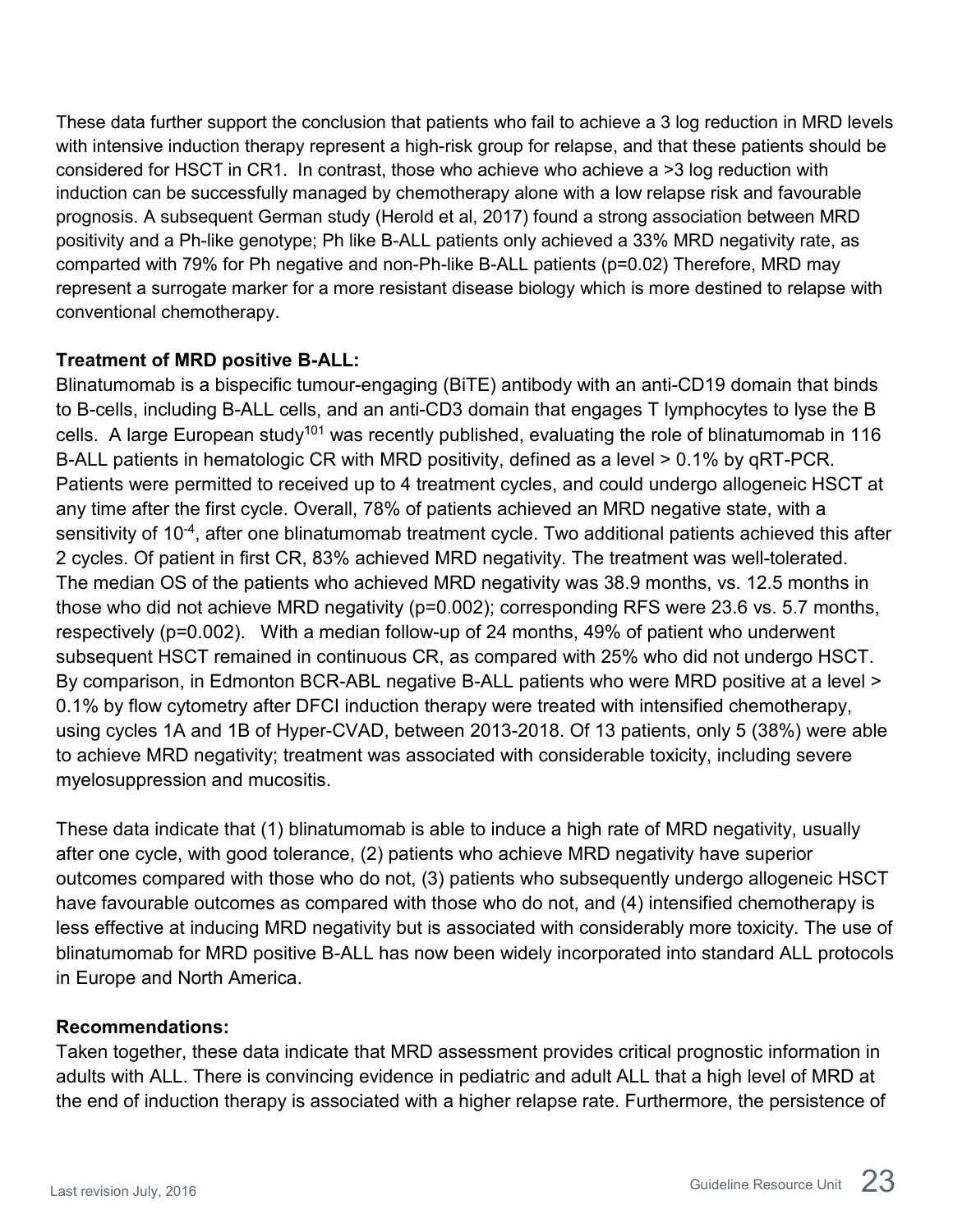These data further support the conclusion that patients who fail to achieve a 3 log reduction in MRD levels with intensive induction therapy represent a high-risk group for relapse, and that these patients should be considered for HSCT in CR1. In contrast, those who achieve who achieve a >3 log reduction with induction can be successfully managed by chemotherapy alone with a low relapse risk and favourable prognosis. A subsequent German study (Herold et al, 2017) found a strong association between MRD positivity and a Ph-like genotype; Ph like B-ALL patients only achieved a 33% MRD negativity rate, as compared with 79% for Ph negative and non-Ph-like B-ALL patients (p=0.02) Therefore, MRD may represent a surrogate marker for a more resistant disease biology which is more destined to relapse with conventional chemotherapy.

**Treatment of MRD positive B-ALL:**

Blinatumomab is a bispecific tumour-engaging (BiTE) antibody with an anti-CD19 domain that binds to B-cells, including B-ALL cells, and an anti-CD3 domain that engages T lymphocytes to lyse the B cells. A large European study[101] was recently published, evaluating the role of blinatumomab in 116 B-ALL patients in hematologic CR with MRD positivity, defined as a level > 0.1% by qRT-PCR. Patients were permitted to received up to 4 treatment cycles, and could undergo allogeneic HSCT at any time after the first cycle. Overall, 78% of patients achieved an MRD negative state, with a sensitivity of $10^{-4}$, after one blinatumomab treatment cycle. Two additional patients achieved this after 2 cycles. Of patient in first CR, 83% achieved MRD negativity. The treatment was well-tolerated. The median OS of the patients who achieved MRD negativity was 38.9 months, vs. 12.5 months in those who did not achieve MRD negativity (p=0.002); corresponding RFS were 23.6 vs. 5.7 months, respectively (p=0.002). With a median follow-up of 24 months, 49% of patient who underwent subsequent HSCT remained in continuous CR, as compared with 25% who did not undergo HSCT. By comparison, in Edmonton BCR-ABL negative B-ALL patients who were MRD positive at a level > 0.1% by flow cytometry after DFCI induction therapy were treated with intensified chemotherapy, using cycles 1A and 1B of Hyper-CVAD, between 2013-2018. Of 13 patients, only 5 (38%) were able to achieve MRD negativity; treatment was associated with considerable toxicity, including severe myelosuppression and mucositis.

These data indicate that (1) blinatumomab is able to induce a high rate of MRD negativity, usually after one cycle, with good tolerance, (2) patients who achieve MRD negativity have superior outcomes compared with those who do not, (3) patients who subsequently undergo allogeneic HSCT have favourable outcomes as compared with those who do not, and (4) intensified chemotherapy is less effective at inducing MRD negativity but is associated with considerably more toxicity. The use of blinatumomab for MRD positive B-ALL has now been widely incorporated into standard ALL protocols in Europe and North America.

**Recommendations:**

Taken together, these data indicate that MRD assessment provides critical prognostic information in adults with ALL. There is convincing evidence in pediatric and adult ALL that a high level of MRD at the end of induction therapy is associated with a higher relapse rate. Furthermore, the persistence of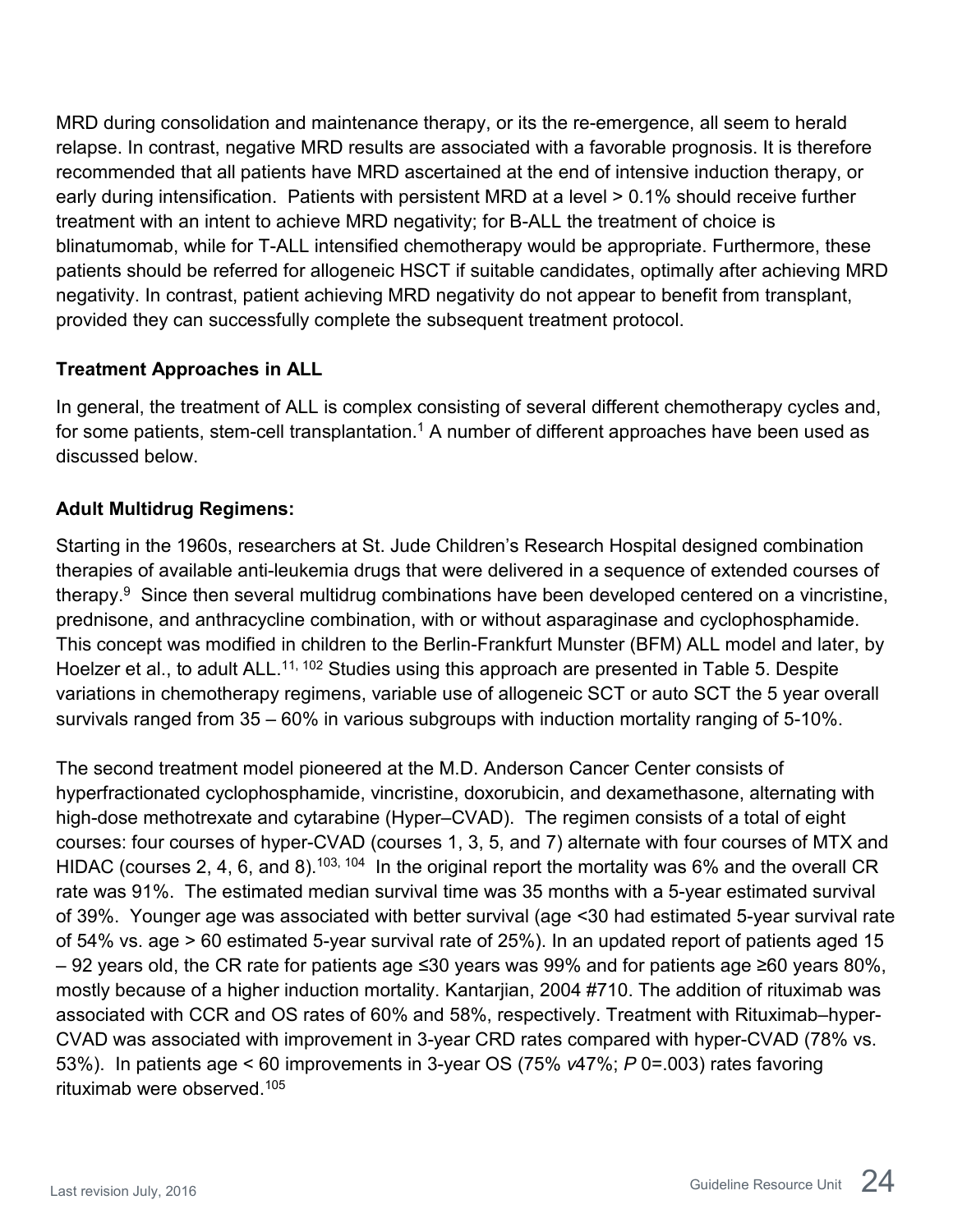MRD during consolidation and maintenance therapy, or its the re-emergence, all seem to herald relapse. In contrast, negative MRD results are associated with a favorable prognosis. It is therefore recommended that all patients have MRD ascertained at the end of intensive induction therapy, or early during intensification. Patients with persistent MRD at a level > 0.1% should receive further treatment with an intent to achieve MRD negativity; for B-ALL the treatment of choice is blinatumomab, while for T-ALL intensified chemotherapy would be appropriate. Furthermore, these patients should be referred for allogeneic HSCT if suitable candidates, optimally after achieving MRD negativity. In contrast, patient achieving MRD negativity do not appear to benefit from transplant, provided they can successfully complete the subsequent treatment protocol.

**Treatment Approaches in ALL**

In general, the treatment of ALL is complex consisting of several different chemotherapy cycles and, for some patients, stem-cell transplantation.[1] A number of different approaches have been used as discussed below.

**Adult Multidrug Regimens:**

Starting in the 1960s, researchers at St. Jude Children's Research Hospital designed combination therapies of available anti-leukemia drugs that were delivered in a sequence of extended courses of therapy.[9] Since then several multidrug combinations have been developed centered on a vincristine, prednisone, and anthracycline combination, with or without asparaginase and cyclophosphamide. This concept was modified in children to the Berlin-Frankfurt Munster (BFM) ALL model and later, by Hoelzer et al., to adult ALL.[11, 102] Studies using this approach are presented in Table 5. Despite variations in chemotherapy regimens, variable use of allogeneic SCT or auto SCT the 5 year overall survivals ranged from 35 – 60% in various subgroups with induction mortality ranging of 5-10%.

The second treatment model pioneered at the M.D. Anderson Cancer Center consists of hyperfractionated cyclophosphamide, vincristine, doxorubicin, and dexamethasone, alternating with high-dose methotrexate and cytarabine (Hyper–CVAD). The regimen consists of a total of eight courses: four courses of hyper-CVAD (courses 1, 3, 5, and 7) alternate with four courses of MTX and HIDAC (courses 2, 4, 6, and 8).[103, 104] In the original report the mortality was 6% and the overall CR rate was 91%. The estimated median survival time was 35 months with a 5-year estimated survival of 39%. Younger age was associated with better survival (age <30 had estimated 5-year survival rate of 54% vs. age > 60 estimated 5-year survival rate of 25%). In an updated report of patients aged 15 – 92 years old, the CR rate for patients age ≤30 years was 99% and for patients age ≥60 years 80%, mostly because of a higher induction mortality. Kantarjian, 2004 #710. The addition of rituximab was associated with CCR and OS rates of 60% and 58%, respectively. Treatment with Rituximab–hyper-CVAD was associated with improvement in 3-year CRD rates compared with hyper-CVAD (78% vs. 53%). In patients age < 60 improvements in 3-year OS (75% *v*47%; *P* 0=.003) rates favoring rituximab were observed.[105]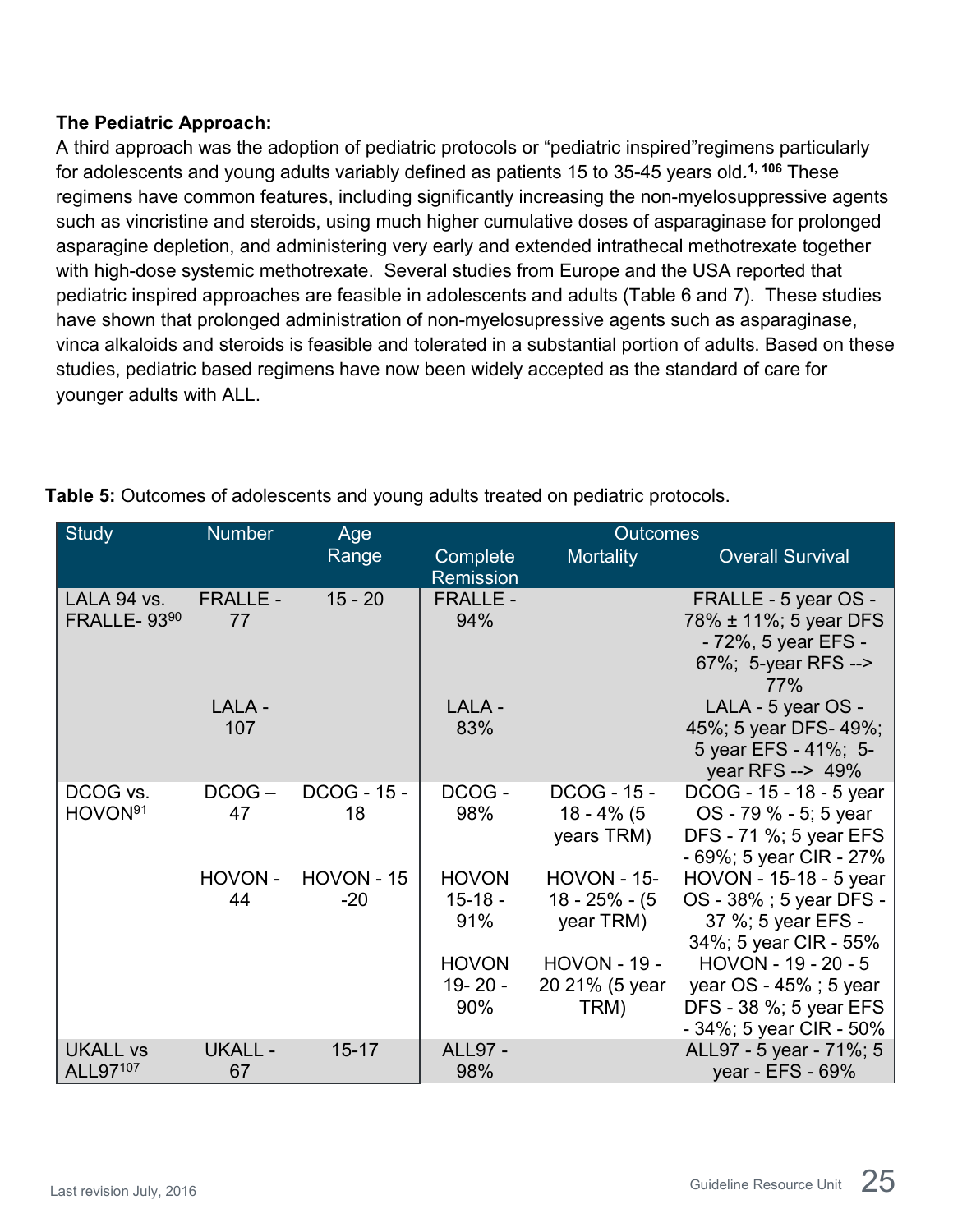**The Pediatric Approach:**

A third approach was the adoption of pediatric protocols or "pediatric inspired"regimens particularly for adolescents and young adults variably defined as patients 15 to 35-45 years old.[1, 106] These regimens have common features, including significantly increasing the non-myelosuppressive agents such as vincristine and steroids, using much higher cumulative doses of asparaginase for prolonged asparagine depletion, and administering very early and extended intrathecal methotrexate together with high-dose systemic methotrexate. Several studies from Europe and the USA reported that pediatric inspired approaches are feasible in adolescents and adults (Table 6 and 7). These studies have shown that prolonged administration of non-myelosupressive agents such as asparaginase, vinca alkaloids and steroids is feasible and tolerated in a substantial portion of adults. Based on these studies, pediatric based regimens have now been widely accepted as the standard of care for younger adults with ALL.

**Table 5:** Outcomes of adolescents and young adults treated on pediatric protocols.

| Study | Number | Age Range | Outcomes | | |
|---|---|---|---|---|---|
| | | | Complete Remission | Mortality | Overall Survival |
| LALA 94 vs. FRALLE- 93[90] | FRALLE - 77 | 15 - 20 | FRALLE - 94% | | FRALLE - 5 year OS - 78% ± 11%; 5 year DFS - 72%, 5 year EFS - 67%; 5-year RFS --> 77% |
| | LALA - 107 | | LALA - 83% | | LALA - 5 year OS - 45%; 5 year DFS- 49%; 5 year EFS - 41%; 5-year RFS --> 49% |
| DCOG vs. HOVON[91] | DCOG – 47 | DCOG - 15 - 18 | DCOG - 98% | DCOG - 15 - 18 - 4% (5 years TRM) | DCOG - 15 - 18 - 5 year OS - 79 % - 5; 5 year DFS - 71 %; 5 year EFS - 69%; 5 year CIR - 27% |
| | HOVON - 44 | HOVON - 15 -20 | HOVON 15-18 - 91% | HOVON - 15-18 - 25% - (5 year TRM) | HOVON - 15-18 - 5 year OS - 38% ; 5 year DFS - 37 %; 5 year EFS - 34%; 5 year CIR - 55% |
| | | | HOVON 19- 20 - 90% | HOVON - 19 - 20 21% (5 year TRM) | HOVON - 19 - 20 - 5 year OS - 45% ; 5 year DFS - 38 %; 5 year EFS - 34%; 5 year CIR - 50% |
| UKALL vs ALL97[107] | UKALL - 67 | 15-17 | ALL97 - 98% | | ALL97 - 5 year - 71%; 5 year - EFS - 69% |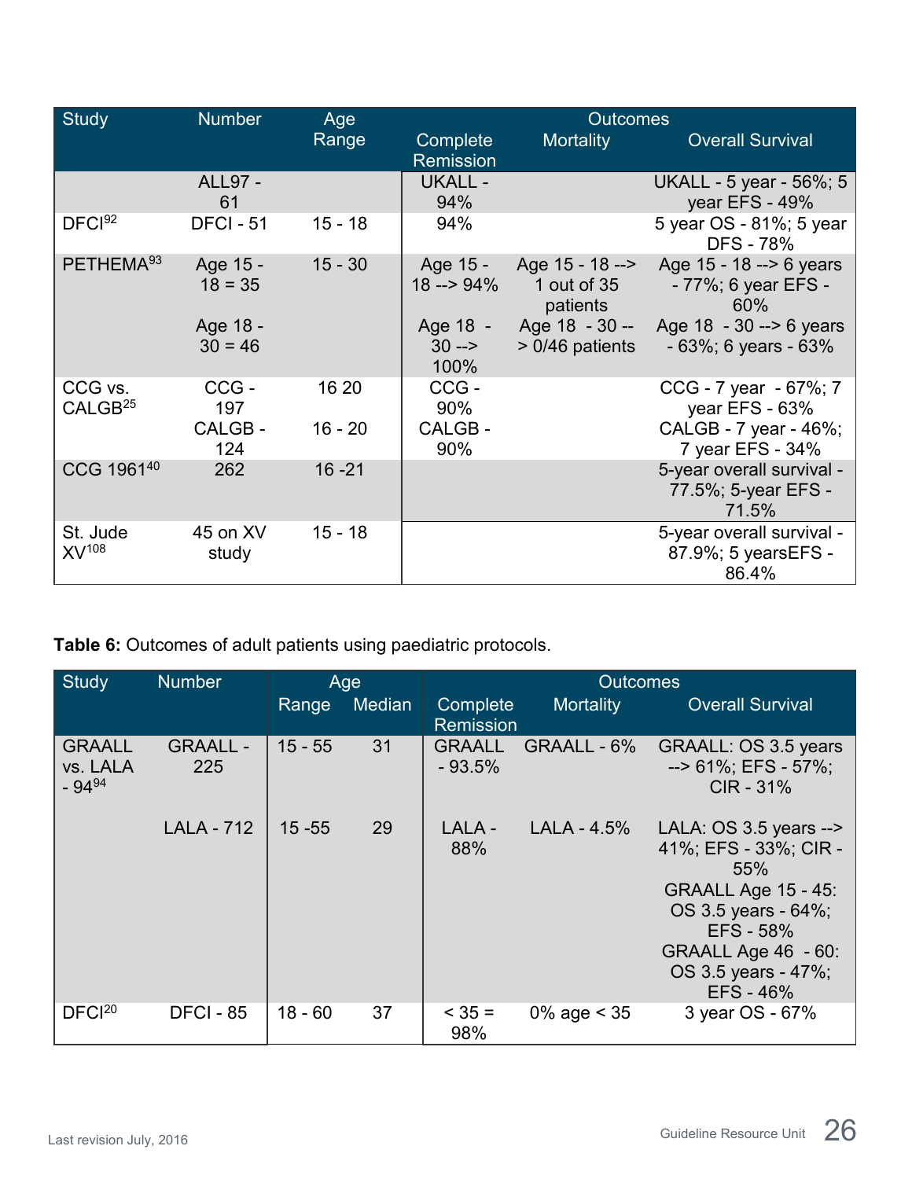| Study | Number | Age Range | Outcomes | | |
|---|---|---|---|---|---|
| | | | Complete Remission | Mortality | Overall Survival |
| | ALL97 - 61 | | UKALL - 94% | | UKALL - 5 year - 56%; 5 year EFS - 49% |
| DFCI[92] | DFCI - 51 | 15 - 18 | 94% | | 5 year OS - 81%; 5 year DFS - 78% |
| PETHEMA[93] | Age 15 - 18 = 35<br><br>Age 18 - 30 = 46 | 15 - 30 | Age 15 - 18 --> 94%<br><br>Age 18 - 30 --> 100% | Age 15 - 18 --> 1 out of 35 patients<br><br>Age 18 - 30 --> 0/46 patients | Age 15 - 18 --> 6 years - 77%; 6 year EFS - 60%<br><br>Age 18 - 30 --> 6 years - 63%; 6 years - 63% |
| CCG vs. CALGB[25] | CCG - 197<br>CALGB - 124 | 16 20<br>16 - 20 | CCG - 90%<br>CALGB - 90% | | CCG - 7 year - 67%; 7 year EFS - 63%<br>CALGB - 7 year - 46%; 7 year EFS - 34% |
| CCG 1961[40] | 262 | 16 -21 | | | 5-year overall survival - 77.5%; 5-year EFS - 71.5% |
| St. Jude XV[108] | 45 on XV study | 15 - 18 | | | 5-year overall survival - 87.9%; 5 yearsEFS - 86.4% |

**Table 6:** Outcomes of adult patients using paediatric protocols.

| Study | Number | Age | | Outcomes | | |
|---|---|---|---|---|---|---|
| | | Range | Median | Complete Remission | Mortality | Overall Survival |
| GRAALL vs. LALA - 94[94] | GRAALL - 225 | 15 - 55 | 31 | GRAALL - 93.5% | GRAALL - 6% | GRAALL: OS 3.5 years --> 61%; EFS - 57%; CIR - 31% |
| | LALA - 712 | 15 -55 | 29 | LALA - 88% | LALA - 4.5% | LALA: OS 3.5 years --> 41%; EFS - 33%; CIR - 55%<br>GRAALL Age 15 - 45: OS 3.5 years - 64%; EFS - 58%<br>GRAALL Age 46 - 60: OS 3.5 years - 47%; EFS - 46% |
| DFCI[20] | DFCI - 85 | 18 - 60 | 37 | < 35 = 98% | 0% age < 35 | 3 year OS - 67% |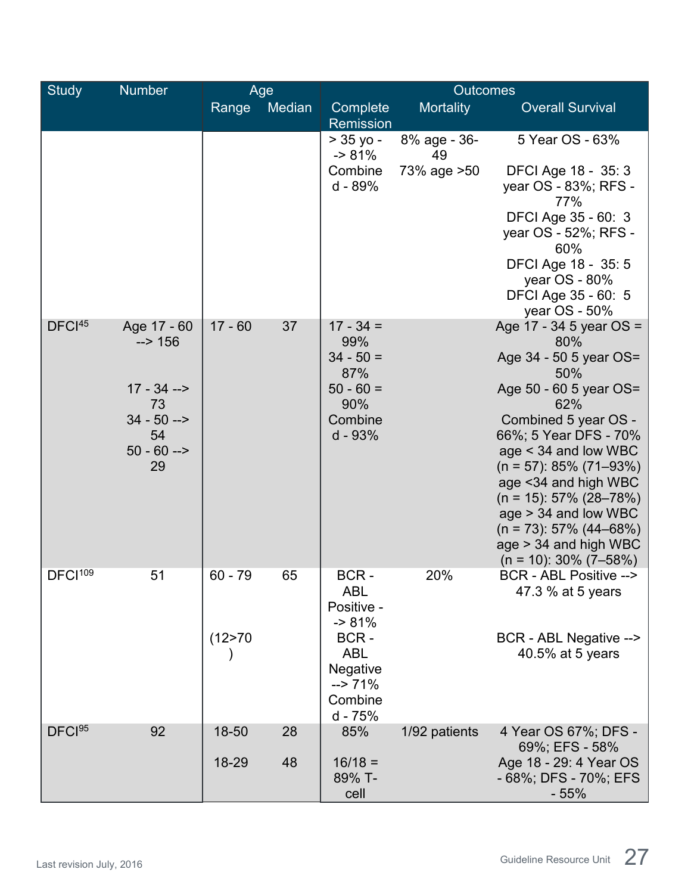| Study | Number | Age | | Outcomes | | |
|---|---|---|---|---|---|---|
| | | Range | Median | Complete Remission | Mortality | Overall Survival |
| | | | | > 35 yo --> 81% Combined - 89% | 8% age - 36-49 73% age >50 | 5 Year OS - 63% DFCI Age 18 - 35: 3 year OS - 83%; RFS - 77% DFCI Age 35 - 60: 3 year OS - 52%; RFS - 60% DFCI Age 18 - 35: 5 year OS - 80% DFCI Age 35 - 60: 5 year OS - 50% |
| DFCI[45] | Age 17 - 60 --> 156 17 - 34 --> 73 34 - 50 --> 54 50 - 60 --> 29 | 17 - 60 | 37 | 17 - 34 = 99% 34 - 50 = 87% 50 - 60 = 90% Combined - 93% | | Age 17 - 34 5 year OS = 80% Age 34 - 50 5 year OS= 50% Age 50 - 60 5 year OS= 62% Combined 5 year OS - 66%; 5 Year DFS - 70% age < 34 and low WBC (n = 57): 85% (71–93%) age <34 and high WBC (n = 15): 57% (28–78%) age > 34 and low WBC (n = 73): 57% (44–68%) age > 34 and high WBC (n = 10): 30% (7–58%) |
| DFCI[109] | 51 | 60 - 79 (12>70) | 65 | BCR - ABL Positive --> 81% BCR - ABL Negative --> 71% Combined - 75% | 20% | BCR - ABL Positive --> 47.3 % at 5 years BCR - ABL Negative --> 40.5% at 5 years |
| DFCI[95] | 92 | 18-50 18-29 | 28 48 | 85% 16/18 = 89% T-cell | 1/92 patients | 4 Year OS 67%; DFS - 69%; EFS - 58% Age 18 - 29: 4 Year OS - 68%; DFS - 70%; EFS - 55% |

Last revision July, 2016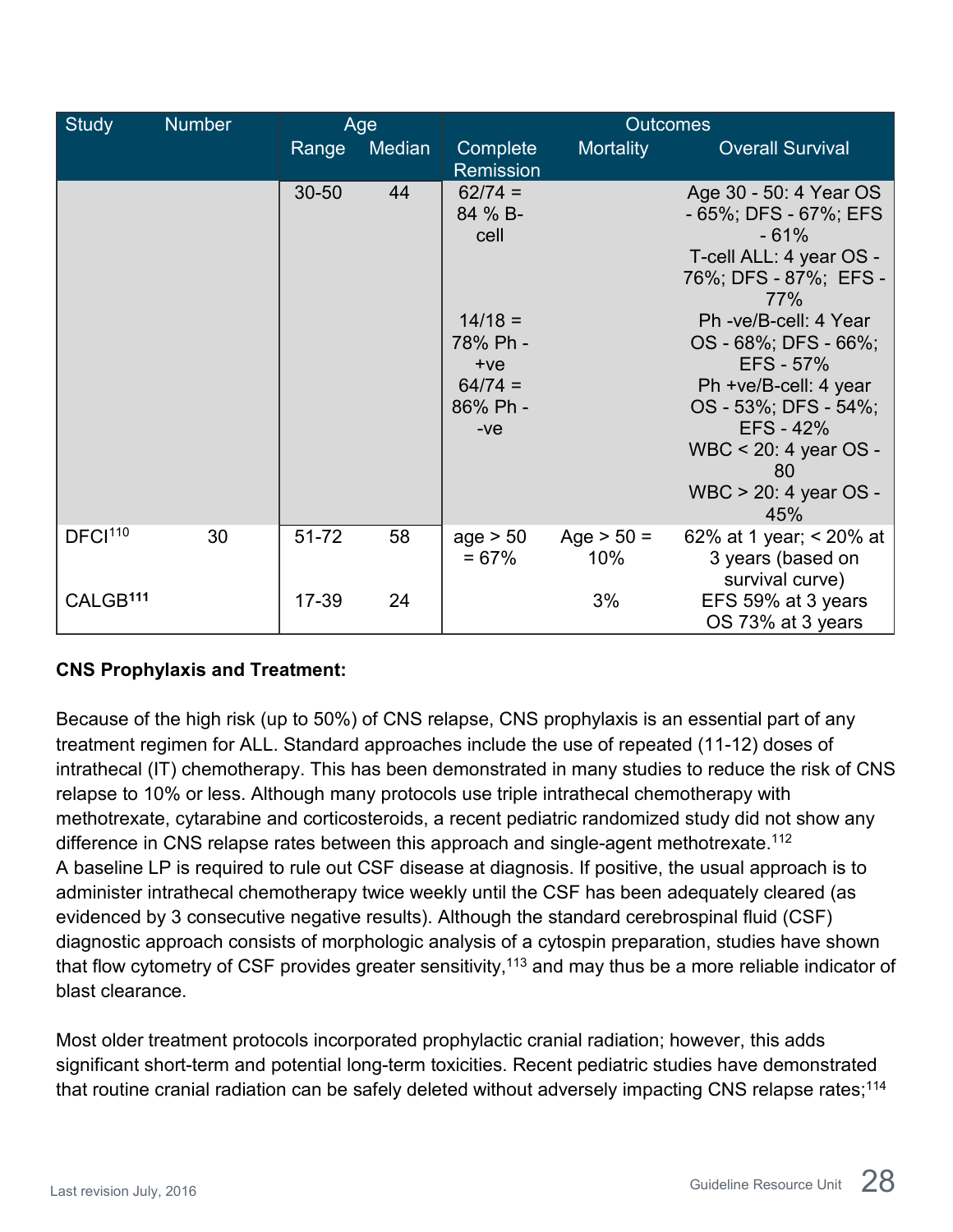| Study | Number | Age | | Outcomes | | |
|---|---|---|---|---|---|---|
| | | Range | Median | Complete Remission | Mortality | Overall Survival |
| | | 30-50 | 44 | 62/74 = 84 % B-cell<br><br>14/18 = 78% Ph -+ve<br>64/74 = 86% Ph --ve | | Age 30 - 50: 4 Year OS - 65%; DFS - 67%; EFS - 61%<br>T-cell ALL: 4 year OS - 76%; DFS - 87%; EFS - 77%<br>Ph -ve/B-cell: 4 Year OS - 68%; DFS - 66%; EFS - 57%<br>Ph +ve/B-cell: 4 year OS - 53%; DFS - 54%; EFS - 42%<br>WBC < 20: 4 year OS - 80<br>WBC > 20: 4 year OS - 45% |
| DFCI[110] | 30 | 51-72 | 58 | age > 50 = 67% | Age > 50 = 10% | 62% at 1 year; < 20% at 3 years (based on survival curve) |
| CALGB[111] | | 17-39 | 24 | | 3% | EFS 59% at 3 years<br>OS 73% at 3 years |

**CNS Prophylaxis and Treatment:**

Because of the high risk (up to 50%) of CNS relapse, CNS prophylaxis is an essential part of any treatment regimen for ALL. Standard approaches include the use of repeated (11-12) doses of intrathecal (IT) chemotherapy. This has been demonstrated in many studies to reduce the risk of CNS relapse to 10% or less. Although many protocols use triple intrathecal chemotherapy with methotrexate, cytarabine and corticosteroids, a recent pediatric randomized study did not show any difference in CNS relapse rates between this approach and single-agent methotrexate.[112]
A baseline LP is required to rule out CSF disease at diagnosis. If positive, the usual approach is to administer intrathecal chemotherapy twice weekly until the CSF has been adequately cleared (as evidenced by 3 consecutive negative results). Although the standard cerebrospinal fluid (CSF) diagnostic approach consists of morphologic analysis of a cytospin preparation, studies have shown that flow cytometry of CSF provides greater sensitivity,[113] and may thus be a more reliable indicator of blast clearance.

Most older treatment protocols incorporated prophylactic cranial radiation; however, this adds significant short-term and potential long-term toxicities. Recent pediatric studies have demonstrated that routine cranial radiation can be safely deleted without adversely impacting CNS relapse rates;[114]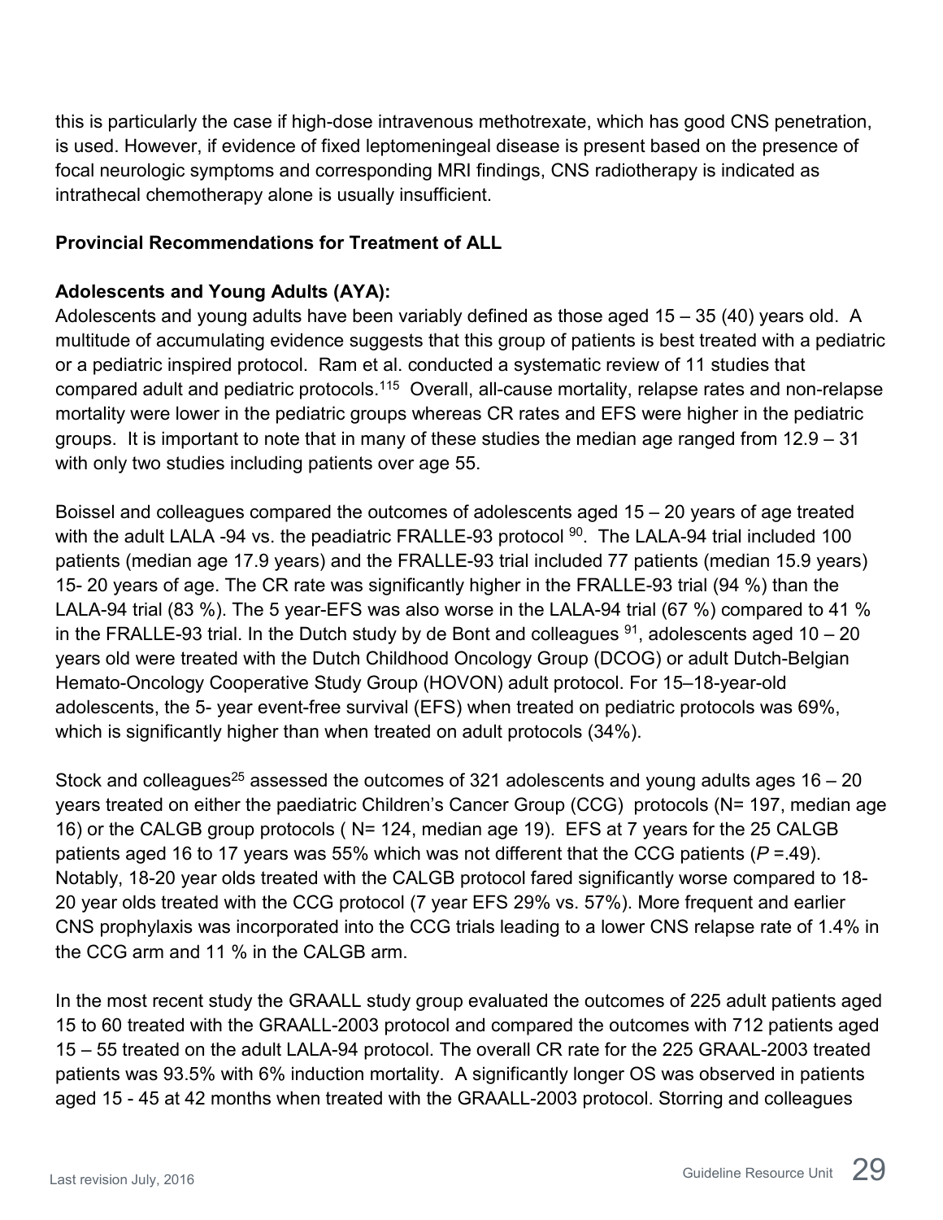this is particularly the case if high-dose intravenous methotrexate, which has good CNS penetration, is used. However, if evidence of fixed leptomeningeal disease is present based on the presence of focal neurologic symptoms and corresponding MRI findings, CNS radiotherapy is indicated as intrathecal chemotherapy alone is usually insufficient.

**Provincial Recommendations for Treatment of ALL**

**Adolescents and Young Adults (AYA):**

Adolescents and young adults have been variably defined as those aged 15 – 35 (40) years old. A multitude of accumulating evidence suggests that this group of patients is best treated with a pediatric or a pediatric inspired protocol. Ram et al. conducted a systematic review of 11 studies that compared adult and pediatric protocols.[115] Overall, all-cause mortality, relapse rates and non-relapse mortality were lower in the pediatric groups whereas CR rates and EFS were higher in the pediatric groups. It is important to note that in many of these studies the median age ranged from 12.9 – 31 with only two studies including patients over age 55.

Boissel and colleagues compared the outcomes of adolescents aged 15 – 20 years of age treated with the adult LALA -94 vs. the peadiatric FRALLE-93 protocol [90]. The LALA-94 trial included 100 patients (median age 17.9 years) and the FRALLE-93 trial included 77 patients (median 15.9 years) 15- 20 years of age. The CR rate was significantly higher in the FRALLE-93 trial (94 %) than the LALA-94 trial (83 %). The 5 year-EFS was also worse in the LALA-94 trial (67 %) compared to 41 % in the FRALLE-93 trial. In the Dutch study by de Bont and colleagues [91], adolescents aged 10 – 20 years old were treated with the Dutch Childhood Oncology Group (DCOG) or adult Dutch-Belgian Hemato-Oncology Cooperative Study Group (HOVON) adult protocol. For 15–18-year-old adolescents, the 5- year event-free survival (EFS) when treated on pediatric protocols was 69%, which is significantly higher than when treated on adult protocols (34%).

Stock and colleagues[25] assessed the outcomes of 321 adolescents and young adults ages 16 – 20 years treated on either the paediatric Children's Cancer Group (CCG) protocols (N= 197, median age 16) or the CALGB group protocols ( N= 124, median age 19). EFS at 7 years for the 25 CALGB patients aged 16 to 17 years was 55% which was not different that the CCG patients (*P* =.49). Notably, 18-20 year olds treated with the CALGB protocol fared significantly worse compared to 18-20 year olds treated with the CCG protocol (7 year EFS 29% vs. 57%). More frequent and earlier CNS prophylaxis was incorporated into the CCG trials leading to a lower CNS relapse rate of 1.4% in the CCG arm and 11 % in the CALGB arm.

In the most recent study the GRAALL study group evaluated the outcomes of 225 adult patients aged 15 to 60 treated with the GRAALL-2003 protocol and compared the outcomes with 712 patients aged 15 – 55 treated on the adult LALA-94 protocol. The overall CR rate for the 225 GRAAL-2003 treated patients was 93.5% with 6% induction mortality. A significantly longer OS was observed in patients aged 15 - 45 at 42 months when treated with the GRAALL-2003 protocol. Storring and colleagues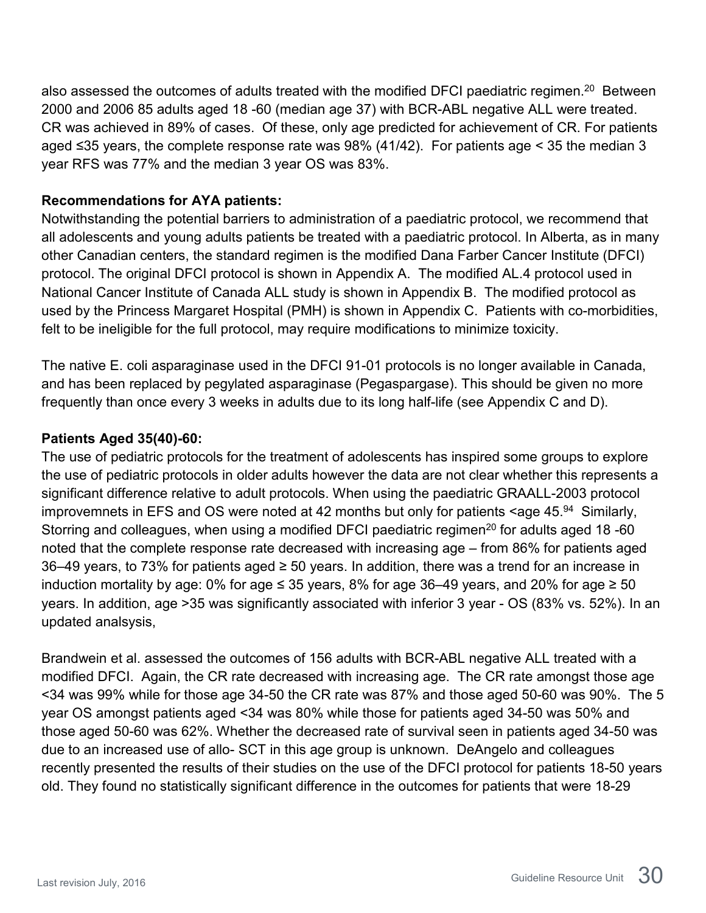also assessed the outcomes of adults treated with the modified DFCI paediatric regimen.[20] Between 2000 and 2006 85 adults aged 18 -60 (median age 37) with BCR-ABL negative ALL were treated. CR was achieved in 89% of cases. Of these, only age predicted for achievement of CR. For patients aged ≤35 years, the complete response rate was 98% (41/42). For patients age < 35 the median 3 year RFS was 77% and the median 3 year OS was 83%.

**Recommendations for AYA patients:**
Notwithstanding the potential barriers to administration of a paediatric protocol, we recommend that all adolescents and young adults patients be treated with a paediatric protocol. In Alberta, as in many other Canadian centers, the standard regimen is the modified Dana Farber Cancer Institute (DFCI) protocol. The original DFCI protocol is shown in Appendix A. The modified AL.4 protocol used in National Cancer Institute of Canada ALL study is shown in Appendix B. The modified protocol as used by the Princess Margaret Hospital (PMH) is shown in Appendix C. Patients with co-morbidities, felt to be ineligible for the full protocol, may require modifications to minimize toxicity.

The native E. coli asparaginase used in the DFCI 91-01 protocols is no longer available in Canada, and has been replaced by pegylated asparaginase (Pegaspargase). This should be given no more frequently than once every 3 weeks in adults due to its long half-life (see Appendix C and D).

**Patients Aged 35(40)-60:**
The use of pediatric protocols for the treatment of adolescents has inspired some groups to explore the use of pediatric protocols in older adults however the data are not clear whether this represents a significant difference relative to adult protocols. When using the paediatric GRAALL-2003 protocol improvemnets in EFS and OS were noted at 42 months but only for patients <age 45.[94] Similarly, Storring and colleagues, when using a modified DFCI paediatric regimen[20] for adults aged 18 -60 noted that the complete response rate decreased with increasing age – from 86% for patients aged 36–49 years, to 73% for patients aged ≥ 50 years. In addition, there was a trend for an increase in induction mortality by age: 0% for age ≤ 35 years, 8% for age 36–49 years, and 20% for age ≥ 50 years. In addition, age >35 was significantly associated with inferior 3 year - OS (83% vs. 52%). In an updated analsysis,

Brandwein et al. assessed the outcomes of 156 adults with BCR-ABL negative ALL treated with a modified DFCI. Again, the CR rate decreased with increasing age. The CR rate amongst those age <34 was 99% while for those age 34-50 the CR rate was 87% and those aged 50-60 was 90%. The 5 year OS amongst patients aged <34 was 80% while those for patients aged 34-50 was 50% and those aged 50-60 was 62%. Whether the decreased rate of survival seen in patients aged 34-50 was due to an increased use of allo- SCT in this age group is unknown. DeAngelo and colleagues recently presented the results of their studies on the use of the DFCI protocol for patients 18-50 years old. They found no statistically significant difference in the outcomes for patients that were 18-29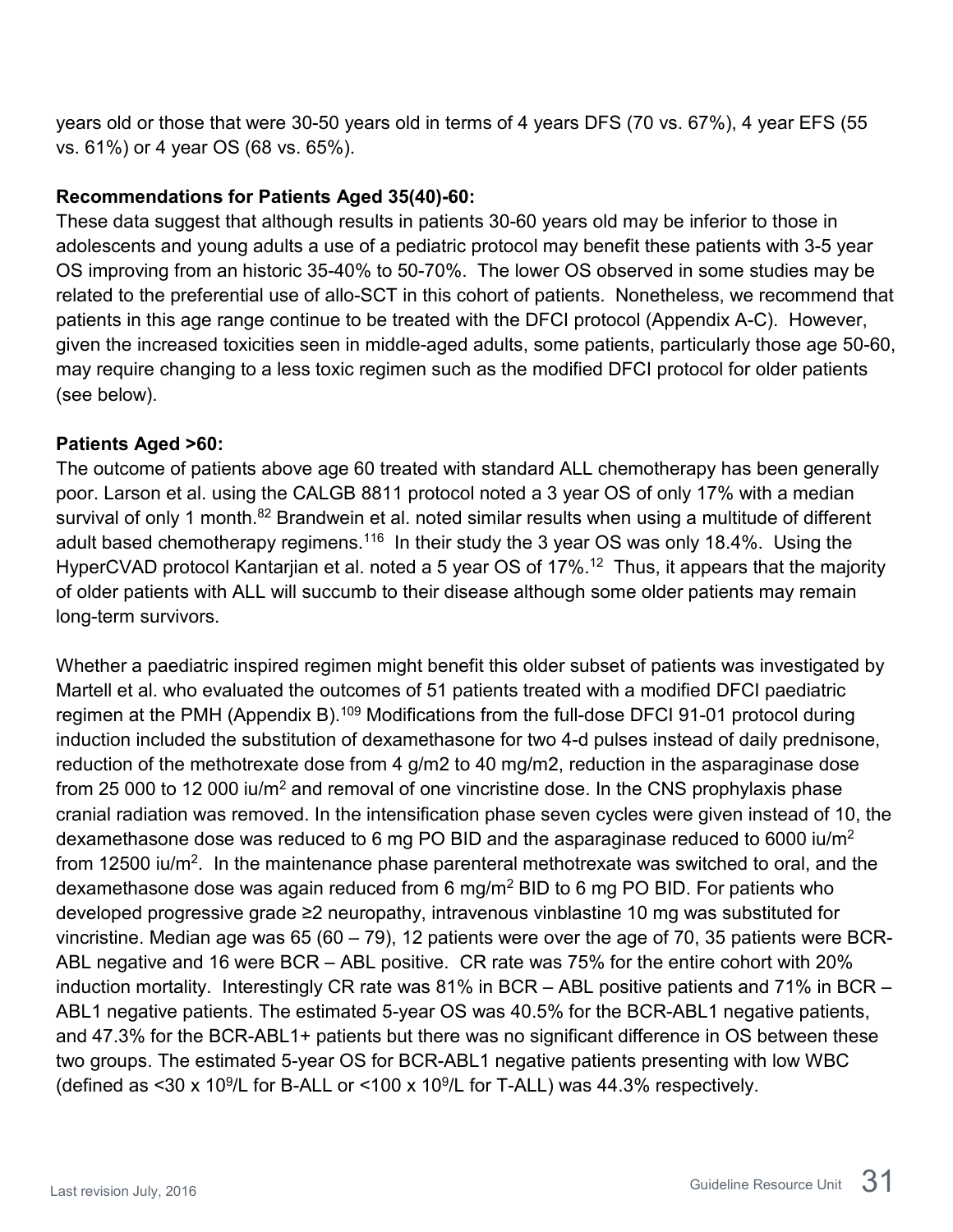years old or those that were 30-50 years old in terms of 4 years DFS (70 vs. 67%), 4 year EFS (55 vs. 61%) or 4 year OS (68 vs. 65%).

**Recommendations for Patients Aged 35(40)-60:**
These data suggest that although results in patients 30-60 years old may be inferior to those in adolescents and young adults a use of a pediatric protocol may benefit these patients with 3-5 year OS improving from an historic 35-40% to 50-70%. The lower OS observed in some studies may be related to the preferential use of allo-SCT in this cohort of patients. Nonetheless, we recommend that patients in this age range continue to be treated with the DFCI protocol (Appendix A-C). However, given the increased toxicities seen in middle-aged adults, some patients, particularly those age 50-60, may require changing to a less toxic regimen such as the modified DFCI protocol for older patients (see below).

**Patients Aged >60:**
The outcome of patients above age 60 treated with standard ALL chemotherapy has been generally poor. Larson et al. using the CALGB 8811 protocol noted a 3 year OS of only 17% with a median survival of only 1 month.[82] Brandwein et al. noted similar results when using a multitude of different adult based chemotherapy regimens.[116] In their study the 3 year OS was only 18.4%. Using the HyperCVAD protocol Kantarjian et al. noted a 5 year OS of 17%.[12] Thus, it appears that the majority of older patients with ALL will succumb to their disease although some older patients may remain long-term survivors.

Whether a paediatric inspired regimen might benefit this older subset of patients was investigated by Martell et al. who evaluated the outcomes of 51 patients treated with a modified DFCI paediatric regimen at the PMH (Appendix B).[109] Modifications from the full-dose DFCI 91-01 protocol during induction included the substitution of dexamethasone for two 4-d pulses instead of daily prednisone, reduction of the methotrexate dose from 4 g/m2 to 40 mg/m2, reduction in the asparaginase dose from 25 000 to 12 000 iu/$m^2$ and removal of one vincristine dose. In the CNS prophylaxis phase cranial radiation was removed. In the intensification phase seven cycles were given instead of 10, the dexamethasone dose was reduced to 6 mg PO BID and the asparaginase reduced to 6000 iu/$m^2$ from 12500 iu/$m^2$. In the maintenance phase parenteral methotrexate was switched to oral, and the dexamethasone dose was again reduced from 6 mg/$m^2$ BID to 6 mg PO BID. For patients who developed progressive grade ≥2 neuropathy, intravenous vinblastine 10 mg was substituted for vincristine. Median age was 65 (60 – 79), 12 patients were over the age of 70, 35 patients were BCR-ABL negative and 16 were BCR – ABL positive. CR rate was 75% for the entire cohort with 20% induction mortality. Interestingly CR rate was 81% in BCR – ABL positive patients and 71% in BCR – ABL1 negative patients. The estimated 5-year OS was 40.5% for the BCR-ABL1 negative patients, and 47.3% for the BCR-ABL1+ patients but there was no significant difference in OS between these two groups. The estimated 5-year OS for BCR-ABL1 negative patients presenting with low WBC (defined as <30 x $10^9$/L for B-ALL or <100 x $10^9$/L for T-ALL) was 44.3% respectively.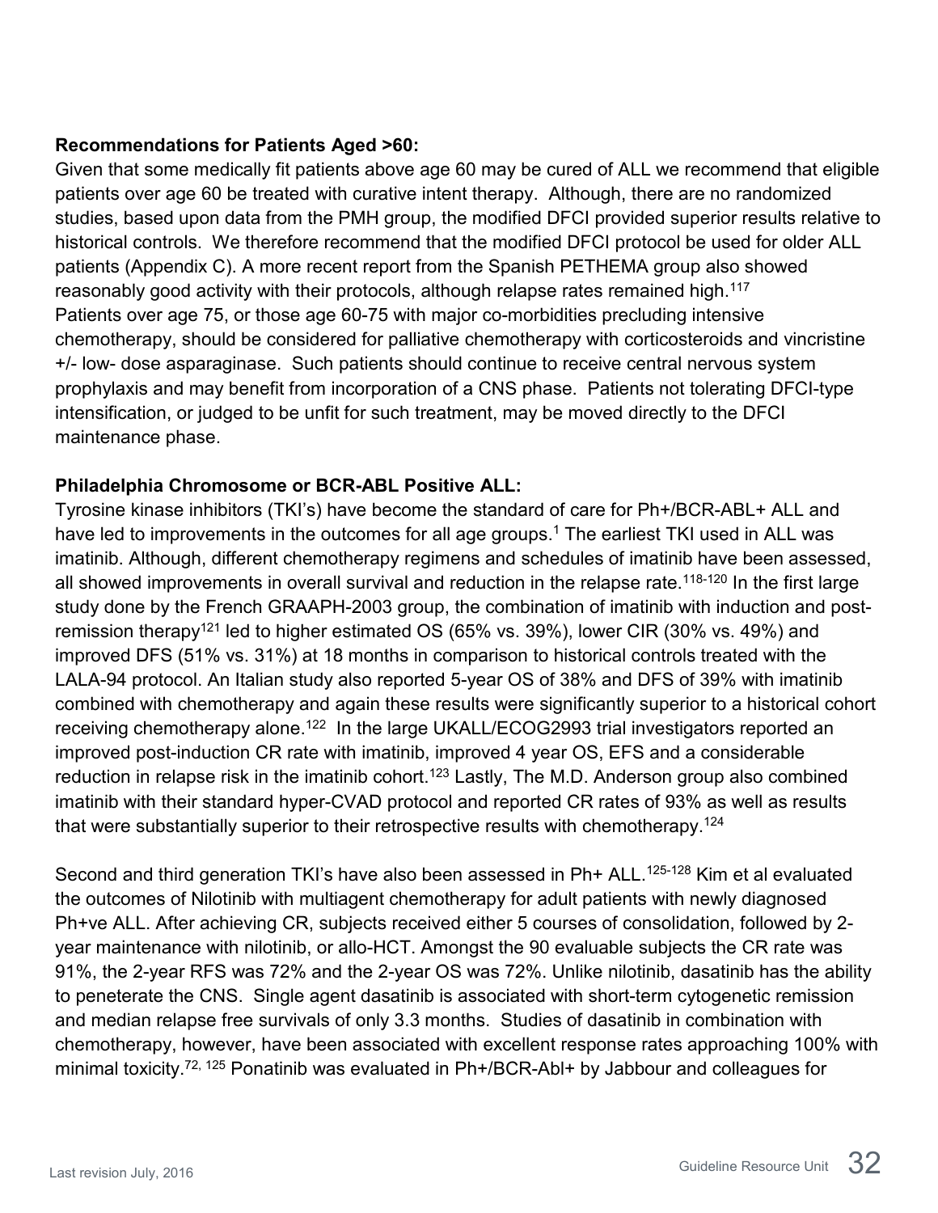**Recommendations for Patients Aged >60:**

Given that some medically fit patients above age 60 may be cured of ALL we recommend that eligible patients over age 60 be treated with curative intent therapy. Although, there are no randomized studies, based upon data from the PMH group, the modified DFCI provided superior results relative to historical controls. We therefore recommend that the modified DFCI protocol be used for older ALL patients (Appendix C). A more recent report from the Spanish PETHEMA group also showed reasonably good activity with their protocols, although relapse rates remained high.[117]
Patients over age 75, or those age 60-75 with major co-morbidities precluding intensive chemotherapy, should be considered for palliative chemotherapy with corticosteroids and vincristine +/- low- dose asparaginase. Such patients should continue to receive central nervous system prophylaxis and may benefit from incorporation of a CNS phase. Patients not tolerating DFCI-type intensification, or judged to be unfit for such treatment, may be moved directly to the DFCI maintenance phase.

**Philadelphia Chromosome or BCR-ABL Positive ALL:**

Tyrosine kinase inhibitors (TKI's) have become the standard of care for Ph+/BCR-ABL+ ALL and have led to improvements in the outcomes for all age groups.[1] The earliest TKI used in ALL was imatinib. Although, different chemotherapy regimens and schedules of imatinib have been assessed, all showed improvements in overall survival and reduction in the relapse rate.[118-120] In the first large study done by the French GRAAPH-2003 group, the combination of imatinib with induction and post-remission therapy[121] led to higher estimated OS (65% vs. 39%), lower CIR (30% vs. 49%) and improved DFS (51% vs. 31%) at 18 months in comparison to historical controls treated with the LALA-94 protocol. An Italian study also reported 5-year OS of 38% and DFS of 39% with imatinib combined with chemotherapy and again these results were significantly superior to a historical cohort receiving chemotherapy alone.[122] In the large UKALL/ECOG2993 trial investigators reported an improved post-induction CR rate with imatinib, improved 4 year OS, EFS and a considerable reduction in relapse risk in the imatinib cohort.[123] Lastly, The M.D. Anderson group also combined imatinib with their standard hyper-CVAD protocol and reported CR rates of 93% as well as results that were substantially superior to their retrospective results with chemotherapy.[124]

Second and third generation TKI's have also been assessed in Ph+ ALL.[125-128] Kim et al evaluated the outcomes of Nilotinib with multiagent chemotherapy for adult patients with newly diagnosed Ph+ve ALL. After achieving CR, subjects received either 5 courses of consolidation, followed by 2-year maintenance with nilotinib, or allo-HCT. Amongst the 90 evaluable subjects the CR rate was 91%, the 2-year RFS was 72% and the 2-year OS was 72%. Unlike nilotinib, dasatinib has the ability to peneterate the CNS. Single agent dasatinib is associated with short-term cytogenetic remission and median relapse free survivals of only 3.3 months. Studies of dasatinib in combination with chemotherapy, however, have been associated with excellent response rates approaching 100% with minimal toxicity.[72, 125] Ponatinib was evaluated in Ph+/BCR-Abl+ by Jabbour and colleagues for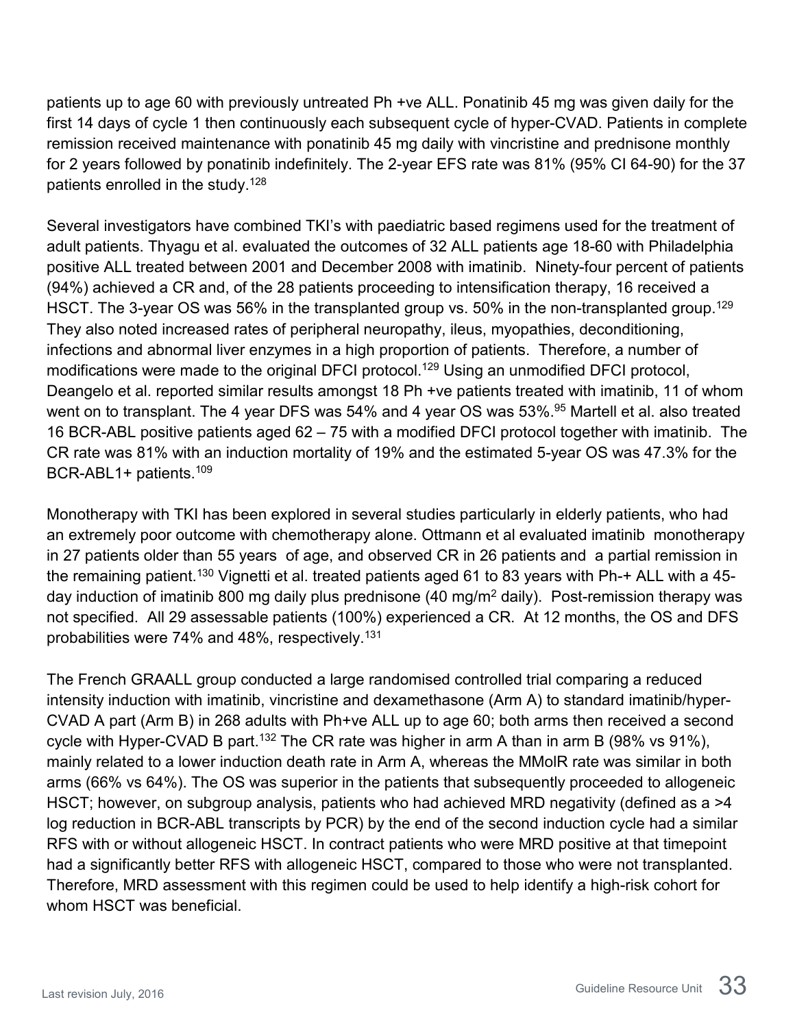patients up to age 60 with previously untreated Ph +ve ALL. Ponatinib 45 mg was given daily for the first 14 days of cycle 1 then continuously each subsequent cycle of hyper-CVAD. Patients in complete remission received maintenance with ponatinib 45 mg daily with vincristine and prednisone monthly for 2 years followed by ponatinib indefinitely. The 2-year EFS rate was 81% (95% CI 64-90) for the 37 patients enrolled in the study.[128]

Several investigators have combined TKI's with paediatric based regimens used for the treatment of adult patients. Thyagu et al. evaluated the outcomes of 32 ALL patients age 18-60 with Philadelphia positive ALL treated between 2001 and December 2008 with imatinib. Ninety-four percent of patients (94%) achieved a CR and, of the 28 patients proceeding to intensification therapy, 16 received a HSCT. The 3-year OS was 56% in the transplanted group vs. 50% in the non-transplanted group.[129] They also noted increased rates of peripheral neuropathy, ileus, myopathies, deconditioning, infections and abnormal liver enzymes in a high proportion of patients. Therefore, a number of modifications were made to the original DFCI protocol.[129] Using an unmodified DFCI protocol, Deangelo et al. reported similar results amongst 18 Ph +ve patients treated with imatinib, 11 of whom went on to transplant. The 4 year DFS was 54% and 4 year OS was 53%.[95] Martell et al. also treated 16 BCR-ABL positive patients aged 62 – 75 with a modified DFCI protocol together with imatinib. The CR rate was 81% with an induction mortality of 19% and the estimated 5-year OS was 47.3% for the BCR-ABL1+ patients.[109]

Monotherapy with TKI has been explored in several studies particularly in elderly patients, who had an extremely poor outcome with chemotherapy alone. Ottmann et al evaluated imatinib monotherapy in 27 patients older than 55 years of age, and observed CR in 26 patients and a partial remission in the remaining patient.[130] Vignetti et al. treated patients aged 61 to 83 years with Ph-+ ALL with a 45-day induction of imatinib 800 mg daily plus prednisone (40 mg/m$^2$ daily). Post-remission therapy was not specified. All 29 assessable patients (100%) experienced a CR. At 12 months, the OS and DFS probabilities were 74% and 48%, respectively.[131]

The French GRAALL group conducted a large randomised controlled trial comparing a reduced intensity induction with imatinib, vincristine and dexamethasone (Arm A) to standard imatinib/hyper-CVAD A part (Arm B) in 268 adults with Ph+ve ALL up to age 60; both arms then received a second cycle with Hyper-CVAD B part.[132] The CR rate was higher in arm A than in arm B (98% vs 91%), mainly related to a lower induction death rate in Arm A, whereas the MMolR rate was similar in both arms (66% vs 64%). The OS was superior in the patients that subsequently proceeded to allogeneic HSCT; however, on subgroup analysis, patients who had achieved MRD negativity (defined as a >4 log reduction in BCR-ABL transcripts by PCR) by the end of the second induction cycle had a similar RFS with or without allogeneic HSCT. In contract patients who were MRD positive at that timepoint had a significantly better RFS with allogeneic HSCT, compared to those who were not transplanted. Therefore, MRD assessment with this regimen could be used to help identify a high-risk cohort for whom HSCT was beneficial.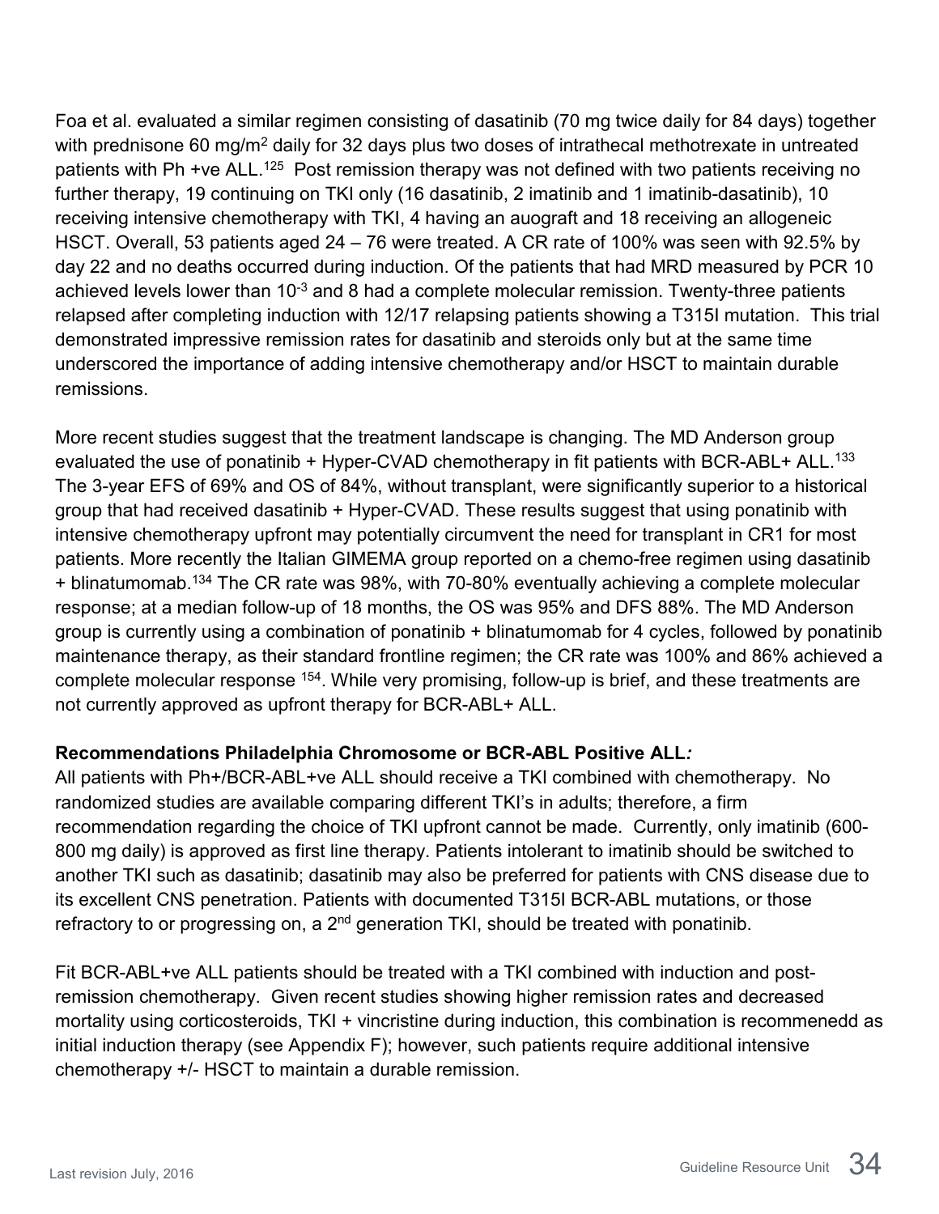Foa et al. evaluated a similar regimen consisting of dasatinib (70 mg twice daily for 84 days) together with prednisone 60 mg/m$^2$ daily for 32 days plus two doses of intrathecal methotrexate in untreated patients with Ph +ve ALL.[125] Post remission therapy was not defined with two patients receiving no further therapy, 19 continuing on TKI only (16 dasatinib, 2 imatinib and 1 imatinib-dasatinib), 10 receiving intensive chemotherapy with TKI, 4 having an auograft and 18 receiving an allogeneic HSCT. Overall, 53 patients aged 24 – 76 were treated. A CR rate of 100% was seen with 92.5% by day 22 and no deaths occurred during induction. Of the patients that had MRD measured by PCR 10 achieved levels lower than $10^{-3}$ and 8 had a complete molecular remission. Twenty-three patients relapsed after completing induction with 12/17 relapsing patients showing a T315I mutation. This trial demonstrated impressive remission rates for dasatinib and steroids only but at the same time underscored the importance of adding intensive chemotherapy and/or HSCT to maintain durable remissions.

More recent studies suggest that the treatment landscape is changing. The MD Anderson group evaluated the use of ponatinib + Hyper-CVAD chemotherapy in fit patients with BCR-ABL+ ALL.[133] The 3-year EFS of 69% and OS of 84%, without transplant, were significantly superior to a historical group that had received dasatinib + Hyper-CVAD. These results suggest that using ponatinib with intensive chemotherapy upfront may potentially circumvent the need for transplant in CR1 for most patients. More recently the Italian GIMEMA group reported on a chemo-free regimen using dasatinib + blinatumomab.[134] The CR rate was 98%, with 70-80% eventually achieving a complete molecular response; at a median follow-up of 18 months, the OS was 95% and DFS 88%. The MD Anderson group is currently using a combination of ponatinib + blinatumomab for 4 cycles, followed by ponatinib maintenance therapy, as their standard frontline regimen; the CR rate was 100% and 86% achieved a complete molecular response [154]. While very promising, follow-up is brief, and these treatments are not currently approved as upfront therapy for BCR-ABL+ ALL.

**Recommendations Philadelphia Chromosome or BCR-ABL Positive ALL*:***

All patients with Ph+/BCR-ABL+ve ALL should receive a TKI combined with chemotherapy. No randomized studies are available comparing different TKI's in adults; therefore, a firm recommendation regarding the choice of TKI upfront cannot be made. Currently, only imatinib (600-800 mg daily) is approved as first line therapy. Patients intolerant to imatinib should be switched to another TKI such as dasatinib; dasatinib may also be preferred for patients with CNS disease due to its excellent CNS penetration. Patients with documented T315I BCR-ABL mutations, or those refractory to or progressing on, a 2$^{nd}$ generation TKI, should be treated with ponatinib.

Fit BCR-ABL+ve ALL patients should be treated with a TKI combined with induction and post-remission chemotherapy. Given recent studies showing higher remission rates and decreased mortality using corticosteroids, TKI + vincristine during induction, this combination is recommenedd as initial induction therapy (see Appendix F); however, such patients require additional intensive chemotherapy +/- HSCT to maintain a durable remission.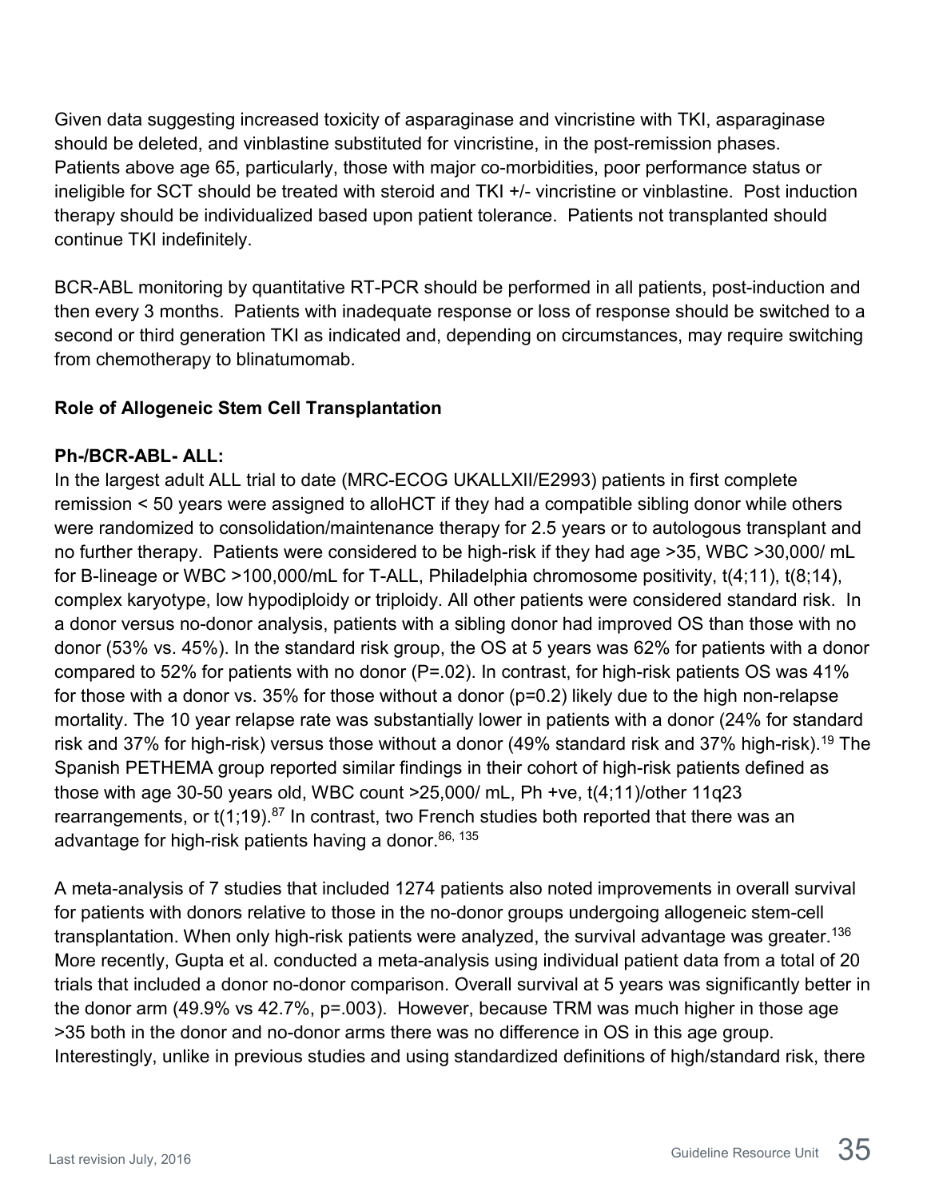Given data suggesting increased toxicity of asparaginase and vincristine with TKI, asparaginase should be deleted, and vinblastine substituted for vincristine, in the post-remission phases. Patients above age 65, particularly, those with major co-morbidities, poor performance status or ineligible for SCT should be treated with steroid and TKI +/- vincristine or vinblastine. Post induction therapy should be individualized based upon patient tolerance. Patients not transplanted should continue TKI indefinitely.

BCR-ABL monitoring by quantitative RT-PCR should be performed in all patients, post-induction and then every 3 months. Patients with inadequate response or loss of response should be switched to a second or third generation TKI as indicated and, depending on circumstances, may require switching from chemotherapy to blinatumomab.

**Role of Allogeneic Stem Cell Transplantation**

**Ph-/BCR-ABL- ALL:**

In the largest adult ALL trial to date (MRC-ECOG UKALLXII/E2993) patients in first complete remission < 50 years were assigned to alloHCT if they had a compatible sibling donor while others were randomized to consolidation/maintenance therapy for 2.5 years or to autologous transplant and no further therapy. Patients were considered to be high-risk if they had age >35, WBC >30,000/ mL for B-lineage or WBC >100,000/mL for T-ALL, Philadelphia chromosome positivity, t(4;11), t(8;14), complex karyotype, low hypodiploidy or triploidy. All other patients were considered standard risk. In a donor versus no-donor analysis, patients with a sibling donor had improved OS than those with no donor (53% vs. 45%). In the standard risk group, the OS at 5 years was 62% for patients with a donor compared to 52% for patients with no donor (P=.02). In contrast, for high-risk patients OS was 41% for those with a donor vs. 35% for those without a donor (p=0.2) likely due to the high non-relapse mortality. The 10 year relapse rate was substantially lower in patients with a donor (24% for standard risk and 37% for high-risk) versus those without a donor (49% standard risk and 37% high-risk).[19] The Spanish PETHEMA group reported similar findings in their cohort of high-risk patients defined as those with age 30-50 years old, WBC count >25,000/ mL, Ph +ve, t(4;11)/other 11q23 rearrangements, or t(1;19).[87] In contrast, two French studies both reported that there was an advantage for high-risk patients having a donor.[86, 135]

A meta-analysis of 7 studies that included 1274 patients also noted improvements in overall survival for patients with donors relative to those in the no-donor groups undergoing allogeneic stem-cell transplantation. When only high-risk patients were analyzed, the survival advantage was greater.[136] More recently, Gupta et al. conducted a meta-analysis using individual patient data from a total of 20 trials that included a donor no-donor comparison. Overall survival at 5 years was significantly better in the donor arm (49.9% vs 42.7%, p=.003). However, because TRM was much higher in those age >35 both in the donor and no-donor arms there was no difference in OS in this age group. Interestingly, unlike in previous studies and using standardized definitions of high/standard risk, there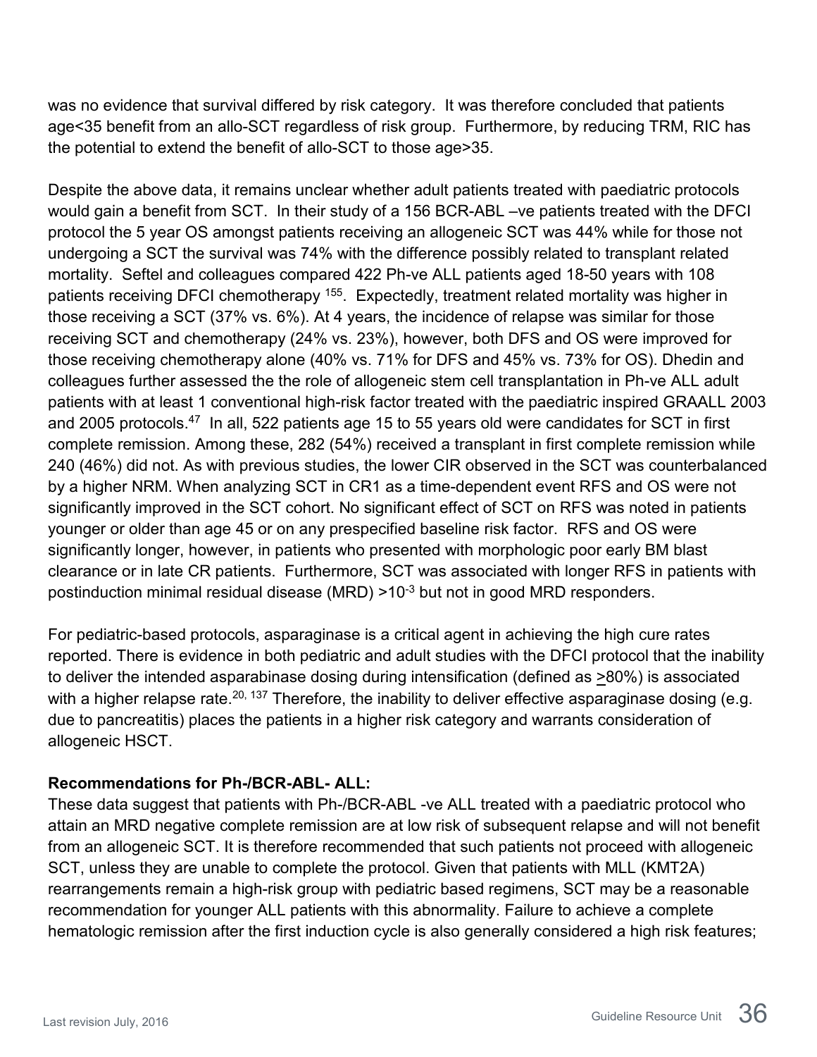was no evidence that survival differed by risk category. It was therefore concluded that patients age<35 benefit from an allo-SCT regardless of risk group. Furthermore, by reducing TRM, RIC has the potential to extend the benefit of allo-SCT to those age>35.

Despite the above data, it remains unclear whether adult patients treated with paediatric protocols would gain a benefit from SCT. In their study of a 156 BCR-ABL –ve patients treated with the DFCI protocol the 5 year OS amongst patients receiving an allogeneic SCT was 44% while for those not undergoing a SCT the survival was 74% with the difference possibly related to transplant related mortality. Seftel and colleagues compared 422 Ph-ve ALL patients aged 18-50 years with 108 patients receiving DFCI chemotherapy [155]. Expectedly, treatment related mortality was higher in those receiving a SCT (37% vs. 6%). At 4 years, the incidence of relapse was similar for those receiving SCT and chemotherapy (24% vs. 23%), however, both DFS and OS were improved for those receiving chemotherapy alone (40% vs. 71% for DFS and 45% vs. 73% for OS). Dhedin and colleagues further assessed the the role of allogeneic stem cell transplantation in Ph-ve ALL adult patients with at least 1 conventional high-risk factor treated with the paediatric inspired GRAALL 2003 and 2005 protocols.[47] In all, 522 patients age 15 to 55 years old were candidates for SCT in first complete remission. Among these, 282 (54%) received a transplant in first complete remission while 240 (46%) did not. As with previous studies, the lower CIR observed in the SCT was counterbalanced by a higher NRM. When analyzing SCT in CR1 as a time-dependent event RFS and OS were not significantly improved in the SCT cohort. No significant effect of SCT on RFS was noted in patients younger or older than age 45 or on any prespecified baseline risk factor. RFS and OS were significantly longer, however, in patients who presented with morphologic poor early BM blast clearance or in late CR patients. Furthermore, SCT was associated with longer RFS in patients with postinduction minimal residual disease (MRD) >$10^{-3}$ but not in good MRD responders.

For pediatric-based protocols, asparaginase is a critical agent in achieving the high cure rates reported. There is evidence in both pediatric and adult studies with the DFCI protocol that the inability to deliver the intended asparabinase dosing during intensification (defined as ≥80%) is associated with a higher relapse rate.[20, 137] Therefore, the inability to deliver effective asparaginase dosing (e.g. due to pancreatitis) places the patients in a higher risk category and warrants consideration of allogeneic HSCT.

**Recommendations for Ph-/BCR-ABL- ALL:**

These data suggest that patients with Ph-/BCR-ABL -ve ALL treated with a paediatric protocol who attain an MRD negative complete remission are at low risk of subsequent relapse and will not benefit from an allogeneic SCT. It is therefore recommended that such patients not proceed with allogeneic SCT, unless they are unable to complete the protocol. Given that patients with MLL (KMT2A) rearrangements remain a high-risk group with pediatric based regimens, SCT may be a reasonable recommendation for younger ALL patients with this abnormality. Failure to achieve a complete hematologic remission after the first induction cycle is also generally considered a high risk features;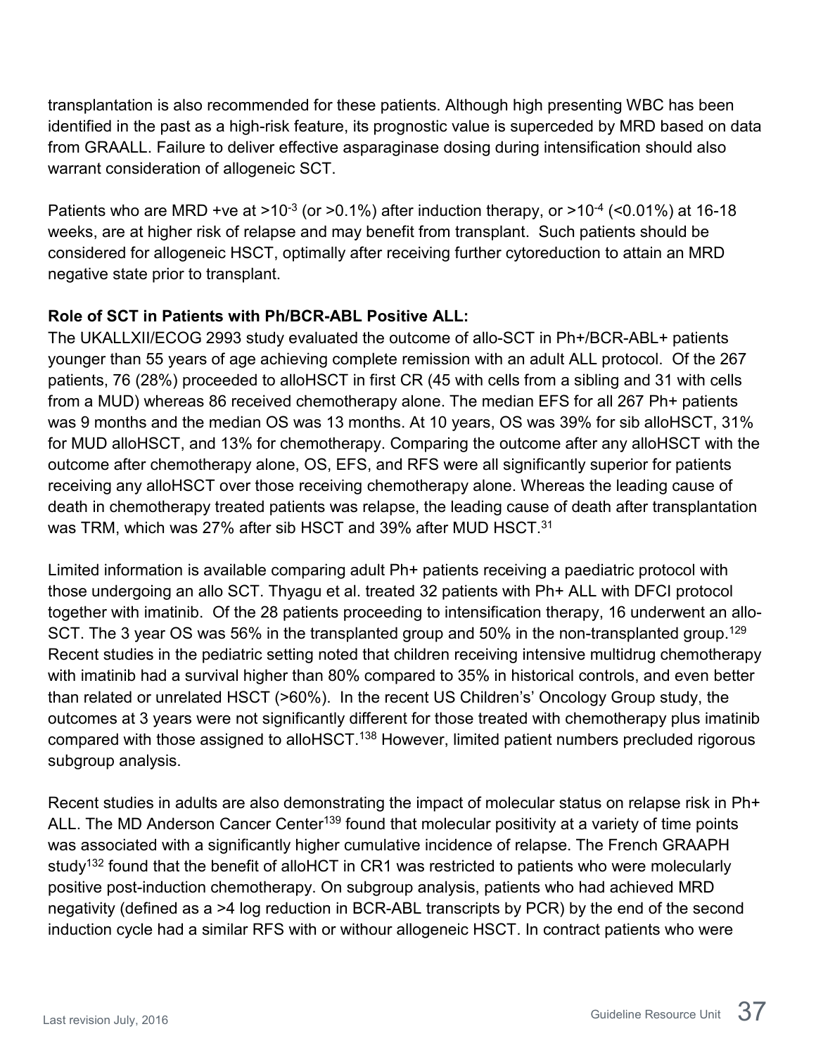transplantation is also recommended for these patients. Although high presenting WBC has been identified in the past as a high-risk feature, its prognostic value is superceded by MRD based on data from GRAALL. Failure to deliver effective asparaginase dosing during intensification should also warrant consideration of allogeneic SCT.

Patients who are MRD +ve at $>10^{-3}$ (or >0.1%) after induction therapy, or $>10^{-4}$ (<0.01%) at 16-18 weeks, are at higher risk of relapse and may benefit from transplant. Such patients should be considered for allogeneic HSCT, optimally after receiving further cytoreduction to attain an MRD negative state prior to transplant.

**Role of SCT in Patients with Ph/BCR-ABL Positive ALL:**

The UKALLXII/ECOG 2993 study evaluated the outcome of allo-SCT in Ph+/BCR-ABL+ patients younger than 55 years of age achieving complete remission with an adult ALL protocol. Of the 267 patients, 76 (28%) proceeded to alloHSCT in first CR (45 with cells from a sibling and 31 with cells from a MUD) whereas 86 received chemotherapy alone. The median EFS for all 267 Ph+ patients was 9 months and the median OS was 13 months. At 10 years, OS was 39% for sib alloHSCT, 31% for MUD alloHSCT, and 13% for chemotherapy. Comparing the outcome after any alloHSCT with the outcome after chemotherapy alone, OS, EFS, and RFS were all significantly superior for patients receiving any alloHSCT over those receiving chemotherapy alone. Whereas the leading cause of death in chemotherapy treated patients was relapse, the leading cause of death after transplantation was TRM, which was 27% after sib HSCT and 39% after MUD HSCT.[31]

Limited information is available comparing adult Ph+ patients receiving a paediatric protocol with those undergoing an allo SCT. Thyagu et al. treated 32 patients with Ph+ ALL with DFCI protocol together with imatinib. Of the 28 patients proceeding to intensification therapy, 16 underwent an allo-SCT. The 3 year OS was 56% in the transplanted group and 50% in the non-transplanted group.[129] Recent studies in the pediatric setting noted that children receiving intensive multidrug chemotherapy with imatinib had a survival higher than 80% compared to 35% in historical controls, and even better than related or unrelated HSCT (>60%). In the recent US Children's' Oncology Group study, the outcomes at 3 years were not significantly different for those treated with chemotherapy plus imatinib compared with those assigned to alloHSCT.[138] However, limited patient numbers precluded rigorous subgroup analysis.

Recent studies in adults are also demonstrating the impact of molecular status on relapse risk in Ph+ ALL. The MD Anderson Cancer Center[139] found that molecular positivity at a variety of time points was associated with a significantly higher cumulative incidence of relapse. The French GRAAPH study[132] found that the benefit of alloHCT in CR1 was restricted to patients who were molecularly positive post-induction chemotherapy. On subgroup analysis, patients who had achieved MRD negativity (defined as a >4 log reduction in BCR-ABL transcripts by PCR) by the end of the second induction cycle had a similar RFS with or withour allogeneic HSCT. In contract patients who were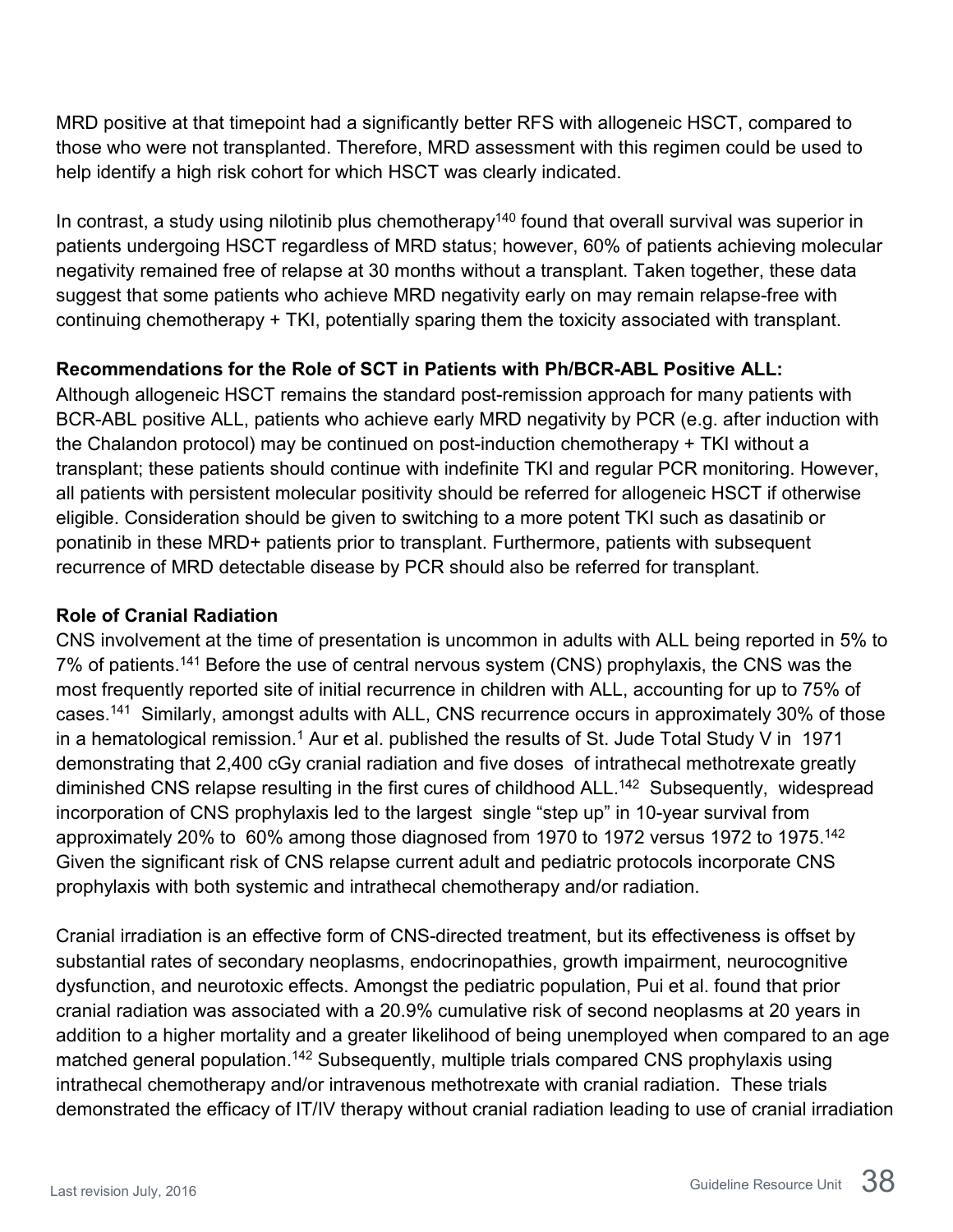MRD positive at that timepoint had a significantly better RFS with allogeneic HSCT, compared to those who were not transplanted. Therefore, MRD assessment with this regimen could be used to help identify a high risk cohort for which HSCT was clearly indicated.

In contrast, a study using nilotinib plus chemotherapy[140] found that overall survival was superior in patients undergoing HSCT regardless of MRD status; however, 60% of patients achieving molecular negativity remained free of relapse at 30 months without a transplant. Taken together, these data suggest that some patients who achieve MRD negativity early on may remain relapse-free with continuing chemotherapy + TKI, potentially sparing them the toxicity associated with transplant.

**Recommendations for the Role of SCT in Patients with Ph/BCR-ABL Positive ALL:**
Although allogeneic HSCT remains the standard post-remission approach for many patients with BCR-ABL positive ALL, patients who achieve early MRD negativity by PCR (e.g. after induction with the Chalandon protocol) may be continued on post-induction chemotherapy + TKI without a transplant; these patients should continue with indefinite TKI and regular PCR monitoring. However, all patients with persistent molecular positivity should be referred for allogeneic HSCT if otherwise eligible. Consideration should be given to switching to a more potent TKI such as dasatinib or ponatinib in these MRD+ patients prior to transplant. Furthermore, patients with subsequent recurrence of MRD detectable disease by PCR should also be referred for transplant.

**Role of Cranial Radiation**
CNS involvement at the time of presentation is uncommon in adults with ALL being reported in 5% to 7% of patients.[141] Before the use of central nervous system (CNS) prophylaxis, the CNS was the most frequently reported site of initial recurrence in children with ALL, accounting for up to 75% of cases.[141] Similarly, amongst adults with ALL, CNS recurrence occurs in approximately 30% of those in a hematological remission.[1] Aur et al. published the results of St. Jude Total Study V in 1971 demonstrating that 2,400 cGy cranial radiation and five doses of intrathecal methotrexate greatly diminished CNS relapse resulting in the first cures of childhood ALL.[142] Subsequently, widespread incorporation of CNS prophylaxis led to the largest single "step up" in 10-year survival from approximately 20% to 60% among those diagnosed from 1970 to 1972 versus 1972 to 1975.[142] Given the significant risk of CNS relapse current adult and pediatric protocols incorporate CNS prophylaxis with both systemic and intrathecal chemotherapy and/or radiation.

Cranial irradiation is an effective form of CNS-directed treatment, but its effectiveness is offset by substantial rates of secondary neoplasms, endocrinopathies, growth impairment, neurocognitive dysfunction, and neurotoxic effects. Amongst the pediatric population, Pui et al. found that prior cranial radiation was associated with a 20.9% cumulative risk of second neoplasms at 20 years in addition to a higher mortality and a greater likelihood of being unemployed when compared to an age matched general population.[142] Subsequently, multiple trials compared CNS prophylaxis using intrathecal chemotherapy and/or intravenous methotrexate with cranial radiation. These trials demonstrated the efficacy of IT/IV therapy without cranial radiation leading to use of cranial irradiation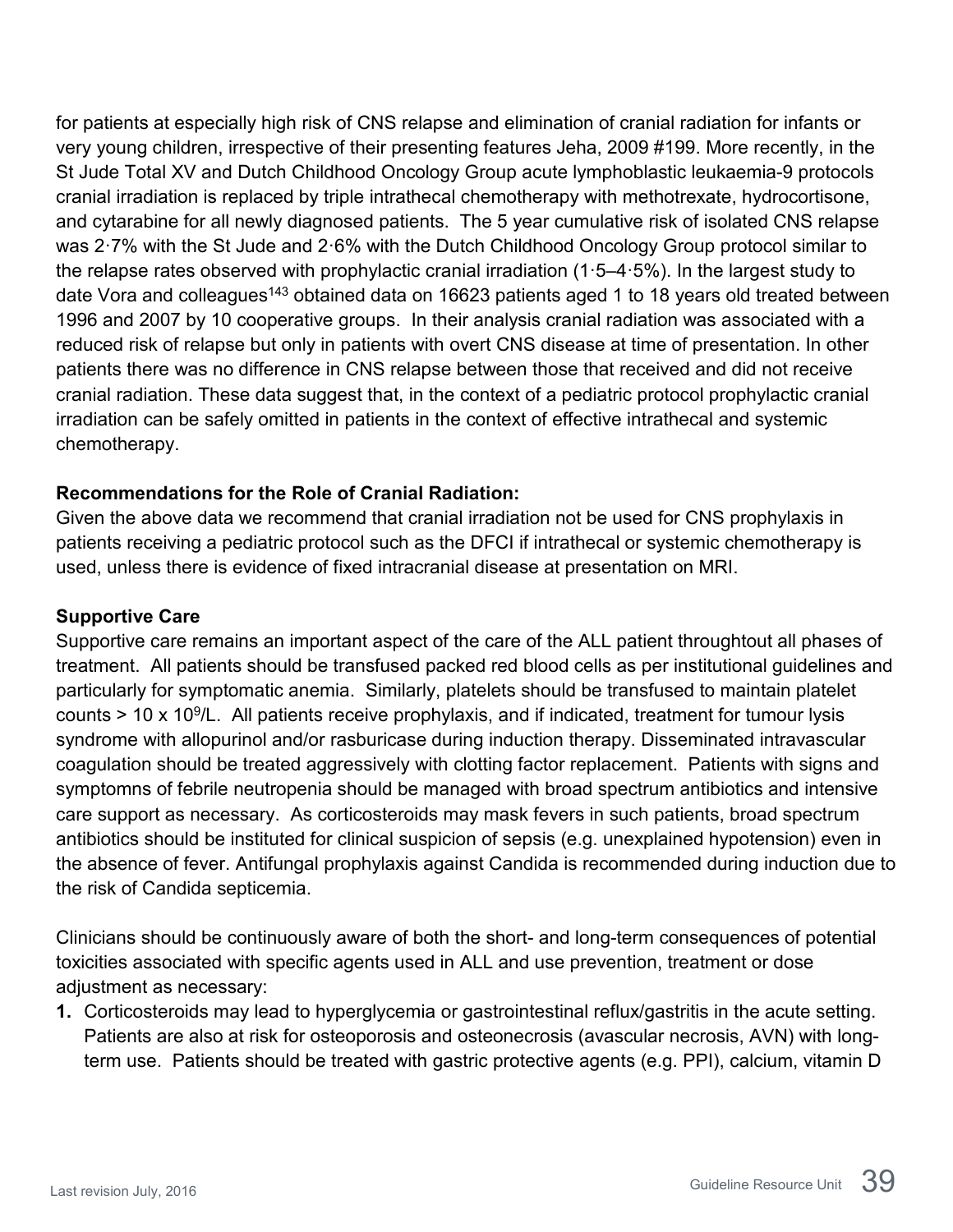for patients at especially high risk of CNS relapse and elimination of cranial radiation for infants or very young children, irrespective of their presenting features Jeha, 2009 #199. More recently, in the St Jude Total XV and Dutch Childhood Oncology Group acute lymphoblastic leukaemia-9 protocols cranial irradiation is replaced by triple intrathecal chemotherapy with methotrexate, hydrocortisone, and cytarabine for all newly diagnosed patients. The 5 year cumulative risk of isolated CNS relapse was 2·7% with the St Jude and 2·6% with the Dutch Childhood Oncology Group protocol similar to the relapse rates observed with prophylactic cranial irradiation (1·5–4·5%). In the largest study to date Vora and colleagues[143] obtained data on 16623 patients aged 1 to 18 years old treated between 1996 and 2007 by 10 cooperative groups. In their analysis cranial radiation was associated with a reduced risk of relapse but only in patients with overt CNS disease at time of presentation. In other patients there was no difference in CNS relapse between those that received and did not receive cranial radiation. These data suggest that, in the context of a pediatric protocol prophylactic cranial irradiation can be safely omitted in patients in the context of effective intrathecal and systemic chemotherapy.

**Recommendations for the Role of Cranial Radiation:**
Given the above data we recommend that cranial irradiation not be used for CNS prophylaxis in patients receiving a pediatric protocol such as the DFCI if intrathecal or systemic chemotherapy is used, unless there is evidence of fixed intracranial disease at presentation on MRI.

**Supportive Care**
Supportive care remains an important aspect of the care of the ALL patient throughtout all phases of treatment. All patients should be transfused packed red blood cells as per institutional guidelines and particularly for symptomatic anemia. Similarly, platelets should be transfused to maintain platelet counts > 10 x $10^9$/L. All patients receive prophylaxis, and if indicated, treatment for tumour lysis syndrome with allopurinol and/or rasburicase during induction therapy. Disseminated intravascular coagulation should be treated aggressively with clotting factor replacement. Patients with signs and symptomns of febrile neutropenia should be managed with broad spectrum antibiotics and intensive care support as necessary. As corticosteroids may mask fevers in such patients, broad spectrum antibiotics should be instituted for clinical suspicion of sepsis (e.g. unexplained hypotension) even in the absence of fever. Antifungal prophylaxis against Candida is recommended during induction due to the risk of Candida septicemia.

Clinicians should be continuously aware of both the short- and long-term consequences of potential toxicities associated with specific agents used in ALL and use prevention, treatment or dose adjustment as necessary:

1. Corticosteroids may lead to hyperglycemia or gastrointestinal reflux/gastritis in the acute setting. Patients are also at risk for osteoporosis and osteonecrosis (avascular necrosis, AVN) with long-term use. Patients should be treated with gastric protective agents (e.g. PPI), calcium, vitamin D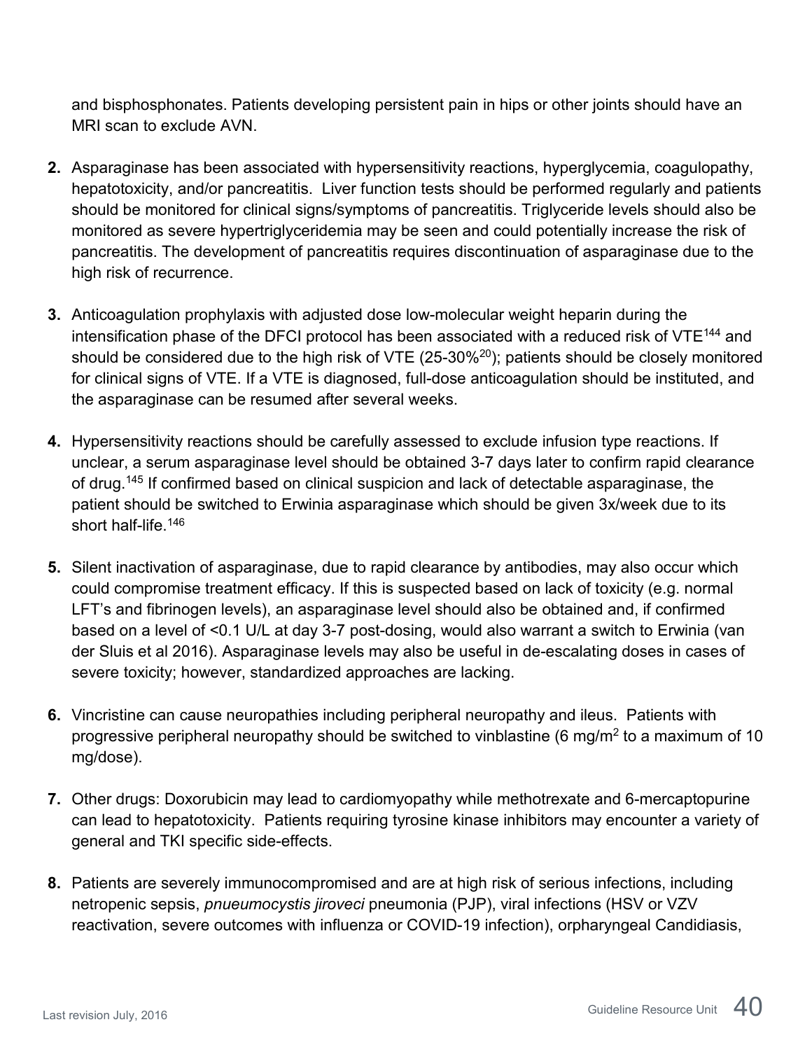and bisphosphonates. Patients developing persistent pain in hips or other joints should have an MRI scan to exclude AVN.

2. Asparaginase has been associated with hypersensitivity reactions, hyperglycemia, coagulopathy, hepatotoxicity, and/or pancreatitis. Liver function tests should be performed regularly and patients should be monitored for clinical signs/symptoms of pancreatitis. Triglyceride levels should also be monitored as severe hypertriglyceridemia may be seen and could potentially increase the risk of pancreatitis. The development of pancreatitis requires discontinuation of asparaginase due to the high risk of recurrence.

3. Anticoagulation prophylaxis with adjusted dose low-molecular weight heparin during the intensification phase of the DFCI protocol has been associated with a reduced risk of VTE[144] and should be considered due to the high risk of VTE (25-30%[20]); patients should be closely monitored for clinical signs of VTE. If a VTE is diagnosed, full-dose anticoagulation should be instituted, and the asparaginase can be resumed after several weeks.

4. Hypersensitivity reactions should be carefully assessed to exclude infusion type reactions. If unclear, a serum asparaginase level should be obtained 3-7 days later to confirm rapid clearance of drug.[145] If confirmed based on clinical suspicion and lack of detectable asparaginase, the patient should be switched to Erwinia asparaginase which should be given 3x/week due to its short half-life.[146]

5. Silent inactivation of asparaginase, due to rapid clearance by antibodies, may also occur which could compromise treatment efficacy. If this is suspected based on lack of toxicity (e.g. normal LFT's and fibrinogen levels), an asparaginase level should also be obtained and, if confirmed based on a level of <0.1 U/L at day 3-7 post-dosing, would also warrant a switch to Erwinia (van der Sluis et al 2016). Asparaginase levels may also be useful in de-escalating doses in cases of severe toxicity; however, standardized approaches are lacking.

6. Vincristine can cause neuropathies including peripheral neuropathy and ileus. Patients with progressive peripheral neuropathy should be switched to vinblastine (6 mg/$m^2$ to a maximum of 10 mg/dose).

7. Other drugs: Doxorubicin may lead to cardiomyopathy while methotrexate and 6-mercaptopurine can lead to hepatotoxicity. Patients requiring tyrosine kinase inhibitors may encounter a variety of general and TKI specific side-effects.

8. Patients are severely immunocompromised and are at high risk of serious infections, including netropenic sepsis, *pnueumocystis jiroveci* pneumonia (PJP), viral infections (HSV or VZV reactivation, severe outcomes with influenza or COVID-19 infection), orpharyngeal Candidiasis,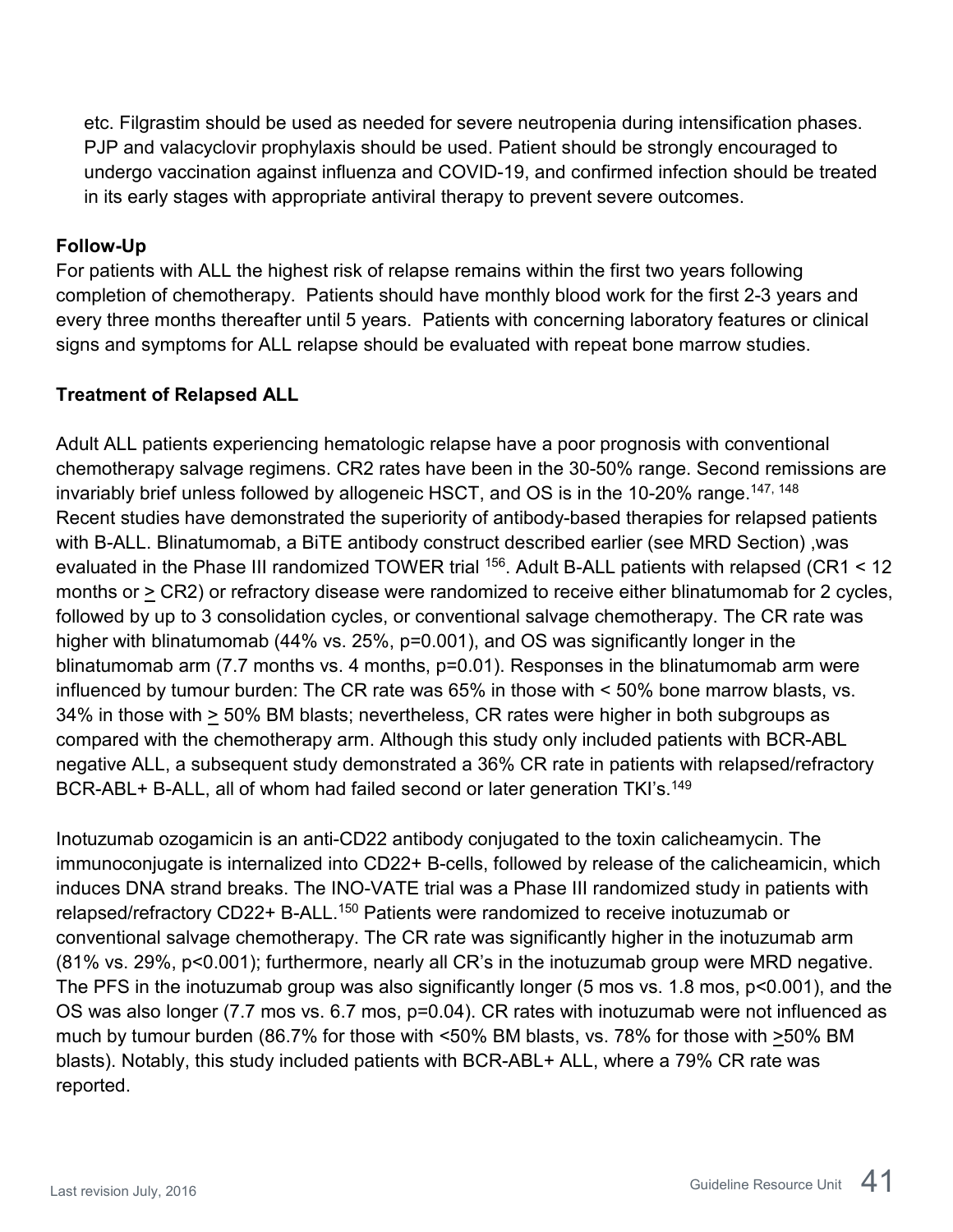etc. Filgrastim should be used as needed for severe neutropenia during intensification phases. PJP and valacyclovir prophylaxis should be used. Patient should be strongly encouraged to undergo vaccination against influenza and COVID-19, and confirmed infection should be treated in its early stages with appropriate antiviral therapy to prevent severe outcomes.

**Follow-Up**

For patients with ALL the highest risk of relapse remains within the first two years following completion of chemotherapy. Patients should have monthly blood work for the first 2-3 years and every three months thereafter until 5 years. Patients with concerning laboratory features or clinical signs and symptoms for ALL relapse should be evaluated with repeat bone marrow studies.

**Treatment of Relapsed ALL**

Adult ALL patients experiencing hematologic relapse have a poor prognosis with conventional chemotherapy salvage regimens. CR2 rates have been in the 30-50% range. Second remissions are invariably brief unless followed by allogeneic HSCT, and OS is in the 10-20% range.[147, 148] Recent studies have demonstrated the superiority of antibody-based therapies for relapsed patients with B-ALL. Blinatumomab, a BiTE antibody construct described earlier (see MRD Section) ,was evaluated in the Phase III randomized TOWER trial [156]. Adult B-ALL patients with relapsed (CR1 < 12 months or ≥ CR2) or refractory disease were randomized to receive either blinatumomab for 2 cycles, followed by up to 3 consolidation cycles, or conventional salvage chemotherapy. The CR rate was higher with blinatumomab (44% vs. 25%, p=0.001), and OS was significantly longer in the blinatumomab arm (7.7 months vs. 4 months, p=0.01). Responses in the blinatumomab arm were influenced by tumour burden: The CR rate was 65% in those with < 50% bone marrow blasts, vs. 34% in those with ≥ 50% BM blasts; nevertheless, CR rates were higher in both subgroups as compared with the chemotherapy arm. Although this study only included patients with BCR-ABL negative ALL, a subsequent study demonstrated a 36% CR rate in patients with relapsed/refractory BCR-ABL+ B-ALL, all of whom had failed second or later generation TKI's.[149]

Inotuzumab ozogamicin is an anti-CD22 antibody conjugated to the toxin calicheamycin. The immunoconjugate is internalized into CD22+ B-cells, followed by release of the calicheamicin, which induces DNA strand breaks. The INO-VATE trial was a Phase III randomized study in patients with relapsed/refractory CD22+ B-ALL.[150] Patients were randomized to receive inotuzumab or conventional salvage chemotherapy. The CR rate was significantly higher in the inotuzumab arm (81% vs. 29%, p<0.001); furthermore, nearly all CR's in the inotuzumab group were MRD negative. The PFS in the inotuzumab group was also significantly longer (5 mos vs. 1.8 mos, p<0.001), and the OS was also longer (7.7 mos vs. 6.7 mos, p=0.04). CR rates with inotuzumab were not influenced as much by tumour burden (86.7% for those with <50% BM blasts, vs. 78% for those with ≥50% BM blasts). Notably, this study included patients with BCR-ABL+ ALL, where a 79% CR rate was reported.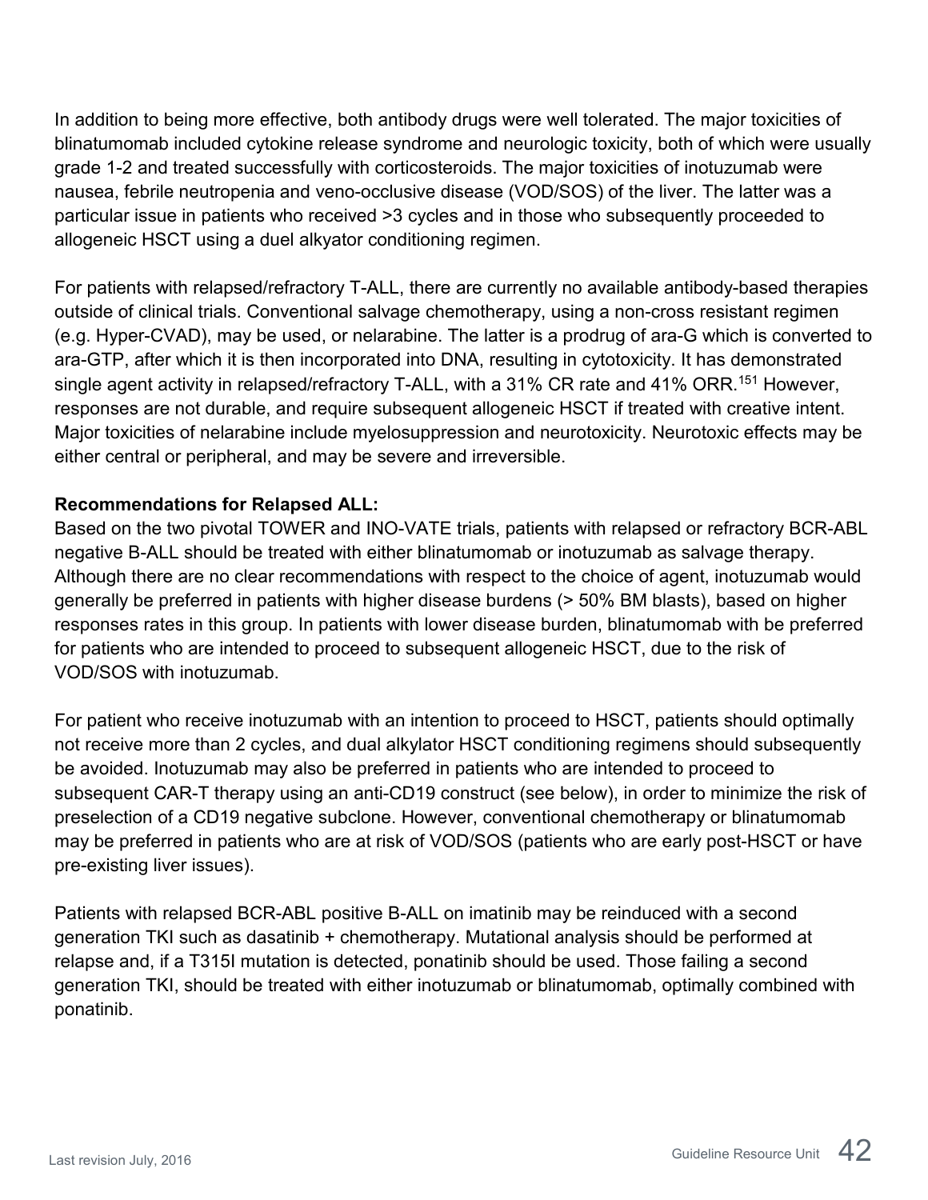In addition to being more effective, both antibody drugs were well tolerated. The major toxicities of blinatumomab included cytokine release syndrome and neurologic toxicity, both of which were usually grade 1-2 and treated successfully with corticosteroids. The major toxicities of inotuzumab were nausea, febrile neutropenia and veno-occlusive disease (VOD/SOS) of the liver. The latter was a particular issue in patients who received >3 cycles and in those who subsequently proceeded to allogeneic HSCT using a duel alkyator conditioning regimen.

For patients with relapsed/refractory T-ALL, there are currently no available antibody-based therapies outside of clinical trials. Conventional salvage chemotherapy, using a non-cross resistant regimen (e.g. Hyper-CVAD), may be used, or nelarabine. The latter is a prodrug of ara-G which is converted to ara-GTP, after which it is then incorporated into DNA, resulting in cytotoxicity. It has demonstrated single agent activity in relapsed/refractory T-ALL, with a 31% CR rate and 41% ORR.[151] However, responses are not durable, and require subsequent allogeneic HSCT if treated with creative intent. Major toxicities of nelarabine include myelosuppression and neurotoxicity. Neurotoxic effects may be either central or peripheral, and may be severe and irreversible.

**Recommendations for Relapsed ALL:**

Based on the two pivotal TOWER and INO-VATE trials, patients with relapsed or refractory BCR-ABL negative B-ALL should be treated with either blinatumomab or inotuzumab as salvage therapy. Although there are no clear recommendations with respect to the choice of agent, inotuzumab would generally be preferred in patients with higher disease burdens (> 50% BM blasts), based on higher responses rates in this group. In patients with lower disease burden, blinatumomab with be preferred for patients who are intended to proceed to subsequent allogeneic HSCT, due to the risk of VOD/SOS with inotuzumab.

For patient who receive inotuzumab with an intention to proceed to HSCT, patients should optimally not receive more than 2 cycles, and dual alkylator HSCT conditioning regimens should subsequently be avoided. Inotuzumab may also be preferred in patients who are intended to proceed to subsequent CAR-T therapy using an anti-CD19 construct (see below), in order to minimize the risk of preselection of a CD19 negative subclone. However, conventional chemotherapy or blinatumomab may be preferred in patients who are at risk of VOD/SOS (patients who are early post-HSCT or have pre-existing liver issues).

Patients with relapsed BCR-ABL positive B-ALL on imatinib may be reinduced with a second generation TKI such as dasatinib + chemotherapy. Mutational analysis should be performed at relapse and, if a T315I mutation is detected, ponatinib should be used. Those failing a second generation TKI, should be treated with either inotuzumab or blinatumomab, optimally combined with ponatinib.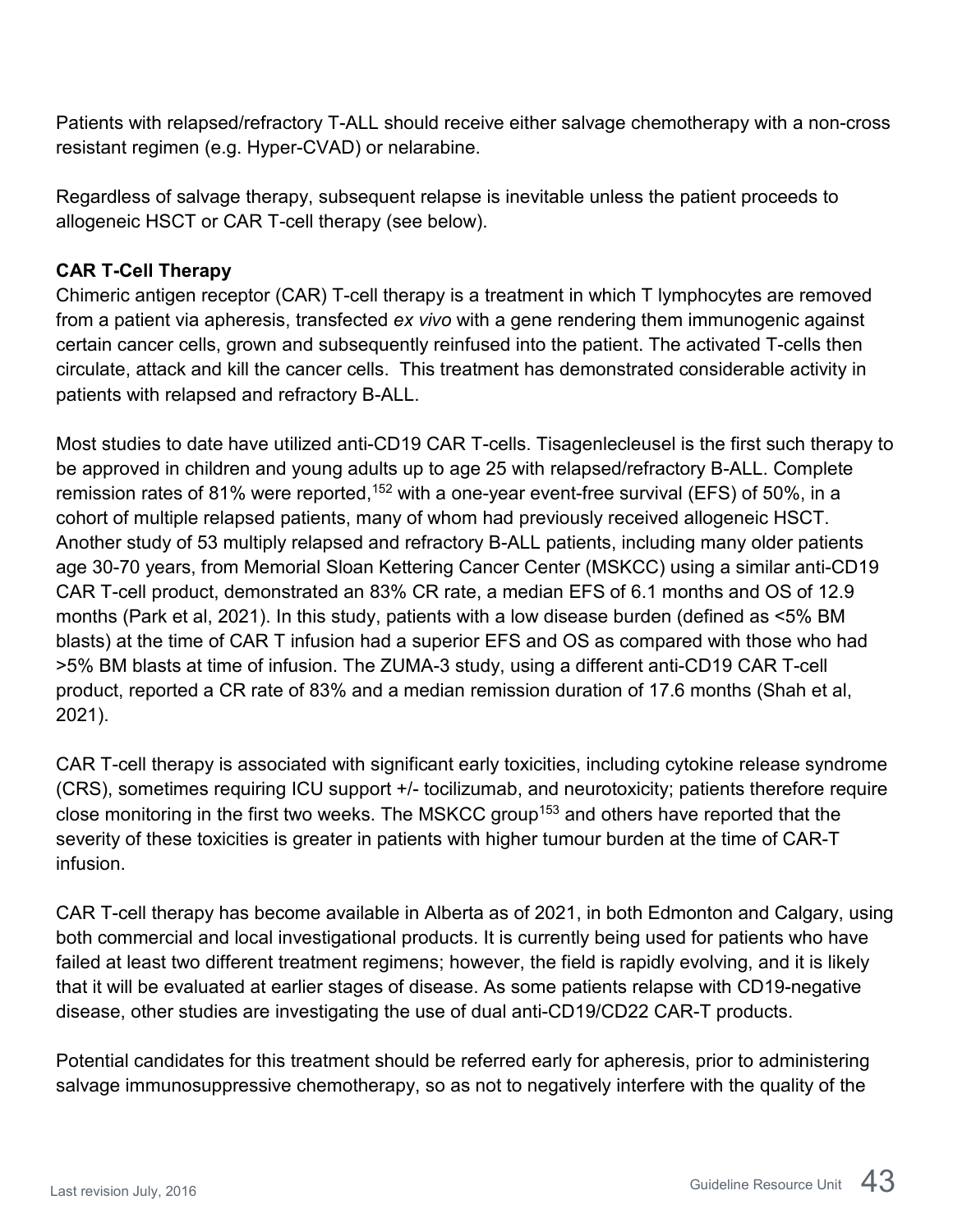Patients with relapsed/refractory T-ALL should receive either salvage chemotherapy with a non-cross resistant regimen (e.g. Hyper-CVAD) or nelarabine.

Regardless of salvage therapy, subsequent relapse is inevitable unless the patient proceeds to allogeneic HSCT or CAR T-cell therapy (see below).

**CAR T-Cell Therapy**

Chimeric antigen receptor (CAR) T-cell therapy is a treatment in which T lymphocytes are removed from a patient via apheresis, transfected *ex vivo* with a gene rendering them immunogenic against certain cancer cells, grown and subsequently reinfused into the patient. The activated T-cells then circulate, attack and kill the cancer cells. This treatment has demonstrated considerable activity in patients with relapsed and refractory B-ALL.

Most studies to date have utilized anti-CD19 CAR T-cells. Tisagenlecleusel is the first such therapy to be approved in children and young adults up to age 25 with relapsed/refractory B-ALL. Complete remission rates of 81% were reported,[152] with a one-year event-free survival (EFS) of 50%, in a cohort of multiple relapsed patients, many of whom had previously received allogeneic HSCT. Another study of 53 multiply relapsed and refractory B-ALL patients, including many older patients age 30-70 years, from Memorial Sloan Kettering Cancer Center (MSKCC) using a similar anti-CD19 CAR T-cell product, demonstrated an 83% CR rate, a median EFS of 6.1 months and OS of 12.9 months (Park et al, 2021). In this study, patients with a low disease burden (defined as <5% BM blasts) at the time of CAR T infusion had a superior EFS and OS as compared with those who had >5% BM blasts at time of infusion. The ZUMA-3 study, using a different anti-CD19 CAR T-cell product, reported a CR rate of 83% and a median remission duration of 17.6 months (Shah et al, 2021).

CAR T-cell therapy is associated with significant early toxicities, including cytokine release syndrome (CRS), sometimes requiring ICU support +/- tocilizumab, and neurotoxicity; patients therefore require close monitoring in the first two weeks. The MSKCC group[153] and others have reported that the severity of these toxicities is greater in patients with higher tumour burden at the time of CAR-T infusion.

CAR T-cell therapy has become available in Alberta as of 2021, in both Edmonton and Calgary, using both commercial and local investigational products. It is currently being used for patients who have failed at least two different treatment regimens; however, the field is rapidly evolving, and it is likely that it will be evaluated at earlier stages of disease. As some patients relapse with CD19-negative disease, other studies are investigating the use of dual anti-CD19/CD22 CAR-T products.

Potential candidates for this treatment should be referred early for apheresis, prior to administering salvage immunosuppressive chemotherapy, so as not to negatively interfere with the quality of the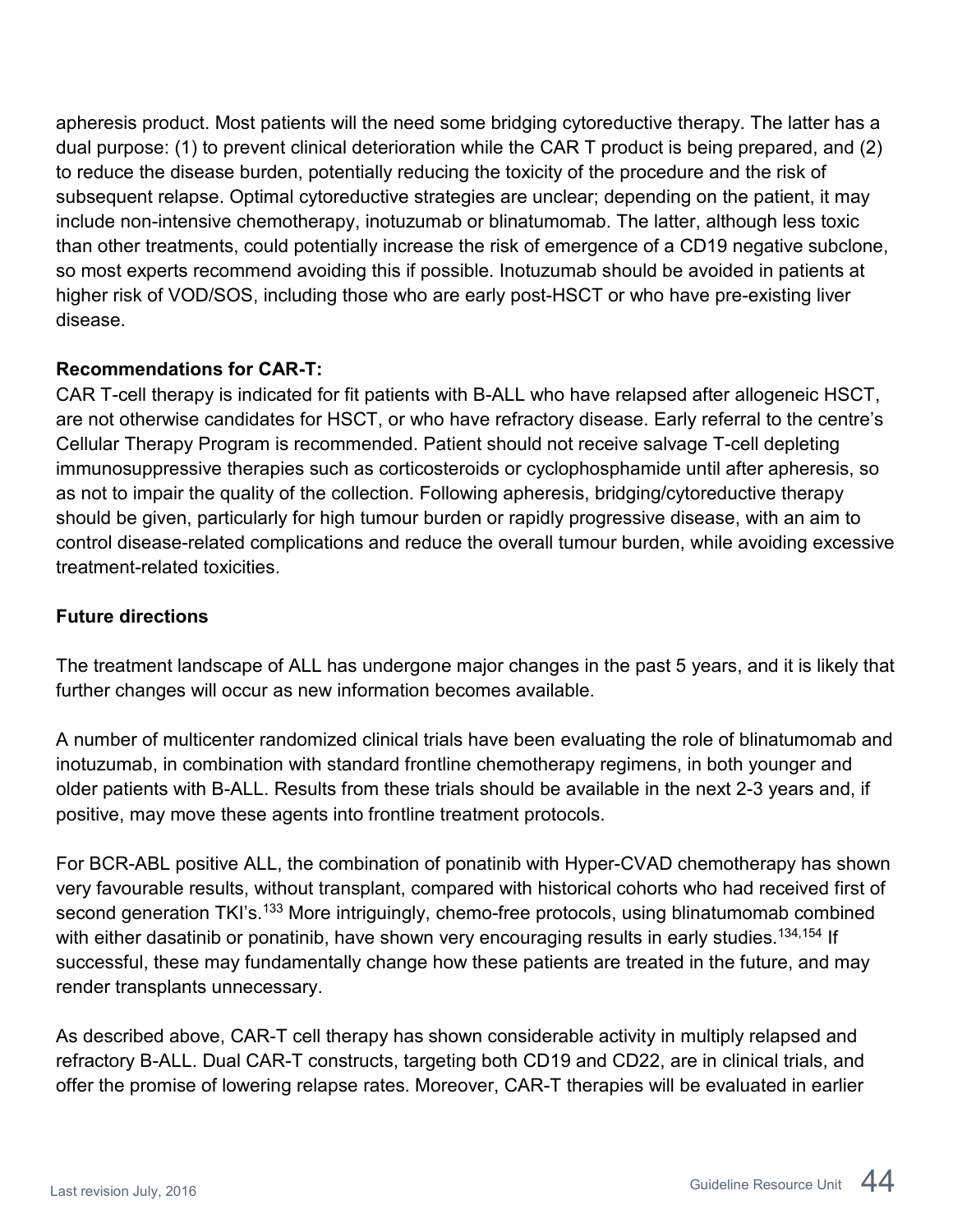apheresis product. Most patients will the need some bridging cytoreductive therapy. The latter has a dual purpose: (1) to prevent clinical deterioration while the CAR T product is being prepared, and (2) to reduce the disease burden, potentially reducing the toxicity of the procedure and the risk of subsequent relapse. Optimal cytoreductive strategies are unclear; depending on the patient, it may include non-intensive chemotherapy, inotuzumab or blinatumomab. The latter, although less toxic than other treatments, could potentially increase the risk of emergence of a CD19 negative subclone, so most experts recommend avoiding this if possible. Inotuzumab should be avoided in patients at higher risk of VOD/SOS, including those who are early post-HSCT or who have pre-existing liver disease.

**Recommendations for CAR-T:**

CAR T-cell therapy is indicated for fit patients with B-ALL who have relapsed after allogeneic HSCT, are not otherwise candidates for HSCT, or who have refractory disease. Early referral to the centre's Cellular Therapy Program is recommended. Patient should not receive salvage T-cell depleting immunosuppressive therapies such as corticosteroids or cyclophosphamide until after apheresis, so as not to impair the quality of the collection. Following apheresis, bridging/cytoreductive therapy should be given, particularly for high tumour burden or rapidly progressive disease, with an aim to control disease-related complications and reduce the overall tumour burden, while avoiding excessive treatment-related toxicities.

## Future directions

The treatment landscape of ALL has undergone major changes in the past 5 years, and it is likely that further changes will occur as new information becomes available.

A number of multicenter randomized clinical trials have been evaluating the role of blinatumomab and inotuzumab, in combination with standard frontline chemotherapy regimens, in both younger and older patients with B-ALL. Results from these trials should be available in the next 2-3 years and, if positive, may move these agents into frontline treatment protocols.

For BCR-ABL positive ALL, the combination of ponatinib with Hyper-CVAD chemotherapy has shown very favourable results, without transplant, compared with historical cohorts who had received first of second generation TKI's.[133] More intriguingly, chemo-free protocols, using blinatumomab combined with either dasatinib or ponatinib, have shown very encouraging results in early studies.[134,154] If successful, these may fundamentally change how these patients are treated in the future, and may render transplants unnecessary.

As described above, CAR-T cell therapy has shown considerable activity in multiply relapsed and refractory B-ALL. Dual CAR-T constructs, targeting both CD19 and CD22, are in clinical trials, and offer the promise of lowering relapse rates. Moreover, CAR-T therapies will be evaluated in earlier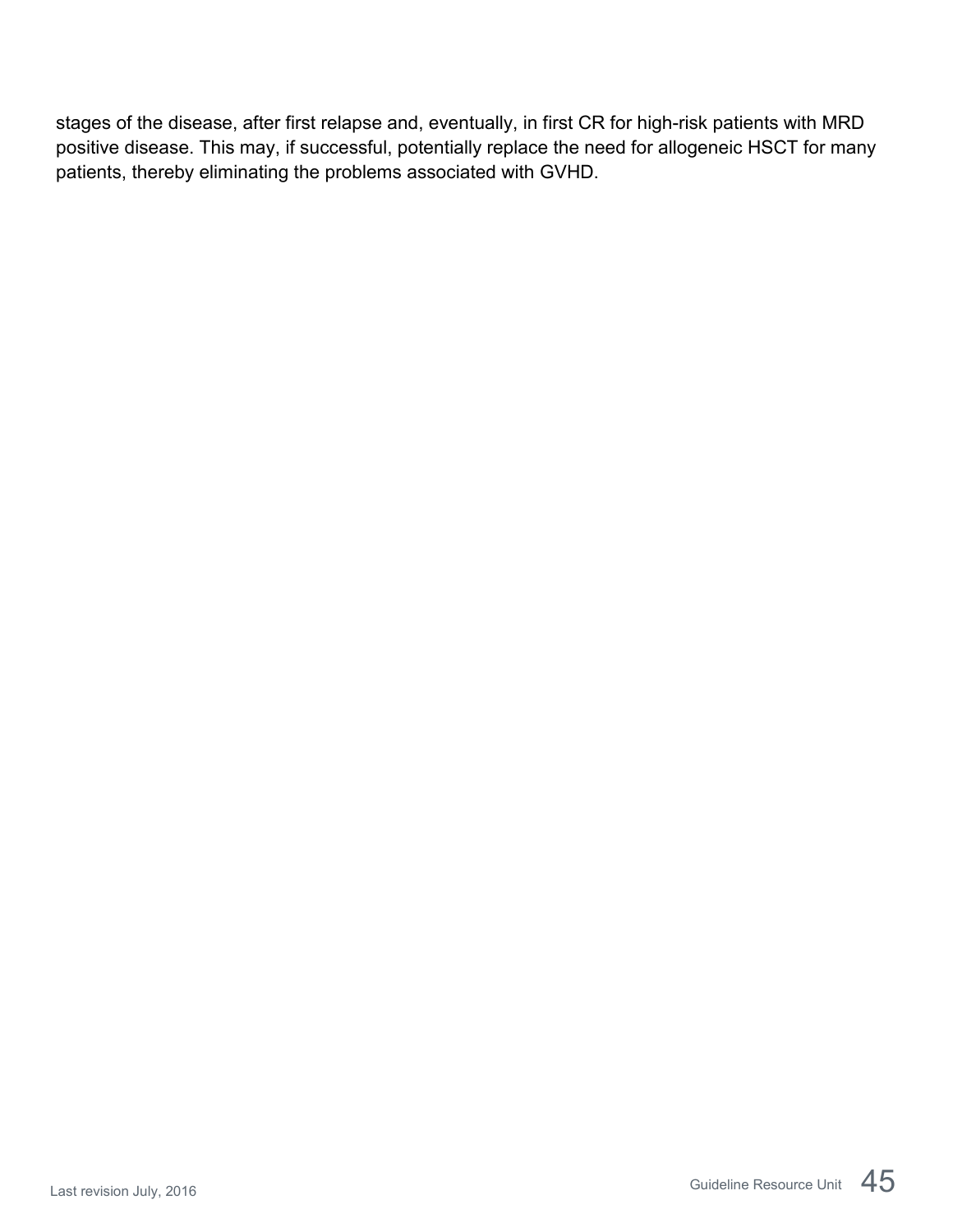stages of the disease, after first relapse and, eventually, in first CR for high-risk patients with MRD positive disease. This may, if successful, potentially replace the need for allogeneic HSCT for many patients, thereby eliminating the problems associated with GVHD.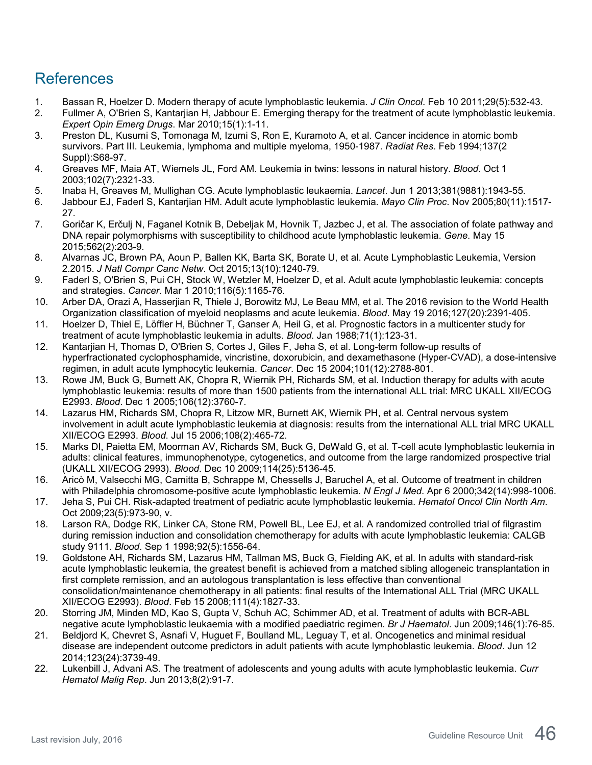## References

1. Bassan R, Hoelzer D. Modern therapy of acute lymphoblastic leukemia. *J Clin Oncol*. Feb 10 2011;29(5):532-43.
2. Fullmer A, O'Brien S, Kantarjian H, Jabbour E. Emerging therapy for the treatment of acute lymphoblastic leukemia. *Expert Opin Emerg Drugs*. Mar 2010;15(1):1-11.
3. Preston DL, Kusumi S, Tomonaga M, Izumi S, Ron E, Kuramoto A, et al. Cancer incidence in atomic bomb survivors. Part III. Leukemia, lymphoma and multiple myeloma, 1950-1987. *Radiat Res*. Feb 1994;137(2 Suppl):S68-97.
4. Greaves MF, Maia AT, Wiemels JL, Ford AM. Leukemia in twins: lessons in natural history. *Blood*. Oct 1 2003;102(7):2321-33.
5. Inaba H, Greaves M, Mullighan CG. Acute lymphoblastic leukaemia. *Lancet*. Jun 1 2013;381(9881):1943-55.
6. Jabbour EJ, Faderl S, Kantarjian HM. Adult acute lymphoblastic leukemia. *Mayo Clin Proc*. Nov 2005;80(11):1517-27.
7. Goričar K, Erčulj N, Faganel Kotnik B, Debeljak M, Hovnik T, Jazbec J, et al. The association of folate pathway and DNA repair polymorphisms with susceptibility to childhood acute lymphoblastic leukemia. *Gene*. May 15 2015;562(2):203-9.
8. Alvarnas JC, Brown PA, Aoun P, Ballen KK, Barta SK, Borate U, et al. Acute Lymphoblastic Leukemia, Version 2.2015. *J Natl Compr Canc Netw*. Oct 2015;13(10):1240-79.
9. Faderl S, O'Brien S, Pui CH, Stock W, Wetzler M, Hoelzer D, et al. Adult acute lymphoblastic leukemia: concepts and strategies. *Cancer*. Mar 1 2010;116(5):1165-76.
10. Arber DA, Orazi A, Hasserjian R, Thiele J, Borowitz MJ, Le Beau MM, et al. The 2016 revision to the World Health Organization classification of myeloid neoplasms and acute leukemia. *Blood*. May 19 2016;127(20):2391-405.
11. Hoelzer D, Thiel E, Löffler H, Büchner T, Ganser A, Heil G, et al. Prognostic factors in a multicenter study for treatment of acute lymphoblastic leukemia in adults. *Blood*. Jan 1988;71(1):123-31.
12. Kantarjian H, Thomas D, O'Brien S, Cortes J, Giles F, Jeha S, et al. Long-term follow-up results of hyperfractionated cyclophosphamide, vincristine, doxorubicin, and dexamethasone (Hyper-CVAD), a dose-intensive regimen, in adult acute lymphocytic leukemia. *Cancer*. Dec 15 2004;101(12):2788-801.
13. Rowe JM, Buck G, Burnett AK, Chopra R, Wiernik PH, Richards SM, et al. Induction therapy for adults with acute lymphoblastic leukemia: results of more than 1500 patients from the international ALL trial: MRC UKALL XII/ECOG E2993. *Blood*. Dec 1 2005;106(12):3760-7.
14. Lazarus HM, Richards SM, Chopra R, Litzow MR, Burnett AK, Wiernik PH, et al. Central nervous system involvement in adult acute lymphoblastic leukemia at diagnosis: results from the international ALL trial MRC UKALL XII/ECOG E2993. *Blood*. Jul 15 2006;108(2):465-72.
15. Marks DI, Paietta EM, Moorman AV, Richards SM, Buck G, DeWald G, et al. T-cell acute lymphoblastic leukemia in adults: clinical features, immunophenotype, cytogenetics, and outcome from the large randomized prospective trial (UKALL XII/ECOG 2993). *Blood*. Dec 10 2009;114(25):5136-45.
16. Aricò M, Valsecchi MG, Camitta B, Schrappe M, Chessells J, Baruchel A, et al. Outcome of treatment in children with Philadelphia chromosome-positive acute lymphoblastic leukemia. *N Engl J Med*. Apr 6 2000;342(14):998-1006.
17. Jeha S, Pui CH. Risk-adapted treatment of pediatric acute lymphoblastic leukemia. *Hematol Oncol Clin North Am*. Oct 2009;23(5):973-90, v.
18. Larson RA, Dodge RK, Linker CA, Stone RM, Powell BL, Lee EJ, et al. A randomized controlled trial of filgrastim during remission induction and consolidation chemotherapy for adults with acute lymphoblastic leukemia: CALGB study 9111. *Blood*. Sep 1 1998;92(5):1556-64.
19. Goldstone AH, Richards SM, Lazarus HM, Tallman MS, Buck G, Fielding AK, et al. In adults with standard-risk acute lymphoblastic leukemia, the greatest benefit is achieved from a matched sibling allogeneic transplantation in first complete remission, and an autologous transplantation is less effective than conventional consolidation/maintenance chemotherapy in all patients: final results of the International ALL Trial (MRC UKALL XII/ECOG E2993). *Blood*. Feb 15 2008;111(4):1827-33.
20. Storring JM, Minden MD, Kao S, Gupta V, Schuh AC, Schimmer AD, et al. Treatment of adults with BCR-ABL negative acute lymphoblastic leukaemia with a modified paediatric regimen. *Br J Haematol*. Jun 2009;146(1):76-85.
21. Beldjord K, Chevret S, Asnafi V, Huguet F, Boulland ML, Leguay T, et al. Oncogenetics and minimal residual disease are independent outcome predictors in adult patients with acute lymphoblastic leukemia. *Blood*. Jun 12 2014;123(24):3739-49.
22. Lukenbill J, Advani AS. The treatment of adolescents and young adults with acute lymphoblastic leukemia. *Curr Hematol Malig Rep*. Jun 2013;8(2):91-7.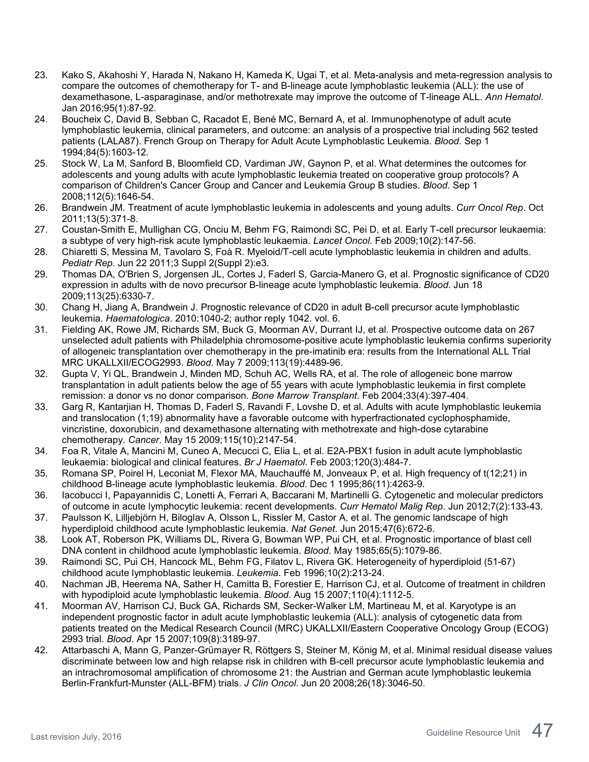23. Kako S, Akahoshi Y, Harada N, Nakano H, Kameda K, Ugai T, et al. Meta-analysis and meta-regression analysis to compare the outcomes of chemotherapy for T- and B-lineage acute lymphoblastic leukemia (ALL): the use of dexamethasone, L-asparaginase, and/or methotrexate may improve the outcome of T-lineage ALL. *Ann Hematol*. Jan 2016;95(1):87-92.
24. Boucheix C, David B, Sebban C, Racadot E, Bené MC, Bernard A, et al. Immunophenotype of adult acute lymphoblastic leukemia, clinical parameters, and outcome: an analysis of a prospective trial including 562 tested patients (LALA87). French Group on Therapy for Adult Acute Lymphoblastic Leukemia. *Blood*. Sep 1 1994;84(5):1603-12.
25. Stock W, La M, Sanford B, Bloomfield CD, Vardiman JW, Gaynon P, et al. What determines the outcomes for adolescents and young adults with acute lymphoblastic leukemia treated on cooperative group protocols? A comparison of Children's Cancer Group and Cancer and Leukemia Group B studies. *Blood*. Sep 1 2008;112(5):1646-54.
26. Brandwein JM. Treatment of acute lymphoblastic leukemia in adolescents and young adults. *Curr Oncol Rep*. Oct 2011;13(5):371-8.
27. Coustan-Smith E, Mullighan CG, Onciu M, Behm FG, Raimondi SC, Pei D, et al. Early T-cell precursor leukaemia: a subtype of very high-risk acute lymphoblastic leukaemia. *Lancet Oncol*. Feb 2009;10(2):147-56.
28. Chiaretti S, Messina M, Tavolaro S, Foà R. Myeloid/T-cell acute lymphoblastic leukemia in children and adults. *Pediatr Rep*. Jun 22 2011;3 Suppl 2(Suppl 2):e3.
29. Thomas DA, O'Brien S, Jorgensen JL, Cortes J, Faderl S, Garcia-Manero G, et al. Prognostic significance of CD20 expression in adults with de novo precursor B-lineage acute lymphoblastic leukemia. *Blood*. Jun 18 2009;113(25):6330-7.
30. Chang H, Jiang A, Brandwein J. Prognostic relevance of CD20 in adult B-cell precursor acute lymphoblastic leukemia. *Haematologica*. 2010:1040-2; author reply 1042. vol. 6.
31. Fielding AK, Rowe JM, Richards SM, Buck G, Moorman AV, Durrant IJ, et al. Prospective outcome data on 267 unselected adult patients with Philadelphia chromosome-positive acute lymphoblastic leukemia confirms superiority of allogeneic transplantation over chemotherapy in the pre-imatinib era: results from the International ALL Trial MRC UKALLXII/ECOG2993. *Blood*. May 7 2009;113(19):4489-96.
32. Gupta V, Yi QL, Brandwein J, Minden MD, Schuh AC, Wells RA, et al. The role of allogeneic bone marrow transplantation in adult patients below the age of 55 years with acute lymphoblastic leukemia in first complete remission: a donor vs no donor comparison. *Bone Marrow Transplant*. Feb 2004;33(4):397-404.
33. Garg R, Kantarjian H, Thomas D, Faderl S, Ravandi F, Lovshe D, et al. Adults with acute lymphoblastic leukemia and translocation (1;19) abnormality have a favorable outcome with hyperfractionated cyclophosphamide, vincristine, doxorubicin, and dexamethasone alternating with methotrexate and high-dose cytarabine chemotherapy. *Cancer*. May 15 2009;115(10):2147-54.
34. Foa R, Vitale A, Mancini M, Cuneo A, Mecucci C, Elia L, et al. E2A-PBX1 fusion in adult acute lymphoblastic leukaemia: biological and clinical features. *Br J Haematol*. Feb 2003;120(3):484-7.
35. Romana SP, Poirel H, Leconiat M, Flexor MA, Mauchauffé M, Jonveaux P, et al. High frequency of t(12;21) in childhood B-lineage acute lymphoblastic leukemia. *Blood*. Dec 1 1995;86(11):4263-9.
36. Iacobucci I, Papayannidis C, Lonetti A, Ferrari A, Baccarani M, Martinelli G. Cytogenetic and molecular predictors of outcome in acute lymphocytic leukemia: recent developments. *Curr Hematol Malig Rep*. Jun 2012;7(2):133-43.
37. Paulsson K, Lilljebjörn H, Biloglav A, Olsson L, Rissler M, Castor A, et al. The genomic landscape of high hyperdiploid childhood acute lymphoblastic leukemia. *Nat Genet*. Jun 2015;47(6):672-6.
38. Look AT, Roberson PK, Williams DL, Rivera G, Bowman WP, Pui CH, et al. Prognostic importance of blast cell DNA content in childhood acute lymphoblastic leukemia. *Blood*. May 1985;65(5):1079-86.
39. Raimondi SC, Pui CH, Hancock ML, Behm FG, Filatov L, Rivera GK. Heterogeneity of hyperdiploid (51-67) childhood acute lymphoblastic leukemia. *Leukemia*. Feb 1996;10(2):213-24.
40. Nachman JB, Heerema NA, Sather H, Camitta B, Forestier E, Harrison CJ, et al. Outcome of treatment in children with hypodiploid acute lymphoblastic leukemia. *Blood*. Aug 15 2007;110(4):1112-5.
41. Moorman AV, Harrison CJ, Buck GA, Richards SM, Secker-Walker LM, Martineau M, et al. Karyotype is an independent prognostic factor in adult acute lymphoblastic leukemia (ALL): analysis of cytogenetic data from patients treated on the Medical Research Council (MRC) UKALLXII/Eastern Cooperative Oncology Group (ECOG) 2993 trial. *Blood*. Apr 15 2007;109(8):3189-97.
42. Attarbaschi A, Mann G, Panzer-Grümayer R, Röttgers S, Steiner M, König M, et al. Minimal residual disease values discriminate between low and high relapse risk in children with B-cell precursor acute lymphoblastic leukemia and an intrachromosomal amplification of chromosome 21: the Austrian and German acute lymphoblastic leukemia Berlin-Frankfurt-Munster (ALL-BFM) trials. *J Clin Oncol*. Jun 20 2008;26(18):3046-50.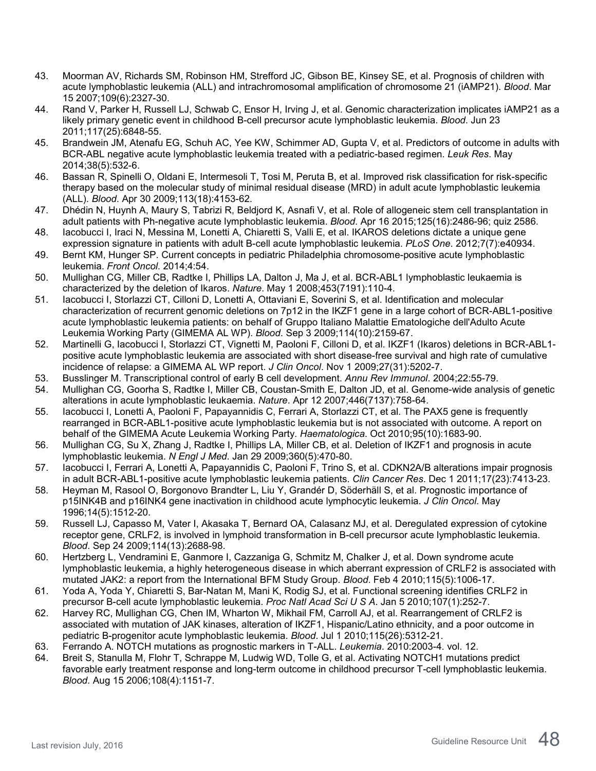43. Moorman AV, Richards SM, Robinson HM, Strefford JC, Gibson BE, Kinsey SE, et al. Prognosis of children with acute lymphoblastic leukemia (ALL) and intrachromosomal amplification of chromosome 21 (iAMP21). *Blood*. Mar 15 2007;109(6):2327-30.
44. Rand V, Parker H, Russell LJ, Schwab C, Ensor H, Irving J, et al. Genomic characterization implicates iAMP21 as a likely primary genetic event in childhood B-cell precursor acute lymphoblastic leukemia. *Blood*. Jun 23 2011;117(25):6848-55.
45. Brandwein JM, Atenafu EG, Schuh AC, Yee KW, Schimmer AD, Gupta V, et al. Predictors of outcome in adults with BCR-ABL negative acute lymphoblastic leukemia treated with a pediatric-based regimen. *Leuk Res*. May 2014;38(5):532-6.
46. Bassan R, Spinelli O, Oldani E, Intermesoli T, Tosi M, Peruta B, et al. Improved risk classification for risk-specific therapy based on the molecular study of minimal residual disease (MRD) in adult acute lymphoblastic leukemia (ALL). *Blood*. Apr 30 2009;113(18):4153-62.
47. Dhédin N, Huynh A, Maury S, Tabrizi R, Beldjord K, Asnafi V, et al. Role of allogeneic stem cell transplantation in adult patients with Ph-negative acute lymphoblastic leukemia. *Blood*. Apr 16 2015;125(16):2486-96; quiz 2586.
48. Iacobucci I, Iraci N, Messina M, Lonetti A, Chiaretti S, Valli E, et al. IKAROS deletions dictate a unique gene expression signature in patients with adult B-cell acute lymphoblastic leukemia. *PLoS One*. 2012;7(7):e40934.
49. Bernt KM, Hunger SP. Current concepts in pediatric Philadelphia chromosome-positive acute lymphoblastic leukemia. *Front Oncol*. 2014;4:54.
50. Mullighan CG, Miller CB, Radtke I, Phillips LA, Dalton J, Ma J, et al. BCR-ABL1 lymphoblastic leukaemia is characterized by the deletion of Ikaros. *Nature*. May 1 2008;453(7191):110-4.
51. Iacobucci I, Storlazzi CT, Cilloni D, Lonetti A, Ottaviani E, Soverini S, et al. Identification and molecular characterization of recurrent genomic deletions on 7p12 in the IKZF1 gene in a large cohort of BCR-ABL1-positive acute lymphoblastic leukemia patients: on behalf of Gruppo Italiano Malattie Ematologiche dell'Adulto Acute Leukemia Working Party (GIMEMA AL WP). *Blood*. Sep 3 2009;114(10):2159-67.
52. Martinelli G, Iacobucci I, Storlazzi CT, Vignetti M, Paoloni F, Cilloni D, et al. IKZF1 (Ikaros) deletions in BCR-ABL1-positive acute lymphoblastic leukemia are associated with short disease-free survival and high rate of cumulative incidence of relapse: a GIMEMA AL WP report. *J Clin Oncol*. Nov 1 2009;27(31):5202-7.
53. Busslinger M. Transcriptional control of early B cell development. *Annu Rev Immunol*. 2004;22:55-79.
54. Mullighan CG, Goorha S, Radtke I, Miller CB, Coustan-Smith E, Dalton JD, et al. Genome-wide analysis of genetic alterations in acute lymphoblastic leukaemia. *Nature*. Apr 12 2007;446(7137):758-64.
55. Iacobucci I, Lonetti A, Paoloni F, Papayannidis C, Ferrari A, Storlazzi CT, et al. The PAX5 gene is frequently rearranged in BCR-ABL1-positive acute lymphoblastic leukemia but is not associated with outcome. A report on behalf of the GIMEMA Acute Leukemia Working Party. *Haematologica*. Oct 2010;95(10):1683-90.
56. Mullighan CG, Su X, Zhang J, Radtke I, Phillips LA, Miller CB, et al. Deletion of IKZF1 and prognosis in acute lymphoblastic leukemia. *N Engl J Med*. Jan 29 2009;360(5):470-80.
57. Iacobucci I, Ferrari A, Lonetti A, Papayannidis C, Paoloni F, Trino S, et al. CDKN2A/B alterations impair prognosis in adult BCR-ABL1-positive acute lymphoblastic leukemia patients. *Clin Cancer Res*. Dec 1 2011;17(23):7413-23.
58. Heyman M, Rasool O, Borgonovo Brandter L, Liu Y, Grandér D, Söderhäll S, et al. Prognostic importance of p15INK4B and p16INK4 gene inactivation in childhood acute lymphocytic leukemia. *J Clin Oncol*. May 1996;14(5):1512-20.
59. Russell LJ, Capasso M, Vater I, Akasaka T, Bernard OA, Calasanz MJ, et al. Deregulated expression of cytokine receptor gene, CRLF2, is involved in lymphoid transformation in B-cell precursor acute lymphoblastic leukemia. *Blood*. Sep 24 2009;114(13):2688-98.
60. Hertzberg L, Vendramini E, Ganmore I, Cazzaniga G, Schmitz M, Chalker J, et al. Down syndrome acute lymphoblastic leukemia, a highly heterogeneous disease in which aberrant expression of CRLF2 is associated with mutated JAK2: a report from the International BFM Study Group. *Blood*. Feb 4 2010;115(5):1006-17.
61. Yoda A, Yoda Y, Chiaretti S, Bar-Natan M, Mani K, Rodig SJ, et al. Functional screening identifies CRLF2 in precursor B-cell acute lymphoblastic leukemia. *Proc Natl Acad Sci U S A*. Jan 5 2010;107(1):252-7.
62. Harvey RC, Mullighan CG, Chen IM, Wharton W, Mikhail FM, Carroll AJ, et al. Rearrangement of CRLF2 is associated with mutation of JAK kinases, alteration of IKZF1, Hispanic/Latino ethnicity, and a poor outcome in pediatric B-progenitor acute lymphoblastic leukemia. *Blood*. Jul 1 2010;115(26):5312-21.
63. Ferrando A. NOTCH mutations as prognostic markers in T-ALL. *Leukemia*. 2010:2003-4. vol. 12.
64. Breit S, Stanulla M, Flohr T, Schrappe M, Ludwig WD, Tolle G, et al. Activating NOTCH1 mutations predict favorable early treatment response and long-term outcome in childhood precursor T-cell lymphoblastic leukemia. *Blood*. Aug 15 2006;108(4):1151-7.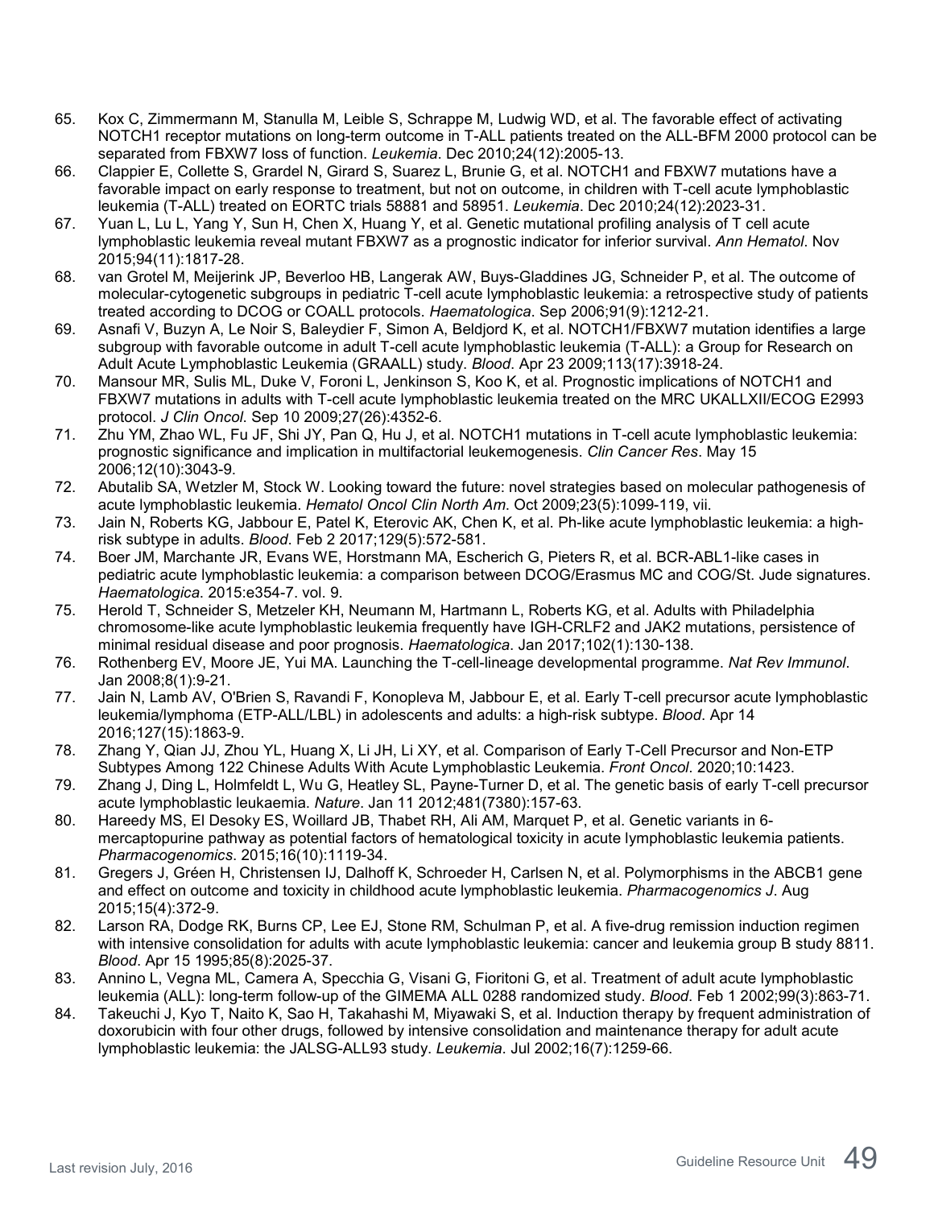65. Kox C, Zimmermann M, Stanulla M, Leible S, Schrappe M, Ludwig WD, et al. The favorable effect of activating NOTCH1 receptor mutations on long-term outcome in T-ALL patients treated on the ALL-BFM 2000 protocol can be separated from FBXW7 loss of function. *Leukemia*. Dec 2010;24(12):2005-13.
66. Clappier E, Collette S, Grardel N, Girard S, Suarez L, Brunie G, et al. NOTCH1 and FBXW7 mutations have a favorable impact on early response to treatment, but not on outcome, in children with T-cell acute lymphoblastic leukemia (T-ALL) treated on EORTC trials 58881 and 58951. *Leukemia*. Dec 2010;24(12):2023-31.
67. Yuan L, Lu L, Yang Y, Sun H, Chen X, Huang Y, et al. Genetic mutational profiling analysis of T cell acute lymphoblastic leukemia reveal mutant FBXW7 as a prognostic indicator for inferior survival. *Ann Hematol*. Nov 2015;94(11):1817-28.
68. van Grotel M, Meijerink JP, Beverloo HB, Langerak AW, Buys-Gladdines JG, Schneider P, et al. The outcome of molecular-cytogenetic subgroups in pediatric T-cell acute lymphoblastic leukemia: a retrospective study of patients treated according to DCOG or COALL protocols. *Haematologica*. Sep 2006;91(9):1212-21.
69. Asnafi V, Buzyn A, Le Noir S, Baleydier F, Simon A, Beldjord K, et al. NOTCH1/FBXW7 mutation identifies a large subgroup with favorable outcome in adult T-cell acute lymphoblastic leukemia (T-ALL): a Group for Research on Adult Acute Lymphoblastic Leukemia (GRAALL) study. *Blood*. Apr 23 2009;113(17):3918-24.
70. Mansour MR, Sulis ML, Duke V, Foroni L, Jenkinson S, Koo K, et al. Prognostic implications of NOTCH1 and FBXW7 mutations in adults with T-cell acute lymphoblastic leukemia treated on the MRC UKALLXII/ECOG E2993 protocol. *J Clin Oncol*. Sep 10 2009;27(26):4352-6.
71. Zhu YM, Zhao WL, Fu JF, Shi JY, Pan Q, Hu J, et al. NOTCH1 mutations in T-cell acute lymphoblastic leukemia: prognostic significance and implication in multifactorial leukemogenesis. *Clin Cancer Res*. May 15 2006;12(10):3043-9.
72. Abutalib SA, Wetzler M, Stock W. Looking toward the future: novel strategies based on molecular pathogenesis of acute lymphoblastic leukemia. *Hematol Oncol Clin North Am*. Oct 2009;23(5):1099-119, vii.
73. Jain N, Roberts KG, Jabbour E, Patel K, Eterovic AK, Chen K, et al. Ph-like acute lymphoblastic leukemia: a high-risk subtype in adults. *Blood*. Feb 2 2017;129(5):572-581.
74. Boer JM, Marchante JR, Evans WE, Horstmann MA, Escherich G, Pieters R, et al. BCR-ABL1-like cases in pediatric acute lymphoblastic leukemia: a comparison between DCOG/Erasmus MC and COG/St. Jude signatures. *Haematologica*. 2015:e354-7. vol. 9.
75. Herold T, Schneider S, Metzeler KH, Neumann M, Hartmann L, Roberts KG, et al. Adults with Philadelphia chromosome-like acute lymphoblastic leukemia frequently have IGH-CRLF2 and JAK2 mutations, persistence of minimal residual disease and poor prognosis. *Haematologica*. Jan 2017;102(1):130-138.
76. Rothenberg EV, Moore JE, Yui MA. Launching the T-cell-lineage developmental programme. *Nat Rev Immunol*. Jan 2008;8(1):9-21.
77. Jain N, Lamb AV, O'Brien S, Ravandi F, Konopleva M, Jabbour E, et al. Early T-cell precursor acute lymphoblastic leukemia/lymphoma (ETP-ALL/LBL) in adolescents and adults: a high-risk subtype. *Blood*. Apr 14 2016;127(15):1863-9.
78. Zhang Y, Qian JJ, Zhou YL, Huang X, Li JH, Li XY, et al. Comparison of Early T-Cell Precursor and Non-ETP Subtypes Among 122 Chinese Adults With Acute Lymphoblastic Leukemia. *Front Oncol*. 2020;10:1423.
79. Zhang J, Ding L, Holmfeldt L, Wu G, Heatley SL, Payne-Turner D, et al. The genetic basis of early T-cell precursor acute lymphoblastic leukaemia. *Nature*. Jan 11 2012;481(7380):157-63.
80. Hareedy MS, El Desoky ES, Woillard JB, Thabet RH, Ali AM, Marquet P, et al. Genetic variants in 6-mercaptopurine pathway as potential factors of hematological toxicity in acute lymphoblastic leukemia patients. *Pharmacogenomics*. 2015;16(10):1119-34.
81. Gregers J, Gréen H, Christensen IJ, Dalhoff K, Schroeder H, Carlsen N, et al. Polymorphisms in the ABCB1 gene and effect on outcome and toxicity in childhood acute lymphoblastic leukemia. *Pharmacogenomics J*. Aug 2015;15(4):372-9.
82. Larson RA, Dodge RK, Burns CP, Lee EJ, Stone RM, Schulman P, et al. A five-drug remission induction regimen with intensive consolidation for adults with acute lymphoblastic leukemia: cancer and leukemia group B study 8811. *Blood*. Apr 15 1995;85(8):2025-37.
83. Annino L, Vegna ML, Camera A, Specchia G, Visani G, Fioritoni G, et al. Treatment of adult acute lymphoblastic leukemia (ALL): long-term follow-up of the GIMEMA ALL 0288 randomized study. *Blood*. Feb 1 2002;99(3):863-71.
84. Takeuchi J, Kyo T, Naito K, Sao H, Takahashi M, Miyawaki S, et al. Induction therapy by frequent administration of doxorubicin with four other drugs, followed by intensive consolidation and maintenance therapy for adult acute lymphoblastic leukemia: the JALSG-ALL93 study. *Leukemia*. Jul 2002;16(7):1259-66.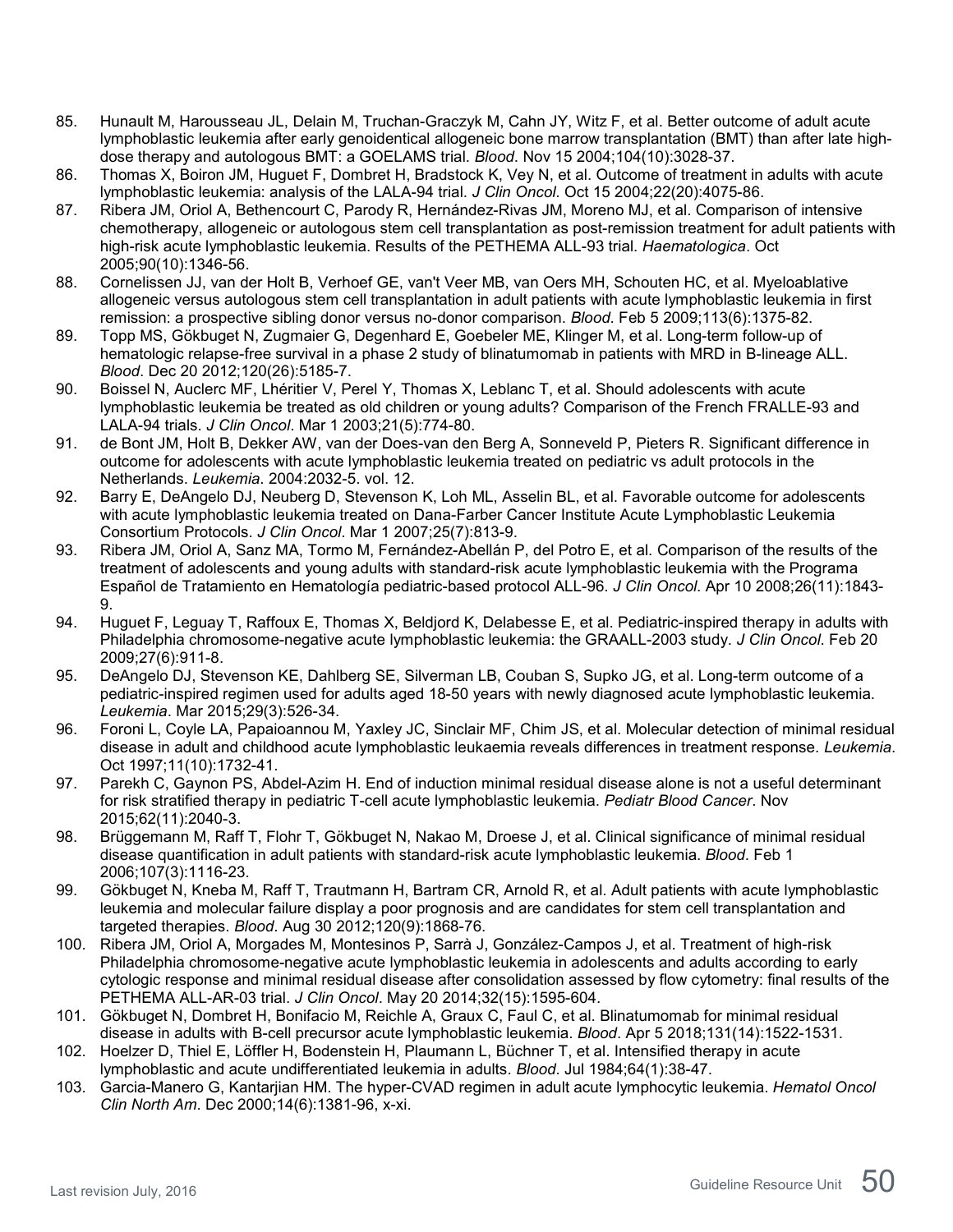85. Hunault M, Harousseau JL, Delain M, Truchan-Graczyk M, Cahn JY, Witz F, et al. Better outcome of adult acute lymphoblastic leukemia after early genoidentical allogeneic bone marrow transplantation (BMT) than after late high-dose therapy and autologous BMT: a GOELAMS trial. *Blood*. Nov 15 2004;104(10):3028-37.
86. Thomas X, Boiron JM, Huguet F, Dombret H, Bradstock K, Vey N, et al. Outcome of treatment in adults with acute lymphoblastic leukemia: analysis of the LALA-94 trial. *J Clin Oncol*. Oct 15 2004;22(20):4075-86.
87. Ribera JM, Oriol A, Bethencourt C, Parody R, Hernández-Rivas JM, Moreno MJ, et al. Comparison of intensive chemotherapy, allogeneic or autologous stem cell transplantation as post-remission treatment for adult patients with high-risk acute lymphoblastic leukemia. Results of the PETHEMA ALL-93 trial. *Haematologica*. Oct 2005;90(10):1346-56.
88. Cornelissen JJ, van der Holt B, Verhoef GE, van't Veer MB, van Oers MH, Schouten HC, et al. Myeloablative allogeneic versus autologous stem cell transplantation in adult patients with acute lymphoblastic leukemia in first remission: a prospective sibling donor versus no-donor comparison. *Blood*. Feb 5 2009;113(6):1375-82.
89. Topp MS, Gökbuget N, Zugmaier G, Degenhard E, Goebeler ME, Klinger M, et al. Long-term follow-up of hematologic relapse-free survival in a phase 2 study of blinatumomab in patients with MRD in B-lineage ALL. *Blood*. Dec 20 2012;120(26):5185-7.
90. Boissel N, Auclerc MF, Lhéritier V, Perel Y, Thomas X, Leblanc T, et al. Should adolescents with acute lymphoblastic leukemia be treated as old children or young adults? Comparison of the French FRALLE-93 and LALA-94 trials. *J Clin Oncol*. Mar 1 2003;21(5):774-80.
91. de Bont JM, Holt B, Dekker AW, van der Does-van den Berg A, Sonneveld P, Pieters R. Significant difference in outcome for adolescents with acute lymphoblastic leukemia treated on pediatric vs adult protocols in the Netherlands. *Leukemia*. 2004:2032-5. vol. 12.
92. Barry E, DeAngelo DJ, Neuberg D, Stevenson K, Loh ML, Asselin BL, et al. Favorable outcome for adolescents with acute lymphoblastic leukemia treated on Dana-Farber Cancer Institute Acute Lymphoblastic Leukemia Consortium Protocols. *J Clin Oncol*. Mar 1 2007;25(7):813-9.
93. Ribera JM, Oriol A, Sanz MA, Tormo M, Fernández-Abellán P, del Potro E, et al. Comparison of the results of the treatment of adolescents and young adults with standard-risk acute lymphoblastic leukemia with the Programa Español de Tratamiento en Hematología pediatric-based protocol ALL-96. *J Clin Oncol*. Apr 10 2008;26(11):1843-9.
94. Huguet F, Leguay T, Raffoux E, Thomas X, Beldjord K, Delabesse E, et al. Pediatric-inspired therapy in adults with Philadelphia chromosome-negative acute lymphoblastic leukemia: the GRAALL-2003 study. *J Clin Oncol*. Feb 20 2009;27(6):911-8.
95. DeAngelo DJ, Stevenson KE, Dahlberg SE, Silverman LB, Couban S, Supko JG, et al. Long-term outcome of a pediatric-inspired regimen used for adults aged 18-50 years with newly diagnosed acute lymphoblastic leukemia. *Leukemia*. Mar 2015;29(3):526-34.
96. Foroni L, Coyle LA, Papaioannou M, Yaxley JC, Sinclair MF, Chim JS, et al. Molecular detection of minimal residual disease in adult and childhood acute lymphoblastic leukaemia reveals differences in treatment response. *Leukemia*. Oct 1997;11(10):1732-41.
97. Parekh C, Gaynon PS, Abdel-Azim H. End of induction minimal residual disease alone is not a useful determinant for risk stratified therapy in pediatric T-cell acute lymphoblastic leukemia. *Pediatr Blood Cancer*. Nov 2015;62(11):2040-3.
98. Brüggemann M, Raff T, Flohr T, Gökbuget N, Nakao M, Droese J, et al. Clinical significance of minimal residual disease quantification in adult patients with standard-risk acute lymphoblastic leukemia. *Blood*. Feb 1 2006;107(3):1116-23.
99. Gökbuget N, Kneba M, Raff T, Trautmann H, Bartram CR, Arnold R, et al. Adult patients with acute lymphoblastic leukemia and molecular failure display a poor prognosis and are candidates for stem cell transplantation and targeted therapies. *Blood*. Aug 30 2012;120(9):1868-76.
100. Ribera JM, Oriol A, Morgades M, Montesinos P, Sarrà J, González-Campos J, et al. Treatment of high-risk Philadelphia chromosome-negative acute lymphoblastic leukemia in adolescents and adults according to early cytologic response and minimal residual disease after consolidation assessed by flow cytometry: final results of the PETHEMA ALL-AR-03 trial. *J Clin Oncol*. May 20 2014;32(15):1595-604.
101. Gökbuget N, Dombret H, Bonifacio M, Reichle A, Graux C, Faul C, et al. Blinatumomab for minimal residual disease in adults with B-cell precursor acute lymphoblastic leukemia. *Blood*. Apr 5 2018;131(14):1522-1531.
102. Hoelzer D, Thiel E, Löffler H, Bodenstein H, Plaumann L, Büchner T, et al. Intensified therapy in acute lymphoblastic and acute undifferentiated leukemia in adults. *Blood*. Jul 1984;64(1):38-47.
103. Garcia-Manero G, Kantarjian HM. The hyper-CVAD regimen in adult acute lymphocytic leukemia. *Hematol Oncol Clin North Am*. Dec 2000;14(6):1381-96, x-xi.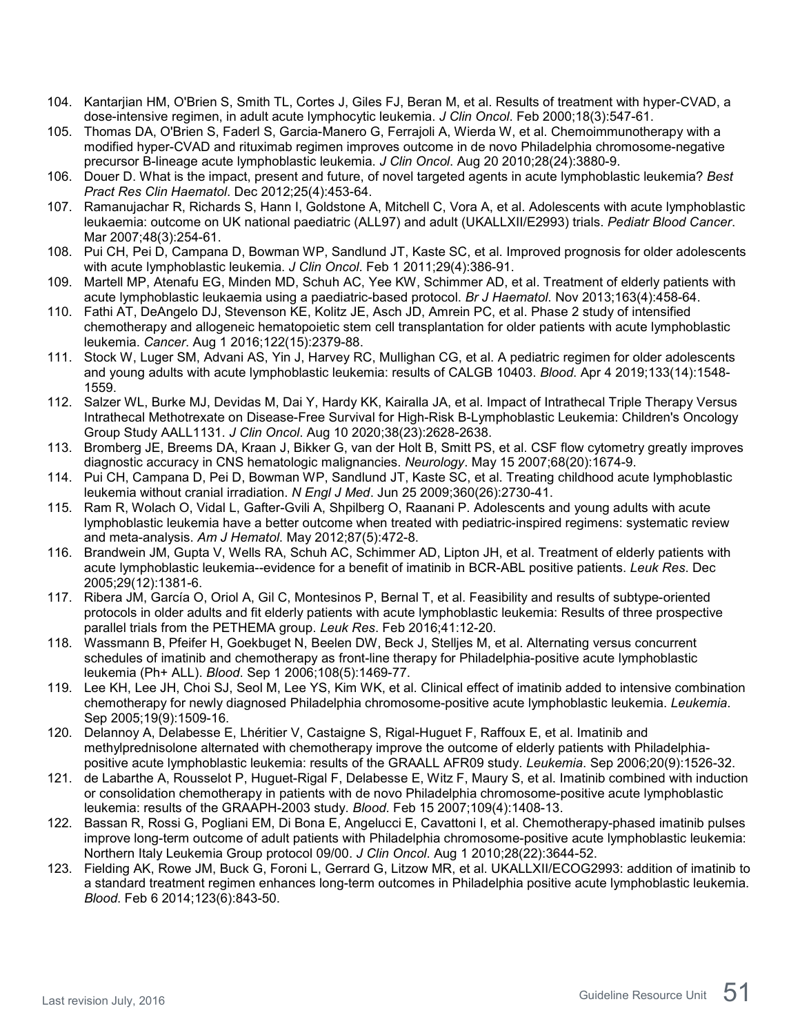104. Kantarjian HM, O'Brien S, Smith TL, Cortes J, Giles FJ, Beran M, et al. Results of treatment with hyper-CVAD, a dose-intensive regimen, in adult acute lymphocytic leukemia. *J Clin Oncol*. Feb 2000;18(3):547-61.
105. Thomas DA, O'Brien S, Faderl S, Garcia-Manero G, Ferrajoli A, Wierda W, et al. Chemoimmunotherapy with a modified hyper-CVAD and rituximab regimen improves outcome in de novo Philadelphia chromosome-negative precursor B-lineage acute lymphoblastic leukemia. *J Clin Oncol*. Aug 20 2010;28(24):3880-9.
106. Douer D. What is the impact, present and future, of novel targeted agents in acute lymphoblastic leukemia? *Best Pract Res Clin Haematol*. Dec 2012;25(4):453-64.
107. Ramanujachar R, Richards S, Hann I, Goldstone A, Mitchell C, Vora A, et al. Adolescents with acute lymphoblastic leukaemia: outcome on UK national paediatric (ALL97) and adult (UKALLXII/E2993) trials. *Pediatr Blood Cancer*. Mar 2007;48(3):254-61.
108. Pui CH, Pei D, Campana D, Bowman WP, Sandlund JT, Kaste SC, et al. Improved prognosis for older adolescents with acute lymphoblastic leukemia. *J Clin Oncol*. Feb 1 2011;29(4):386-91.
109. Martell MP, Atenafu EG, Minden MD, Schuh AC, Yee KW, Schimmer AD, et al. Treatment of elderly patients with acute lymphoblastic leukaemia using a paediatric-based protocol. *Br J Haematol*. Nov 2013;163(4):458-64.
110. Fathi AT, DeAngelo DJ, Stevenson KE, Kolitz JE, Asch JD, Amrein PC, et al. Phase 2 study of intensified chemotherapy and allogeneic hematopoietic stem cell transplantation for older patients with acute lymphoblastic leukemia. *Cancer*. Aug 1 2016;122(15):2379-88.
111. Stock W, Luger SM, Advani AS, Yin J, Harvey RC, Mullighan CG, et al. A pediatric regimen for older adolescents and young adults with acute lymphoblastic leukemia: results of CALGB 10403. *Blood*. Apr 4 2019;133(14):1548-1559.
112. Salzer WL, Burke MJ, Devidas M, Dai Y, Hardy KK, Kairalla JA, et al. Impact of Intrathecal Triple Therapy Versus Intrathecal Methotrexate on Disease-Free Survival for High-Risk B-Lymphoblastic Leukemia: Children's Oncology Group Study AALL1131. *J Clin Oncol*. Aug 10 2020;38(23):2628-2638.
113. Bromberg JE, Breems DA, Kraan J, Bikker G, van der Holt B, Smitt PS, et al. CSF flow cytometry greatly improves diagnostic accuracy in CNS hematologic malignancies. *Neurology*. May 15 2007;68(20):1674-9.
114. Pui CH, Campana D, Pei D, Bowman WP, Sandlund JT, Kaste SC, et al. Treating childhood acute lymphoblastic leukemia without cranial irradiation. *N Engl J Med*. Jun 25 2009;360(26):2730-41.
115. Ram R, Wolach O, Vidal L, Gafter-Gvili A, Shpilberg O, Raanani P. Adolescents and young adults with acute lymphoblastic leukemia have a better outcome when treated with pediatric-inspired regimens: systematic review and meta-analysis. *Am J Hematol*. May 2012;87(5):472-8.
116. Brandwein JM, Gupta V, Wells RA, Schuh AC, Schimmer AD, Lipton JH, et al. Treatment of elderly patients with acute lymphoblastic leukemia--evidence for a benefit of imatinib in BCR-ABL positive patients. *Leuk Res*. Dec 2005;29(12):1381-6.
117. Ribera JM, García O, Oriol A, Gil C, Montesinos P, Bernal T, et al. Feasibility and results of subtype-oriented protocols in older adults and fit elderly patients with acute lymphoblastic leukemia: Results of three prospective parallel trials from the PETHEMA group. *Leuk Res*. Feb 2016;41:12-20.
118. Wassmann B, Pfeifer H, Goekbuget N, Beelen DW, Beck J, Stelljes M, et al. Alternating versus concurrent schedules of imatinib and chemotherapy as front-line therapy for Philadelphia-positive acute lymphoblastic leukemia (Ph+ ALL). *Blood*. Sep 1 2006;108(5):1469-77.
119. Lee KH, Lee JH, Choi SJ, Seol M, Lee YS, Kim WK, et al. Clinical effect of imatinib added to intensive combination chemotherapy for newly diagnosed Philadelphia chromosome-positive acute lymphoblastic leukemia. *Leukemia*. Sep 2005;19(9):1509-16.
120. Delannoy A, Delabesse E, Lhéritier V, Castaigne S, Rigal-Huguet F, Raffoux E, et al. Imatinib and methylprednisolone alternated with chemotherapy improve the outcome of elderly patients with Philadelphia-positive acute lymphoblastic leukemia: results of the GRAALL AFR09 study. *Leukemia*. Sep 2006;20(9):1526-32.
121. de Labarthe A, Rousselot P, Huguet-Rigal F, Delabesse E, Witz F, Maury S, et al. Imatinib combined with induction or consolidation chemotherapy in patients with de novo Philadelphia chromosome-positive acute lymphoblastic leukemia: results of the GRAAPH-2003 study. *Blood*. Feb 15 2007;109(4):1408-13.
122. Bassan R, Rossi G, Pogliani EM, Di Bona E, Angelucci E, Cavattoni I, et al. Chemotherapy-phased imatinib pulses improve long-term outcome of adult patients with Philadelphia chromosome-positive acute lymphoblastic leukemia: Northern Italy Leukemia Group protocol 09/00. *J Clin Oncol*. Aug 1 2010;28(22):3644-52.
123. Fielding AK, Rowe JM, Buck G, Foroni L, Gerrard G, Litzow MR, et al. UKALLXII/ECOG2993: addition of imatinib to a standard treatment regimen enhances long-term outcomes in Philadelphia positive acute lymphoblastic leukemia. *Blood*. Feb 6 2014;123(6):843-50.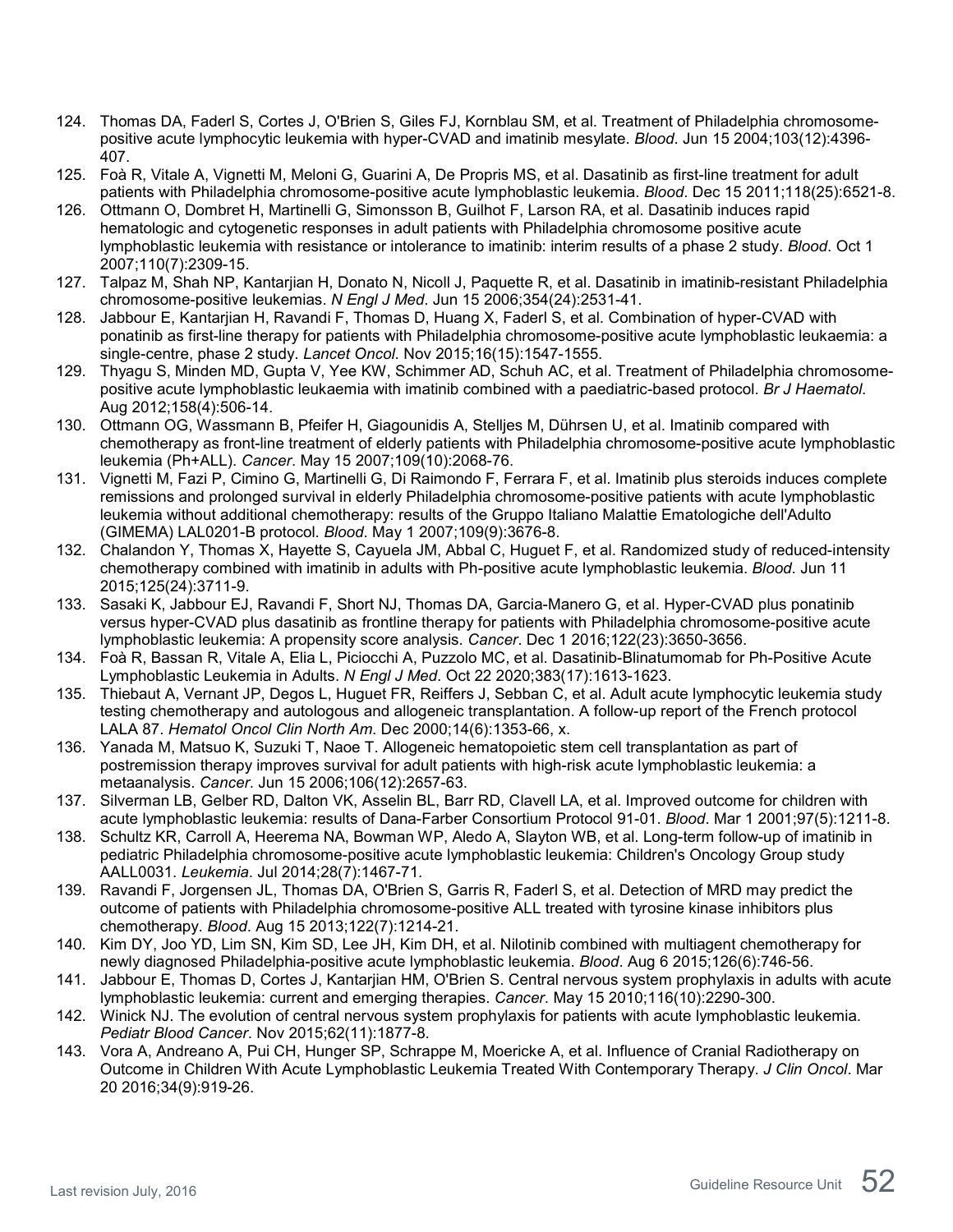124. Thomas DA, Faderl S, Cortes J, O'Brien S, Giles FJ, Kornblau SM, et al. Treatment of Philadelphia chromosome-positive acute lymphocytic leukemia with hyper-CVAD and imatinib mesylate. *Blood*. Jun 15 2004;103(12):4396-407.
125. Foà R, Vitale A, Vignetti M, Meloni G, Guarini A, De Propris MS, et al. Dasatinib as first-line treatment for adult patients with Philadelphia chromosome-positive acute lymphoblastic leukemia. *Blood*. Dec 15 2011;118(25):6521-8.
126. Ottmann O, Dombret H, Martinelli G, Simonsson B, Guilhot F, Larson RA, et al. Dasatinib induces rapid hematologic and cytogenetic responses in adult patients with Philadelphia chromosome positive acute lymphoblastic leukemia with resistance or intolerance to imatinib: interim results of a phase 2 study. *Blood*. Oct 1 2007;110(7):2309-15.
127. Talpaz M, Shah NP, Kantarjian H, Donato N, Nicoll J, Paquette R, et al. Dasatinib in imatinib-resistant Philadelphia chromosome-positive leukemias. *N Engl J Med*. Jun 15 2006;354(24):2531-41.
128. Jabbour E, Kantarjian H, Ravandi F, Thomas D, Huang X, Faderl S, et al. Combination of hyper-CVAD with ponatinib as first-line therapy for patients with Philadelphia chromosome-positive acute lymphoblastic leukaemia: a single-centre, phase 2 study. *Lancet Oncol.* Nov 2015;16(15):1547-1555.
129. Thyagu S, Minden MD, Gupta V, Yee KW, Schimmer AD, Schuh AC, et al. Treatment of Philadelphia chromosome-positive acute lymphoblastic leukaemia with imatinib combined with a paediatric-based protocol. *Br J Haematol*. Aug 2012;158(4):506-14.
130. Ottmann OG, Wassmann B, Pfeifer H, Giagounidis A, Stelljes M, Dührsen U, et al. Imatinib compared with chemotherapy as front-line treatment of elderly patients with Philadelphia chromosome-positive acute lymphoblastic leukemia (Ph+ALL). *Cancer*. May 15 2007;109(10):2068-76.
131. Vignetti M, Fazi P, Cimino G, Martinelli G, Di Raimondo F, Ferrara F, et al. Imatinib plus steroids induces complete remissions and prolonged survival in elderly Philadelphia chromosome-positive patients with acute lymphoblastic leukemia without additional chemotherapy: results of the Gruppo Italiano Malattie Ematologiche dell'Adulto (GIMEMA) LAL0201-B protocol. *Blood*. May 1 2007;109(9):3676-8.
132. Chalandon Y, Thomas X, Hayette S, Cayuela JM, Abbal C, Huguet F, et al. Randomized study of reduced-intensity chemotherapy combined with imatinib in adults with Ph-positive acute lymphoblastic leukemia. *Blood*. Jun 11 2015;125(24):3711-9.
133. Sasaki K, Jabbour EJ, Ravandi F, Short NJ, Thomas DA, Garcia-Manero G, et al. Hyper-CVAD plus ponatinib versus hyper-CVAD plus dasatinib as frontline therapy for patients with Philadelphia chromosome-positive acute lymphoblastic leukemia: A propensity score analysis. *Cancer*. Dec 1 2016;122(23):3650-3656.
134. Foà R, Bassan R, Vitale A, Elia L, Piciocchi A, Puzzolo MC, et al. Dasatinib-Blinatumomab for Ph-Positive Acute Lymphoblastic Leukemia in Adults. *N Engl J Med*. Oct 22 2020;383(17):1613-1623.
135. Thiebaut A, Vernant JP, Degos L, Huguet FR, Reiffers J, Sebban C, et al. Adult acute lymphocytic leukemia study testing chemotherapy and autologous and allogeneic transplantation. A follow-up report of the French protocol LALA 87. *Hematol Oncol Clin North Am*. Dec 2000;14(6):1353-66, x.
136. Yanada M, Matsuo K, Suzuki T, Naoe T. Allogeneic hematopoietic stem cell transplantation as part of postremission therapy improves survival for adult patients with high-risk acute lymphoblastic leukemia: a metaanalysis. *Cancer*. Jun 15 2006;106(12):2657-63.
137. Silverman LB, Gelber RD, Dalton VK, Asselin BL, Barr RD, Clavell LA, et al. Improved outcome for children with acute lymphoblastic leukemia: results of Dana-Farber Consortium Protocol 91-01. *Blood*. Mar 1 2001;97(5):1211-8.
138. Schultz KR, Carroll A, Heerema NA, Bowman WP, Aledo A, Slayton WB, et al. Long-term follow-up of imatinib in pediatric Philadelphia chromosome-positive acute lymphoblastic leukemia: Children's Oncology Group study AALL0031. *Leukemia*. Jul 2014;28(7):1467-71.
139. Ravandi F, Jorgensen JL, Thomas DA, O'Brien S, Garris R, Faderl S, et al. Detection of MRD may predict the outcome of patients with Philadelphia chromosome-positive ALL treated with tyrosine kinase inhibitors plus chemotherapy. *Blood*. Aug 15 2013;122(7):1214-21.
140. Kim DY, Joo YD, Lim SN, Kim SD, Lee JH, Kim DH, et al. Nilotinib combined with multiagent chemotherapy for newly diagnosed Philadelphia-positive acute lymphoblastic leukemia. *Blood*. Aug 6 2015;126(6):746-56.
141. Jabbour E, Thomas D, Cortes J, Kantarjian HM, O'Brien S. Central nervous system prophylaxis in adults with acute lymphoblastic leukemia: current and emerging therapies. *Cancer*. May 15 2010;116(10):2290-300.
142. Winick NJ. The evolution of central nervous system prophylaxis for patients with acute lymphoblastic leukemia. *Pediatr Blood Cancer*. Nov 2015;62(11):1877-8.
143. Vora A, Andreano A, Pui CH, Hunger SP, Schrappe M, Moericke A, et al. Influence of Cranial Radiotherapy on Outcome in Children With Acute Lymphoblastic Leukemia Treated With Contemporary Therapy. *J Clin Oncol*. Mar 20 2016;34(9):919-26.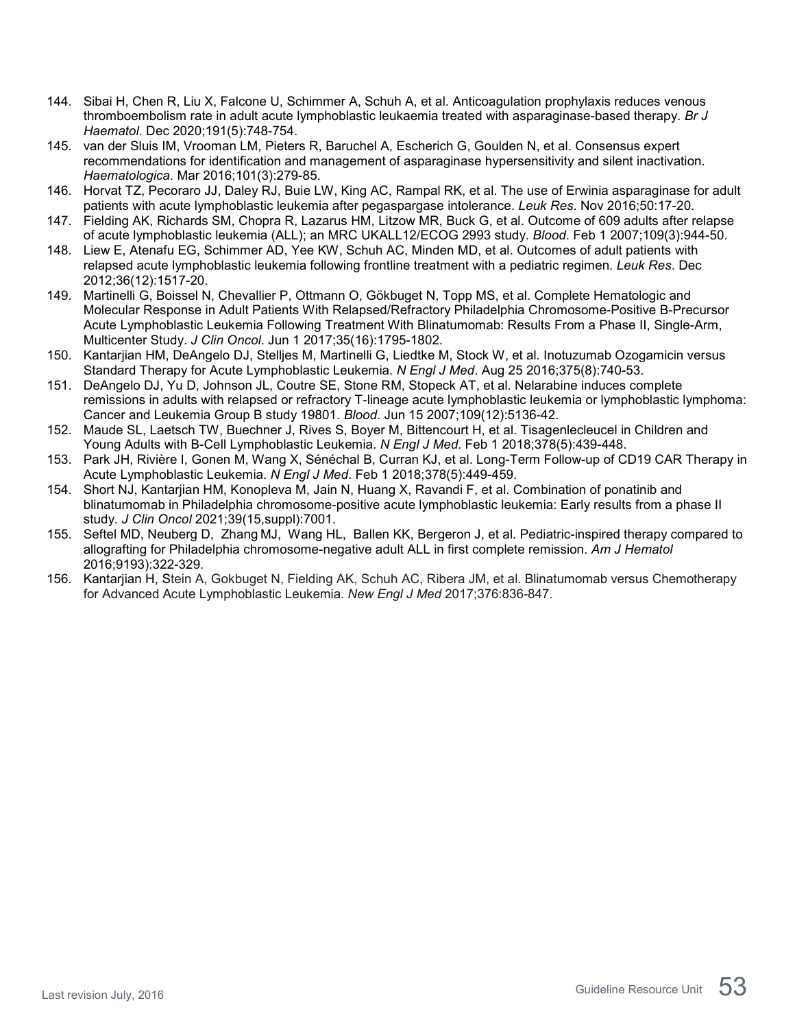144. Sibai H, Chen R, Liu X, Falcone U, Schimmer A, Schuh A, et al. Anticoagulation prophylaxis reduces venous thromboembolism rate in adult acute lymphoblastic leukaemia treated with asparaginase-based therapy. *Br J Haematol*. Dec 2020;191(5):748-754.
145. van der Sluis IM, Vrooman LM, Pieters R, Baruchel A, Escherich G, Goulden N, et al. Consensus expert recommendations for identification and management of asparaginase hypersensitivity and silent inactivation. *Haematologica*. Mar 2016;101(3):279-85.
146. Horvat TZ, Pecoraro JJ, Daley RJ, Buie LW, King AC, Rampal RK, et al. The use of Erwinia asparaginase for adult patients with acute lymphoblastic leukemia after pegaspargase intolerance. *Leuk Res*. Nov 2016;50:17-20.
147. Fielding AK, Richards SM, Chopra R, Lazarus HM, Litzow MR, Buck G, et al. Outcome of 609 adults after relapse of acute lymphoblastic leukemia (ALL); an MRC UKALL12/ECOG 2993 study. *Blood*. Feb 1 2007;109(3):944-50.
148. Liew E, Atenafu EG, Schimmer AD, Yee KW, Schuh AC, Minden MD, et al. Outcomes of adult patients with relapsed acute lymphoblastic leukemia following frontline treatment with a pediatric regimen. *Leuk Res*. Dec 2012;36(12):1517-20.
149. Martinelli G, Boissel N, Chevallier P, Ottmann O, Gökbuget N, Topp MS, et al. Complete Hematologic and Molecular Response in Adult Patients With Relapsed/Refractory Philadelphia Chromosome-Positive B-Precursor Acute Lymphoblastic Leukemia Following Treatment With Blinatumomab: Results From a Phase II, Single-Arm, Multicenter Study. *J Clin Oncol*. Jun 1 2017;35(16):1795-1802.
150. Kantarjian HM, DeAngelo DJ, Stelljes M, Martinelli G, Liedtke M, Stock W, et al. Inotuzumab Ozogamicin versus Standard Therapy for Acute Lymphoblastic Leukemia. *N Engl J Med*. Aug 25 2016;375(8):740-53.
151. DeAngelo DJ, Yu D, Johnson JL, Coutre SE, Stone RM, Stopeck AT, et al. Nelarabine induces complete remissions in adults with relapsed or refractory T-lineage acute lymphoblastic leukemia or lymphoblastic lymphoma: Cancer and Leukemia Group B study 19801. *Blood*. Jun 15 2007;109(12):5136-42.
152. Maude SL, Laetsch TW, Buechner J, Rives S, Boyer M, Bittencourt H, et al. Tisagenlecleucel in Children and Young Adults with B-Cell Lymphoblastic Leukemia. *N Engl J Med*. Feb 1 2018;378(5):439-448.
153. Park JH, Rivière I, Gonen M, Wang X, Sénéchal B, Curran KJ, et al. Long-Term Follow-up of CD19 CAR Therapy in Acute Lymphoblastic Leukemia. *N Engl J Med*. Feb 1 2018;378(5):449-459.
154. Short NJ, Kantarjian HM, Konopleva M, Jain N, Huang X, Ravandi F, et al. Combination of ponatinib and blinatumomab in Philadelphia chromosome-positive acute lymphoblastic leukemia: Early results from a phase II study. *J Clin Oncol* 2021;39(15,suppl):7001.
155. Seftel MD, Neuberg D, Zhang MJ, Wang HL, Ballen KK, Bergeron J, et al. Pediatric-inspired therapy compared to allografting for Philadelphia chromosome-negative adult ALL in first complete remission. *Am J Hematol* 2016;9193):322-329.
156. Kantarjian H, Stein A, Gokbuget N, Fielding AK, Schuh AC, Ribera JM, et al. Blinatumomab versus Chemotherapy for Advanced Acute Lymphoblastic Leukemia. *New Engl J Med* 2017;376:836-847.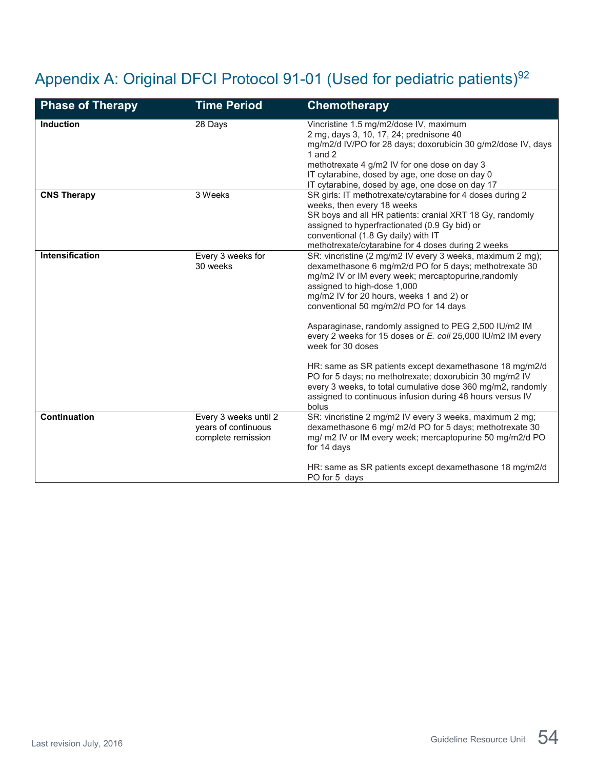## Appendix A: Original DFCI Protocol 91-01 (Used for pediatric patients)[92]

| Phase of Therapy | Time Period | Chemotherapy |
|---|---|---|
| **Induction** | 28 Days | Vincristine 1.5 mg/m2/dose IV, maximum 2 mg, days 3, 10, 17, 24; prednisone 40 mg/m2/d IV/PO for 28 days; doxorubicin 30 g/m2/dose IV, days 1 and 2<br>methotrexate 4 g/m2 IV for one dose on day 3<br>IT cytarabine, dosed by age, one dose on day 0<br>IT cytarabine, dosed by age, one dose on day 17 |
| **CNS Therapy** | 3 Weeks | SR girls: IT methotrexate/cytarabine for 4 doses during 2 weeks, then every 18 weeks<br>SR boys and all HR patients: cranial XRT 18 Gy, randomly assigned to hyperfractionated (0.9 Gy bid) or conventional (1.8 Gy daily) with IT methotrexate/cytarabine for 4 doses during 2 weeks |
| **Intensification** | Every 3 weeks for 30 weeks | SR: vincristine (2 mg/m2 IV every 3 weeks, maximum 2 mg); dexamethasone 6 mg/m2/d PO for 5 days; methotrexate 30 mg/m2 IV or IM every week; mercaptopurine,randomly assigned to high-dose 1,000 mg/m2 IV for 20 hours, weeks 1 and 2) or conventional 50 mg/m2/d PO for 14 days<br><br>Asparaginase, randomly assigned to PEG 2,500 IU/m2 IM every 2 weeks for 15 doses or *E. coli* 25,000 IU/m2 IM every week for 30 doses<br><br>HR: same as SR patients except dexamethasone 18 mg/m2/d PO for 5 days; no methotrexate; doxorubicin 30 mg/m2 IV every 3 weeks, to total cumulative dose 360 mg/m2, randomly assigned to continuous infusion during 48 hours versus IV bolus |
| **Continuation** | Every 3 weeks until 2 years of continuous complete remission | SR: vincristine 2 mg/m2 IV every 3 weeks, maximum 2 mg; dexamethasone 6 mg/ m2/d PO for 5 days; methotrexate 30 mg/ m2 IV or IM every week; mercaptopurine 50 mg/m2/d PO for 14 days<br><br>HR: same as SR patients except dexamethasone 18 mg/m2/d PO for 5 days |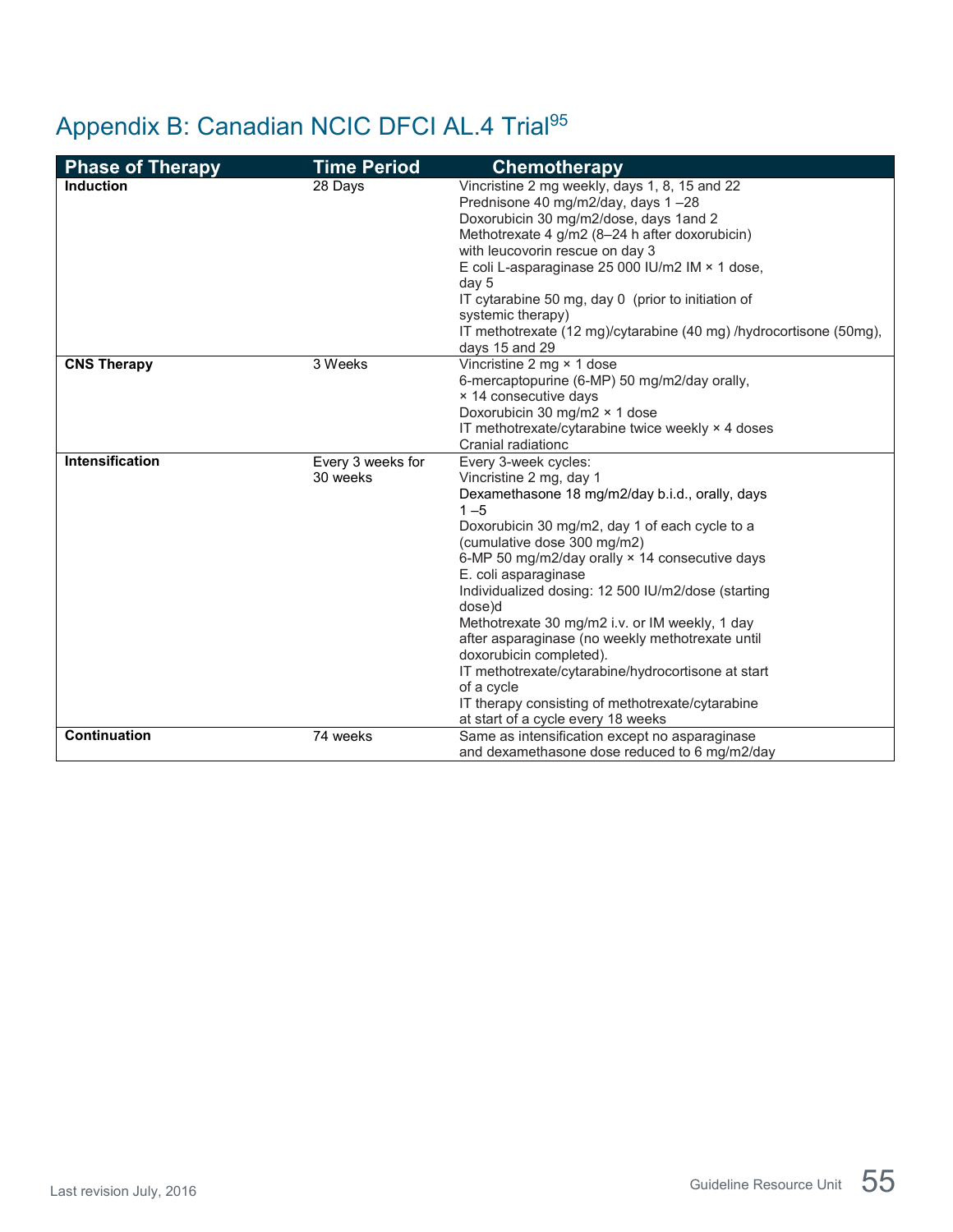# Appendix B: Canadian NCIC DFCI AL.4 Trial[95]

| Phase of Therapy | Time Period | Chemotherapy |
|---|---|---|
| **Induction** | 28 Days | Vincristine 2 mg weekly, days 1, 8, 15 and 22<br>Prednisone 40 mg/m2/day, days 1 –28<br>Doxorubicin 30 mg/m2/dose, days 1and 2<br>Methotrexate 4 g/m2 (8–24 h after doxorubicin) with leucovorin rescue on day 3<br>E coli L-asparaginase 25 000 IU/m2 IM × 1 dose, day 5<br>IT cytarabine 50 mg, day 0 (prior to initiation of systemic therapy)<br>IT methotrexate (12 mg)/cytarabine (40 mg) /hydrocortisone (50mg), days 15 and 29 |
| **CNS Therapy** | 3 Weeks | Vincristine 2 mg × 1 dose<br>6-mercaptopurine (6-MP) 50 mg/m2/day orally, × 14 consecutive days<br>Doxorubicin 30 mg/m2 × 1 dose<br>IT methotrexate/cytarabine twice weekly × 4 doses<br>Cranial radiationc |
| **Intensification** | Every 3 weeks for 30 weeks | Every 3-week cycles:<br>Vincristine 2 mg, day 1<br>Dexamethasone 18 mg/m2/day b.i.d., orally, days 1 –5<br>Doxorubicin 30 mg/m2, day 1 of each cycle to a (cumulative dose 300 mg/m2)<br>6-MP 50 mg/m2/day orally × 14 consecutive days<br>E. coli asparaginase<br>Individualized dosing: 12 500 IU/m2/dose (starting dose)d<br>Methotrexate 30 mg/m2 i.v. or IM weekly, 1 day after asparaginase (no weekly methotrexate until doxorubicin completed).<br>IT methotrexate/cytarabine/hydrocortisone at start of a cycle<br>IT therapy consisting of methotrexate/cytarabine at start of a cycle every 18 weeks |
| **Continuation** | 74 weeks | Same as intensification except no asparaginase and dexamethasone dose reduced to 6 mg/m2/day |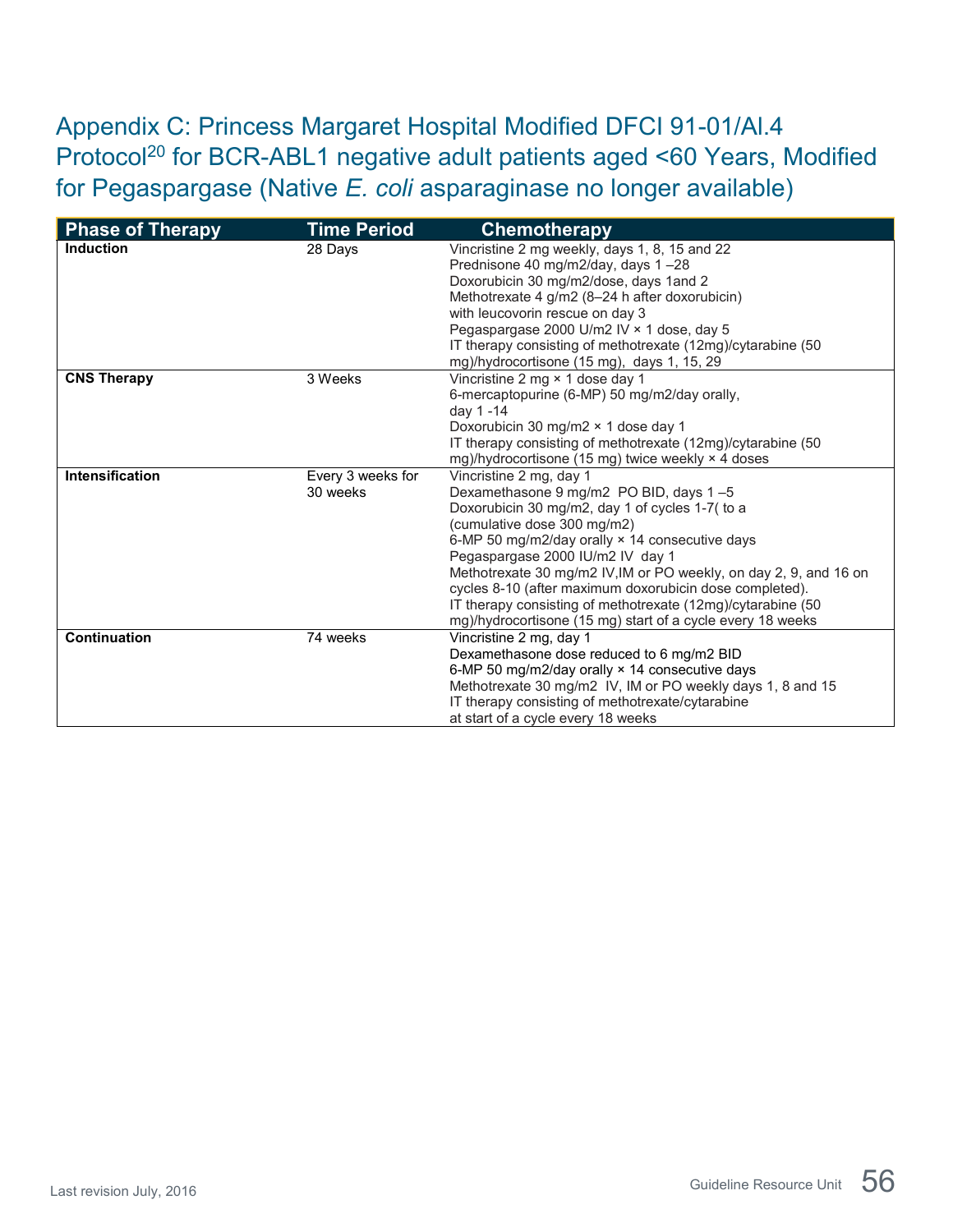# Appendix C: Princess Margaret Hospital Modified DFCI 91-01/AI.4 Protocol[20] for BCR-ABL1 negative adult patients aged <60 Years, Modified for Pegaspargase (Native *E. coli* asparaginase no longer available)

| Phase of Therapy | Time Period | Chemotherapy |
|---|---|---|
| **Induction** | 28 Days | Vincristine 2 mg weekly, days 1, 8, 15 and 22<br>Prednisone 40 mg/m2/day, days 1 –28<br>Doxorubicin 30 mg/m2/dose, days 1and 2<br>Methotrexate 4 g/m2 (8–24 h after doxorubicin) with leucovorin rescue on day 3<br>Pegaspargase 2000 U/m2 IV × 1 dose, day 5<br>IT therapy consisting of methotrexate (12mg)/cytarabine (50 mg)/hydrocortisone (15 mg), days 1, 15, 29 |
| **CNS Therapy** | 3 Weeks | Vincristine 2 mg × 1 dose day 1<br>6-mercaptopurine (6-MP) 50 mg/m2/day orally, day 1 -14<br>Doxorubicin 30 mg/m2 × 1 dose day 1<br>IT therapy consisting of methotrexate (12mg)/cytarabine (50 mg)/hydrocortisone (15 mg) twice weekly × 4 doses |
| **Intensification** | Every 3 weeks for 30 weeks | Vincristine 2 mg, day 1<br>Dexamethasone 9 mg/m2 PO BID, days 1 –5<br>Doxorubicin 30 mg/m2, day 1 of cycles 1-7( to a (cumulative dose 300 mg/m2)<br>6-MP 50 mg/m2/day orally × 14 consecutive days<br>Pegaspargase 2000 IU/m2 IV day 1<br>Methotrexate 30 mg/m2 IV,IM or PO weekly, on day 2, 9, and 16 on cycles 8-10 (after maximum doxorubicin dose completed).<br>IT therapy consisting of methotrexate (12mg)/cytarabine (50 mg)/hydrocortisone (15 mg) start of a cycle every 18 weeks |
| **Continuation** | 74 weeks | Vincristine 2 mg, day 1<br>Dexamethasone dose reduced to 6 mg/m2 BID<br>6-MP 50 mg/m2/day orally × 14 consecutive days<br>Methotrexate 30 mg/m2 IV, IM or PO weekly days 1, 8 and 15<br>IT therapy consisting of methotrexate/cytarabine at start of a cycle every 18 weeks |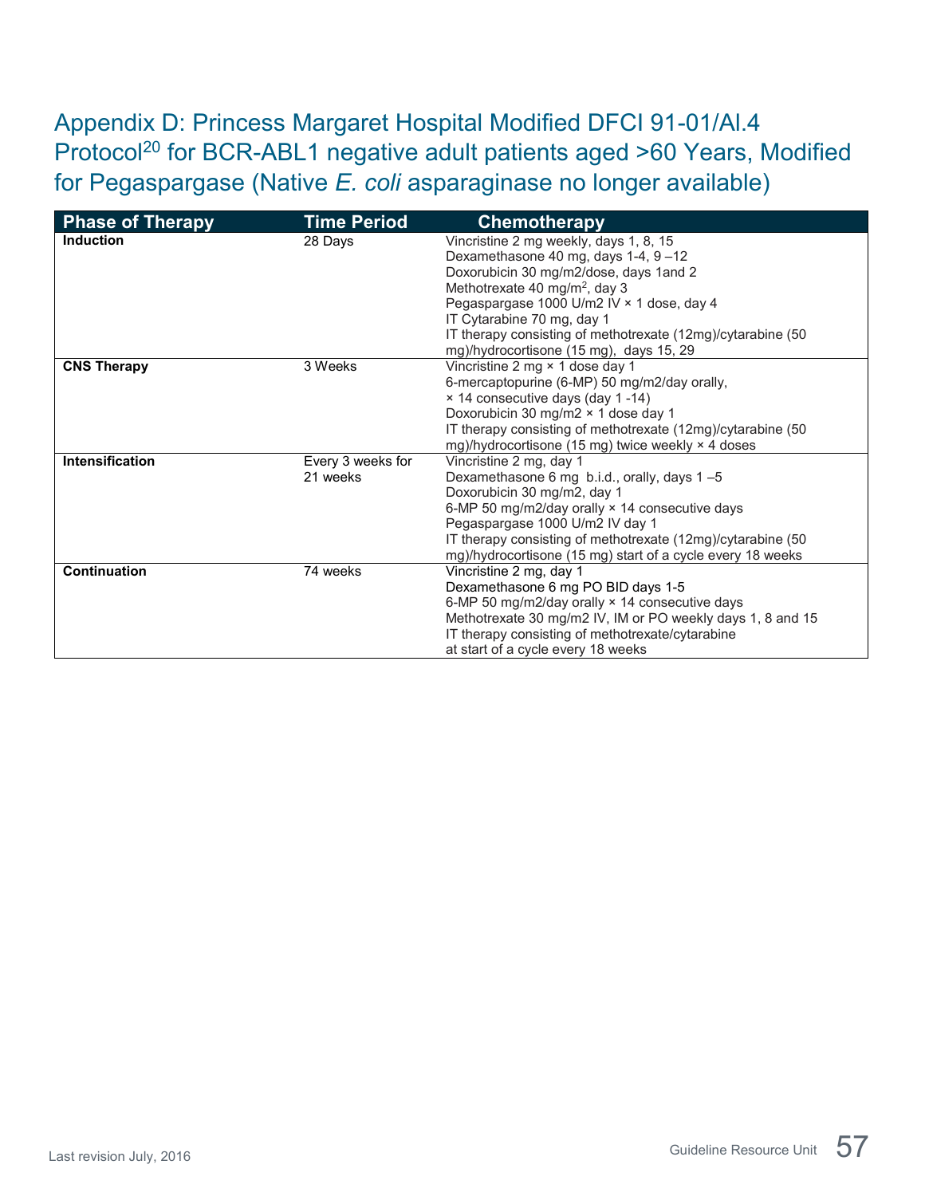## Appendix D: Princess Margaret Hospital Modified DFCI 91-01/AI.4 Protocol[20] for BCR-ABL1 negative adult patients aged >60 Years, Modified for Pegaspargase (Native *E. coli* asparaginase no longer available)

| Phase of Therapy | Time Period | Chemotherapy |
|---|---|---|
| **Induction** | 28 Days | Vincristine 2 mg weekly, days 1, 8, 15<br>Dexamethasone 40 mg, days 1-4, 9 –12<br>Doxorubicin 30 mg/m2/dose, days 1and 2<br>Methotrexate 40 mg/m$^2$, day 3<br>Pegaspargase 1000 U/m2 IV × 1 dose, day 4<br>IT Cytarabine 70 mg, day 1<br>IT therapy consisting of methotrexate (12mg)/cytarabine (50 mg)/hydrocortisone (15 mg), days 15, 29 |
| **CNS Therapy** | 3 Weeks | Vincristine 2 mg × 1 dose day 1<br>6-mercaptopurine (6-MP) 50 mg/m2/day orally, × 14 consecutive days (day 1 -14)<br>Doxorubicin 30 mg/m2 × 1 dose day 1<br>IT therapy consisting of methotrexate (12mg)/cytarabine (50 mg)/hydrocortisone (15 mg) twice weekly × 4 doses |
| **Intensification** | Every 3 weeks for 21 weeks | Vincristine 2 mg, day 1<br>Dexamethasone 6 mg b.i.d., orally, days 1 –5<br>Doxorubicin 30 mg/m2, day 1<br>6-MP 50 mg/m2/day orally × 14 consecutive days<br>Pegaspargase 1000 U/m2 IV day 1<br>IT therapy consisting of methotrexate (12mg)/cytarabine (50 mg)/hydrocortisone (15 mg) start of a cycle every 18 weeks |
| **Continuation** | 74 weeks | Vincristine 2 mg, day 1<br>Dexamethasone 6 mg PO BID days 1-5<br>6-MP 50 mg/m2/day orally × 14 consecutive days<br>Methotrexate 30 mg/m2 IV, IM or PO weekly days 1, 8 and 15<br>IT therapy consisting of methotrexate/cytarabine at start of a cycle every 18 weeks |

Last revision July, 2016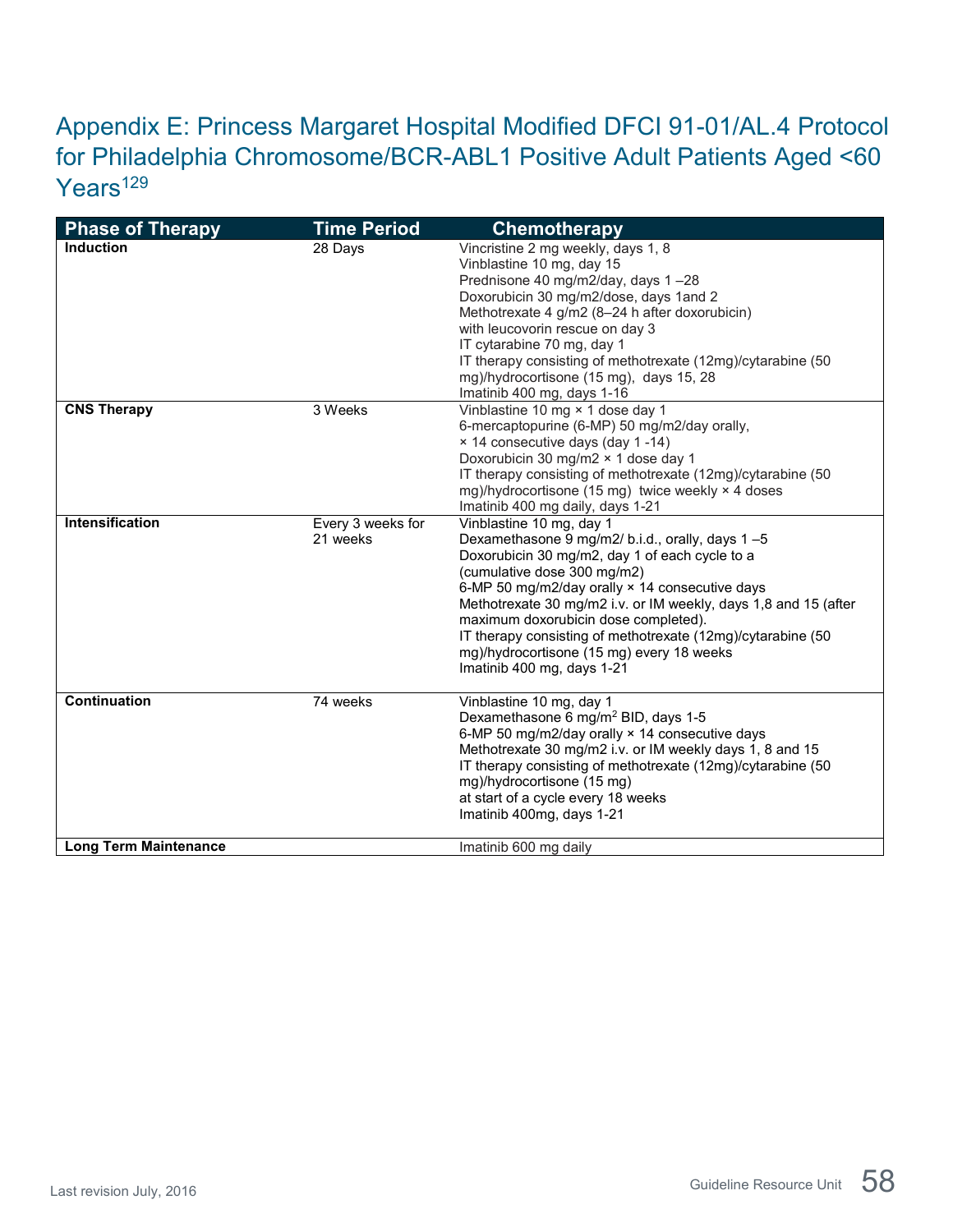## Appendix E: Princess Margaret Hospital Modified DFCI 91-01/AL.4 Protocol for Philadelphia Chromosome/BCR-ABL1 Positive Adult Patients Aged <60 Years[129]

| Phase of Therapy | Time Period | Chemotherapy |
|---|---|---|
| **Induction** | 28 Days | Vincristine 2 mg weekly, days 1, 8<br>Vinblastine 10 mg, day 15<br>Prednisone 40 mg/m2/day, days 1 –28<br>Doxorubicin 30 mg/m2/dose, days 1and 2<br>Methotrexate 4 g/m2 (8–24 h after doxorubicin) with leucovorin rescue on day 3<br>IT cytarabine 70 mg, day 1<br>IT therapy consisting of methotrexate (12mg)/cytarabine (50 mg)/hydrocortisone (15 mg), days 15, 28<br>Imatinib 400 mg, days 1-16 |
| **CNS Therapy** | 3 Weeks | Vinblastine 10 mg × 1 dose day 1<br>6-mercaptopurine (6-MP) 50 mg/m2/day orally, × 14 consecutive days (day 1 -14)<br>Doxorubicin 30 mg/m2 × 1 dose day 1<br>IT therapy consisting of methotrexate (12mg)/cytarabine (50 mg)/hydrocortisone (15 mg) twice weekly × 4 doses<br>Imatinib 400 mg daily, days 1-21 |
| **Intensification** | Every 3 weeks for 21 weeks | Vinblastine 10 mg, day 1<br>Dexamethasone 9 mg/m2/ b.i.d., orally, days 1 –5<br>Doxorubicin 30 mg/m2, day 1 of each cycle to a (cumulative dose 300 mg/m2)<br>6-MP 50 mg/m2/day orally × 14 consecutive days<br>Methotrexate 30 mg/m2 i.v. or IM weekly, days 1,8 and 15 (after maximum doxorubicin dose completed).<br>IT therapy consisting of methotrexate (12mg)/cytarabine (50 mg)/hydrocortisone (15 mg) every 18 weeks<br>Imatinib 400 mg, days 1-21 |
| **Continuation** | 74 weeks | Vinblastine 10 mg, day 1<br>Dexamethasone 6 mg/$m^2$ BID, days 1-5<br>6-MP 50 mg/m2/day orally × 14 consecutive days<br>Methotrexate 30 mg/m2 i.v. or IM weekly days 1, 8 and 15<br>IT therapy consisting of methotrexate (12mg)/cytarabine (50 mg)/hydrocortisone (15 mg) at start of a cycle every 18 weeks<br>Imatinib 400mg, days 1-21 |
| **Long Term Maintenance** | | Imatinib 600 mg daily |

Last revision July, 2016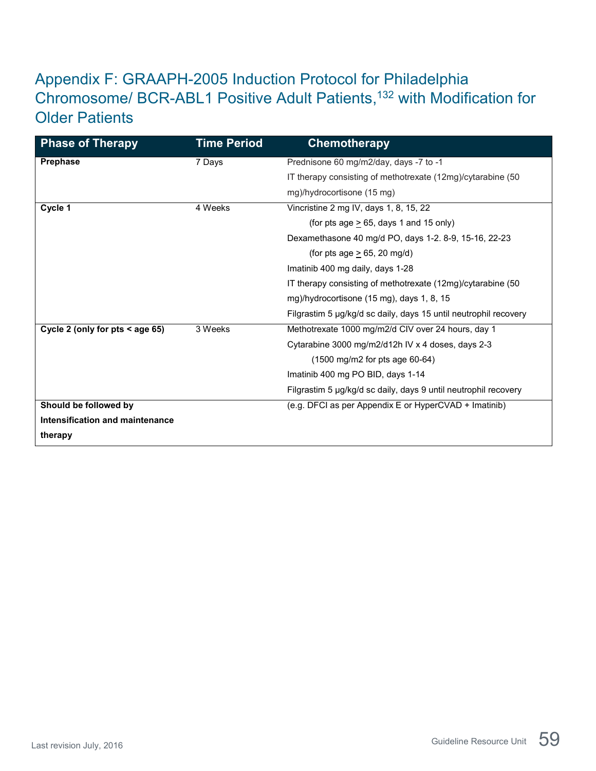# Appendix F: GRAAPH-2005 Induction Protocol for Philadelphia Chromosome/ BCR-ABL1 Positive Adult Patients,[132] with Modification for Older Patients

| Phase of Therapy | Time Period | Chemotherapy |
|---|---|---|
| **Prephase** | 7 Days | Prednisone 60 mg/m2/day, days -7 to -1<br>IT therapy consisting of methotrexate (12mg)/cytarabine (50 mg)/hydrocortisone (15 mg) |
| **Cycle 1** | 4 Weeks | Vincristine 2 mg IV, days 1, 8, 15, 22<br>(for pts age ≥ 65, days 1 and 15 only)<br>Dexamethasone 40 mg/d PO, days 1-2. 8-9, 15-16, 22-23<br>(for pts age ≥ 65, 20 mg/d)<br>Imatinib 400 mg daily, days 1-28<br>IT therapy consisting of methotrexate (12mg)/cytarabine (50 mg)/hydrocortisone (15 mg), days 1, 8, 15<br>Filgrastim 5 µg/kg/d sc daily, days 15 until neutrophil recovery |
| **Cycle 2 (only for pts < age 65)** | 3 Weeks | Methotrexate 1000 mg/m2/d CIV over 24 hours, day 1<br>Cytarabine 3000 mg/m2/d12h IV x 4 doses, days 2-3<br>(1500 mg/m2 for pts age 60-64)<br>Imatinib 400 mg PO BID, days 1-14<br>Filgrastim 5 µg/kg/d sc daily, days 9 until neutrophil recovery |
| **Should be followed by Intensification and maintenance therapy** | | (e.g. DFCI as per Appendix E or HyperCVAD + Imatinib) |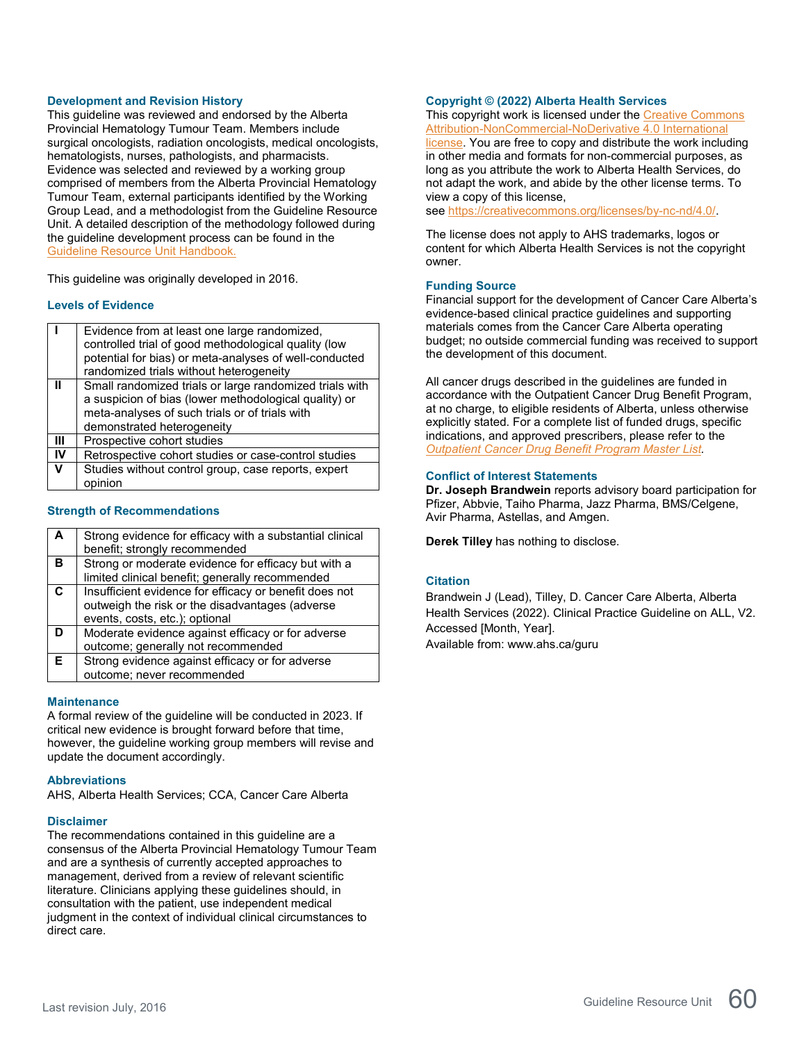## Development and Revision History

This guideline was reviewed and endorsed by the Alberta Provincial Hematology Tumour Team. Members include surgical oncologists, radiation oncologists, medical oncologists, hematologists, nurses, pathologists, and pharmacists. Evidence was selected and reviewed by a working group comprised of members from the Alberta Provincial Hematology Tumour Team, external participants identified by the Working Group Lead, and a methodologist from the Guideline Resource Unit. A detailed description of the methodology followed during the guideline development process can be found in the Guideline Resource Unit Handbook.

This guideline was originally developed in 2016.

## Levels of Evidence

| | |
|---|---|
| **I** | Evidence from at least one large randomized, controlled trial of good methodological quality (low potential for bias) or meta-analyses of well-conducted randomized trials without heterogeneity |
| **II** | Small randomized trials or large randomized trials with a suspicion of bias (lower methodological quality) or meta-analyses of such trials or of trials with demonstrated heterogeneity |
| **III** | Prospective cohort studies |
| **IV** | Retrospective cohort studies or case-control studies |
| **V** | Studies without control group, case reports, expert opinion |

## Strength of Recommendations

| | |
|---|---|
| **A** | Strong evidence for efficacy with a substantial clinical benefit; strongly recommended |
| **B** | Strong or moderate evidence for efficacy but with a limited clinical benefit; generally recommended |
| **C** | Insufficient evidence for efficacy or benefit does not outweigh the risk or the disadvantages (adverse events, costs, etc.); optional |
| **D** | Moderate evidence against efficacy or for adverse outcome; generally not recommended |
| **E** | Strong evidence against efficacy or for adverse outcome; never recommended |

## Maintenance

A formal review of the guideline will be conducted in 2023. If critical new evidence is brought forward before that time, however, the guideline working group members will revise and update the document accordingly.

## Abbreviations

AHS, Alberta Health Services; CCA, Cancer Care Alberta

## Disclaimer

The recommendations contained in this guideline are a consensus of the Alberta Provincial Hematology Tumour Team and are a synthesis of currently accepted approaches to management, derived from a review of relevant scientific literature. Clinicians applying these guidelines should, in consultation with the patient, use independent medical judgment in the context of individual clinical circumstances to direct care.

## Copyright © (2022) Alberta Health Services

This copyright work is licensed under the Creative Commons Attribution-NonCommercial-NoDerivative 4.0 International license. You are free to copy and distribute the work including in other media and formats for non-commercial purposes, as long as you attribute the work to Alberta Health Services, do not adapt the work, and abide by the other license terms. To view a copy of this license, see https://creativecommons.org/licenses/by-nc-nd/4.0/.

The license does not apply to AHS trademarks, logos or content for which Alberta Health Services is not the copyright owner.

## Funding Source

Financial support for the development of Cancer Care Alberta's evidence-based clinical practice guidelines and supporting materials comes from the Cancer Care Alberta operating budget; no outside commercial funding was received to support the development of this document.

All cancer drugs described in the guidelines are funded in accordance with the Outpatient Cancer Drug Benefit Program, at no charge, to eligible residents of Alberta, unless otherwise explicitly stated. For a complete list of funded drugs, specific indications, and approved prescribers, please refer to the *Outpatient Cancer Drug Benefit Program Master List*.

## Conflict of Interest Statements

**Dr. Joseph Brandwein** reports advisory board participation for Pfizer, Abbvie, Taiho Pharma, Jazz Pharma, BMS/Celgene, Avir Pharma, Astellas, and Amgen.

**Derek Tilley** has nothing to disclose.

## Citation

Brandwein J (Lead), Tilley, D. Cancer Care Alberta, Alberta Health Services (2022). Clinical Practice Guideline on ALL, V2. Accessed [Month, Year].
Available from: www.ahs.ca/guru

Last revision July, 2016